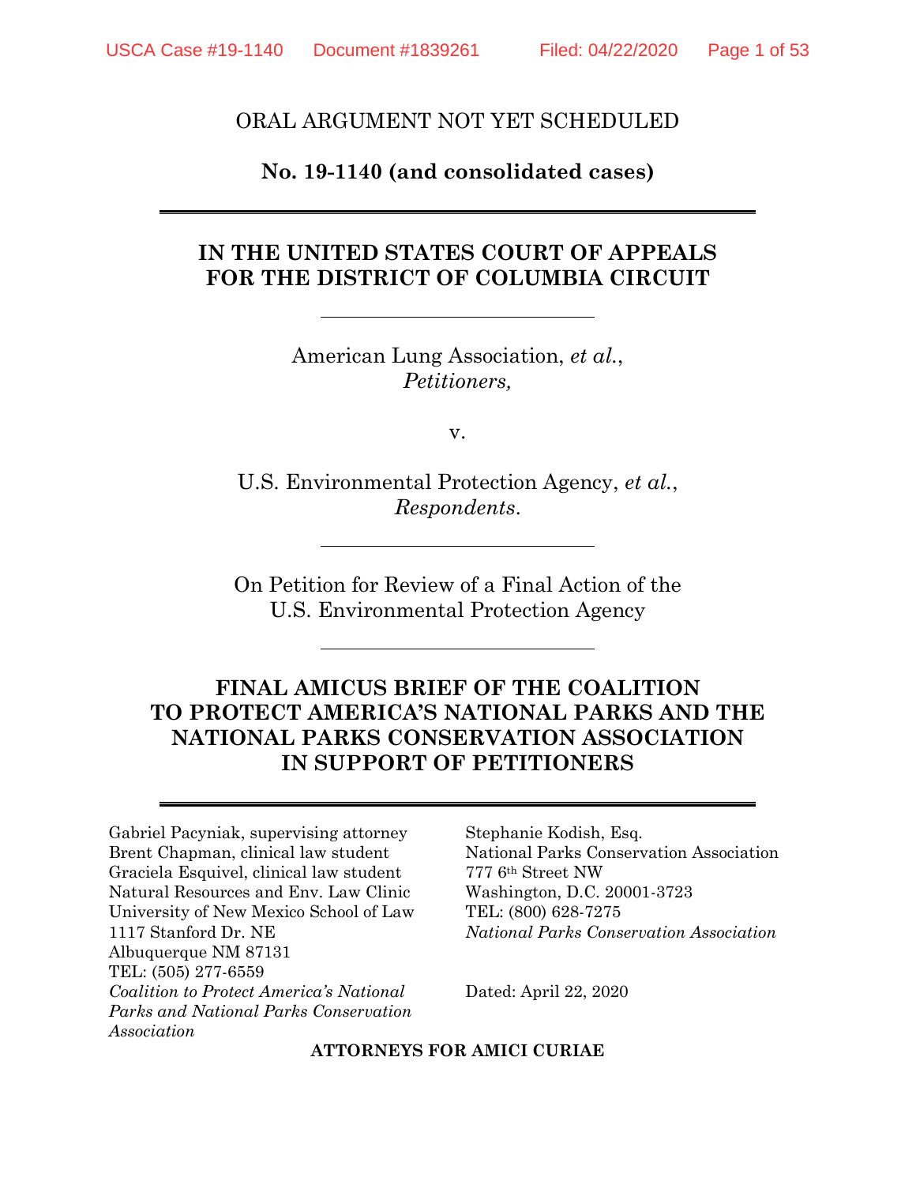ORAL ARGUMENT NOT YET SCHEDULED

**No. 19-1140 (and consolidated cases)**

---

# IN THE UNITED STATES COURT OF APPEALS FOR THE DISTRICT OF COLUMBIA CIRCUIT

---

American Lung Association, *et al.*,
*Petitioners,*

v.

U.S. Environmental Protection Agency, *et al.*,
*Respondents*.

---

On Petition for Review of a Final Action of the
U.S. Environmental Protection Agency

---

## FINAL AMICUS BRIEF OF THE COALITION TO PROTECT AMERICA'S NATIONAL PARKS AND THE NATIONAL PARKS CONSERVATION ASSOCIATION IN SUPPORT OF PETITIONERS

---

Gabriel Pacyniak, supervising attorney
Brent Chapman, clinical law student
Graciela Esquivel, clinical law student
Natural Resources and Env. Law Clinic
University of New Mexico School of Law
1117 Stanford Dr. NE
Albuquerque NM 87131
TEL: (505) 277-6559
*Coalition to Protect America's National Parks and National Parks Conservation Association*

Stephanie Kodish, Esq.
National Parks Conservation Association
777 6th Street NW
Washington, D.C. 20001-3723
TEL: (800) 628-7275
*National Parks Conservation Association*

Dated: April 22, 2020

**ATTORNEYS FOR AMICI CURIAE**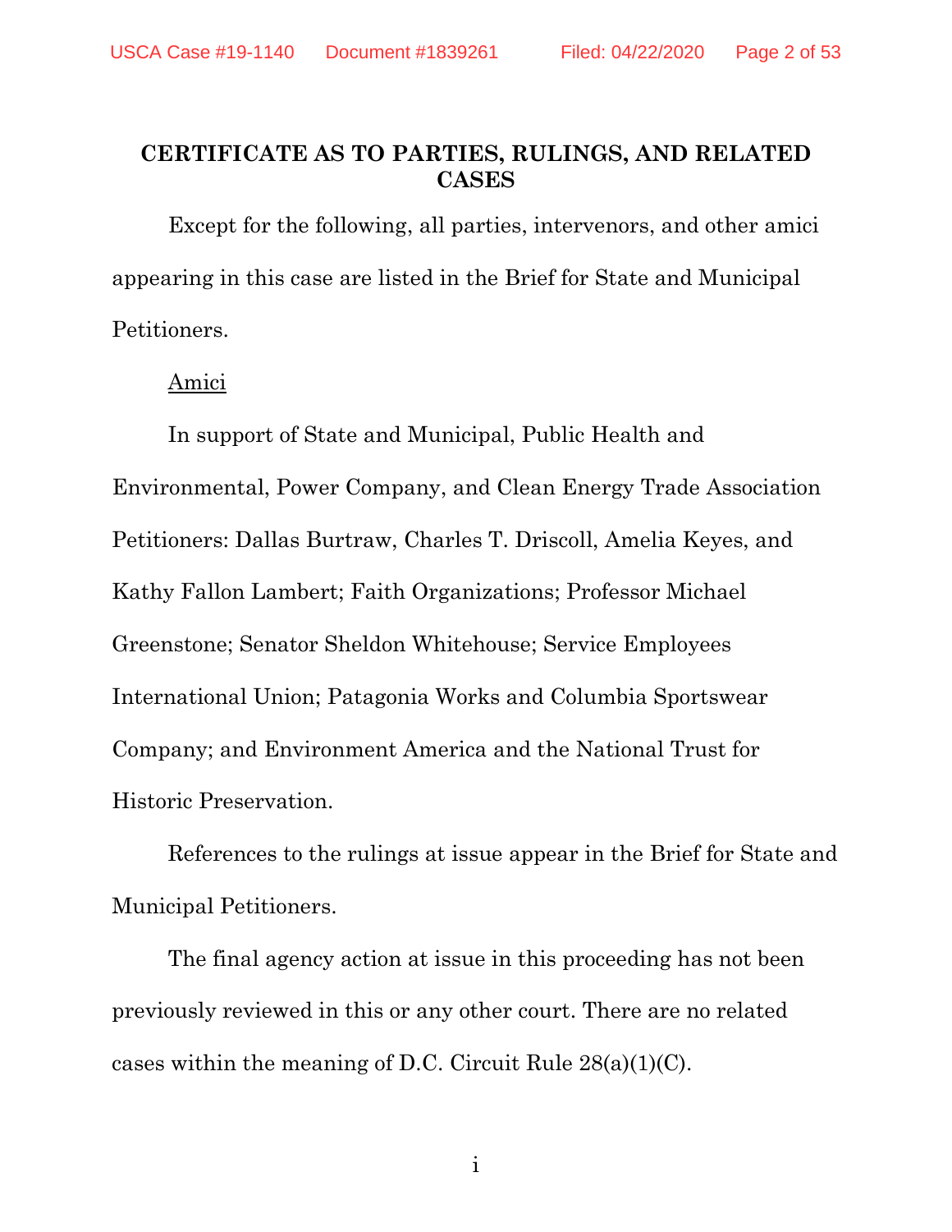## CERTIFICATE AS TO PARTIES, RULINGS, AND RELATED CASES

Except for the following, all parties, intervenors, and other amici appearing in this case are listed in the Brief for State and Municipal Petitioners.

Amici

In support of State and Municipal, Public Health and Environmental, Power Company, and Clean Energy Trade Association Petitioners: Dallas Burtraw, Charles T. Driscoll, Amelia Keyes, and Kathy Fallon Lambert; Faith Organizations; Professor Michael Greenstone; Senator Sheldon Whitehouse; Service Employees International Union; Patagonia Works and Columbia Sportswear Company; and Environment America and the National Trust for Historic Preservation.

References to the rulings at issue appear in the Brief for State and Municipal Petitioners.

The final agency action at issue in this proceeding has not been previously reviewed in this or any other court. There are no related cases within the meaning of D.C. Circuit Rule 28(a)(1)(C).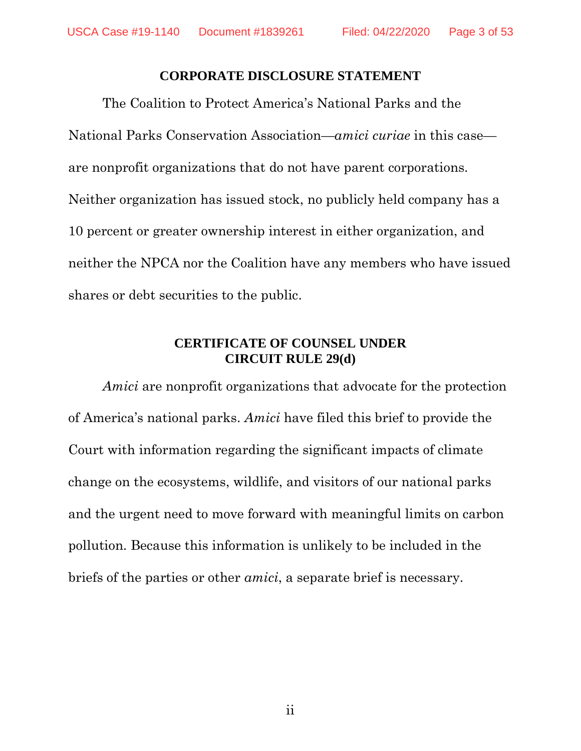## CORPORATE DISCLOSURE STATEMENT

The Coalition to Protect America's National Parks and the National Parks Conservation Association—*amici curiae* in this case—are nonprofit organizations that do not have parent corporations. Neither organization has issued stock, no publicly held company has a 10 percent or greater ownership interest in either organization, and neither the NPCA nor the Coalition have any members who have issued shares or debt securities to the public.

## CERTIFICATE OF COUNSEL UNDER CIRCUIT RULE 29(d)

*Amici* are nonprofit organizations that advocate for the protection of America's national parks. *Amici* have filed this brief to provide the Court with information regarding the significant impacts of climate change on the ecosystems, wildlife, and visitors of our national parks and the urgent need to move forward with meaningful limits on carbon pollution. Because this information is unlikely to be included in the briefs of the parties or other *amici*, a separate brief is necessary.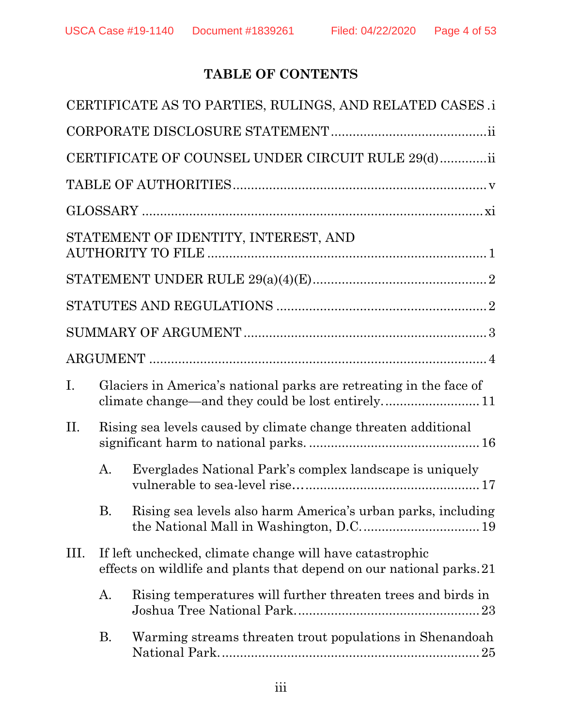## TABLE OF CONTENTS

CERTIFICATE AS TO PARTIES, RULINGS, AND RELATED CASES . i

CORPORATE DISCLOSURE STATEMENT .......................................... ii

CERTIFICATE OF COUNSEL UNDER CIRCUIT RULE 29(d) ............ ii

TABLE OF AUTHORITIES ..................................................................... v

GLOSSARY ............................................................................................ xi

STATEMENT OF IDENTITY, INTEREST, AND AUTHORITY TO FILE ............................................................................ 1

STATEMENT UNDER RULE 29(a)(4)(E) ............................................... 2

STATUTES AND REGULATIONS ......................................................... 2

SUMMARY OF ARGUMENT ................................................................. 3

ARGUMENT ........................................................................................... 4

I. Glaciers in America's national parks are retreating in the face of climate change—and they could be lost entirely. .......................... 11

II. Rising sea levels caused by climate change threaten additional significant harm to national parks. ............................................... 16

  A. Everglades National Park's complex landscape is uniquely vulnerable to sea-level rise… ................................................ 17

  B. Rising sea levels also harm America's urban parks, including the National Mall in Washington, D.C. ................................ 19

III. If left unchecked, climate change will have catastrophic effects on wildlife and plants that depend on our national parks. 21

  A. Rising temperatures will further threaten trees and birds in Joshua Tree National Park. ................................................. 23

  B. Warming streams threaten trout populations in Shenandoah National Park. ..................................................................... 25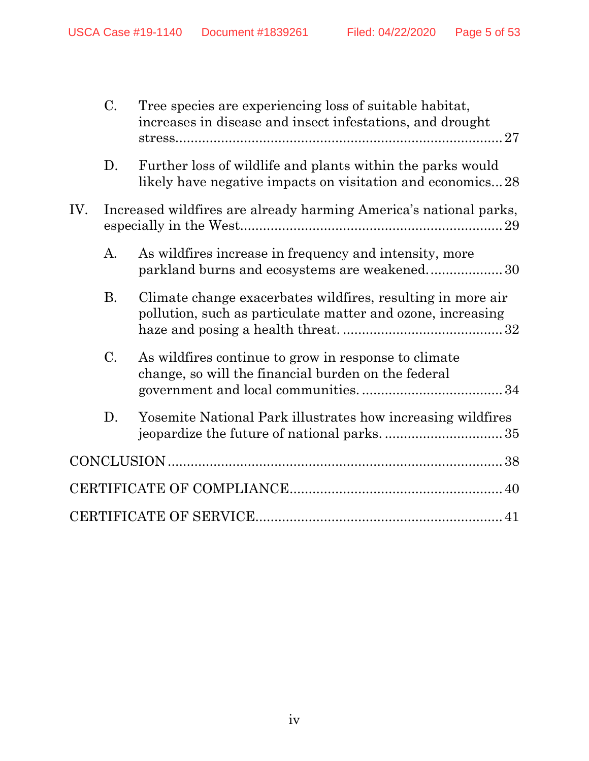C. Tree species are experiencing loss of suitable habitat, increases in disease and insect infestations, and drought stress ........ 27

D. Further loss of wildlife and plants within the parks would likely have negative impacts on visitation and economics ... 28

IV. Increased wildfires are already harming America's national parks, especially in the West ........ 29

A. As wildfires increase in frequency and intensity, more parkland burns and ecosystems are weakened. ........ 30

B. Climate change exacerbates wildfires, resulting in more air pollution, such as particulate matter and ozone, increasing haze and posing a health threat. ........ 32

C. As wildfires continue to grow in response to climate change, so will the financial burden on the federal government and local communities. ........ 34

D. Yosemite National Park illustrates how increasing wildfires jeopardize the future of national parks. ........ 35

CONCLUSION ........ 38

CERTIFICATE OF COMPLIANCE ........ 40

CERTIFICATE OF SERVICE ........ 41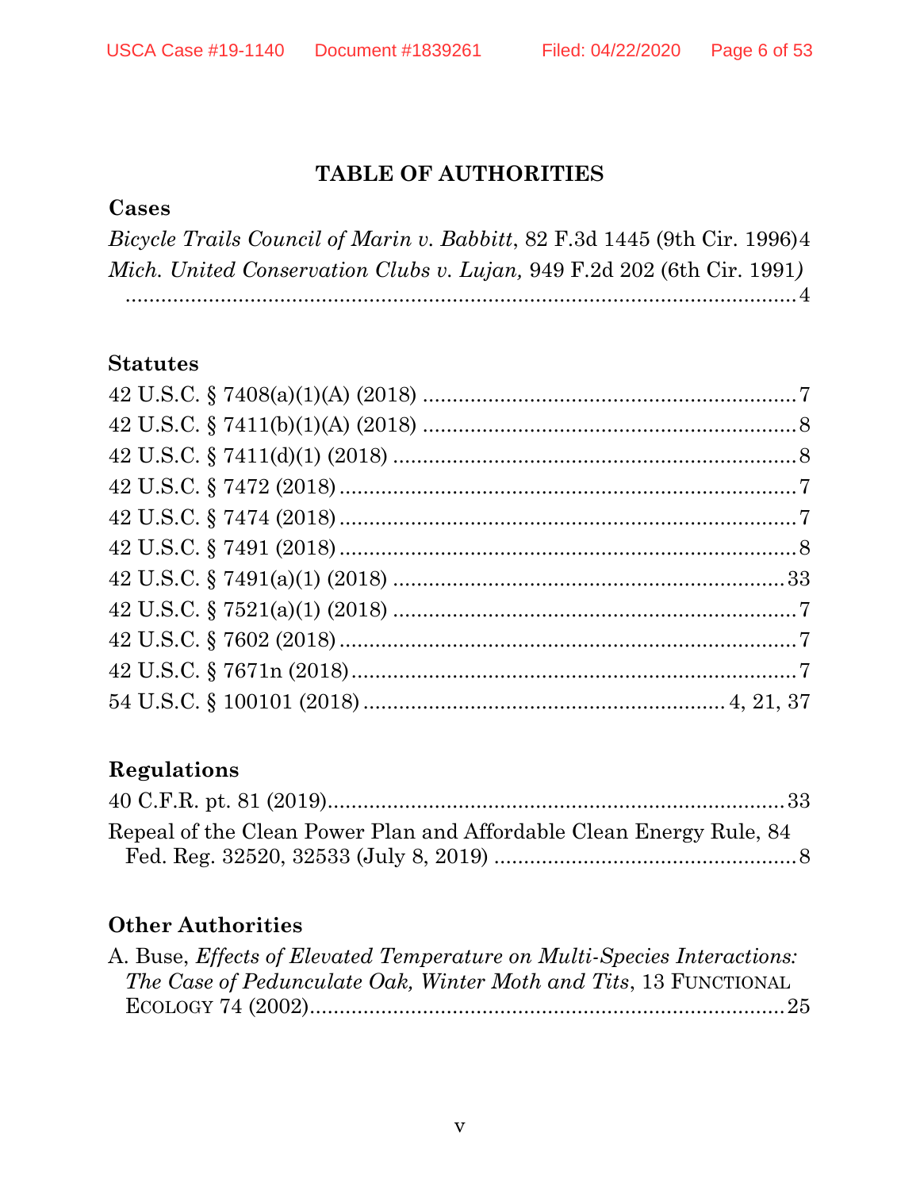# TABLE OF AUTHORITIES

## Cases

*Bicycle Trails Council of Marin v. Babbitt*, 82 F.3d 1445 (9th Cir. 1996) ... 4

*Mich. United Conservation Clubs v. Lujan,* 949 F.2d 202 (6th Cir. 1991) ... 4

## Statutes

42 U.S.C. § 7408(a)(1)(A) (2018) ... 7

42 U.S.C. § 7411(b)(1)(A) (2018) ... 8

42 U.S.C. § 7411(d)(1) (2018) ... 8

42 U.S.C. § 7472 (2018) ... 7

42 U.S.C. § 7474 (2018) ... 7

42 U.S.C. § 7491 (2018) ... 8

42 U.S.C. § 7491(a)(1) (2018) ... 33

42 U.S.C. § 7521(a)(1) (2018) ... 7

42 U.S.C. § 7602 (2018) ... 7

42 U.S.C. § 7671n (2018) ... 7

54 U.S.C. § 100101 (2018) ... 4, 21, 37

## Regulations

40 C.F.R. pt. 81 (2019) ... 33

Repeal of the Clean Power Plan and Affordable Clean Energy Rule, 84 Fed. Reg. 32520, 32533 (July 8, 2019) ... 8

## Other Authorities

A. Buse, *Effects of Elevated Temperature on Multi-Species Interactions: The Case of Pedunculate Oak, Winter Moth and Tits*, 13 FUNCTIONAL ECOLOGY 74 (2002) ... 25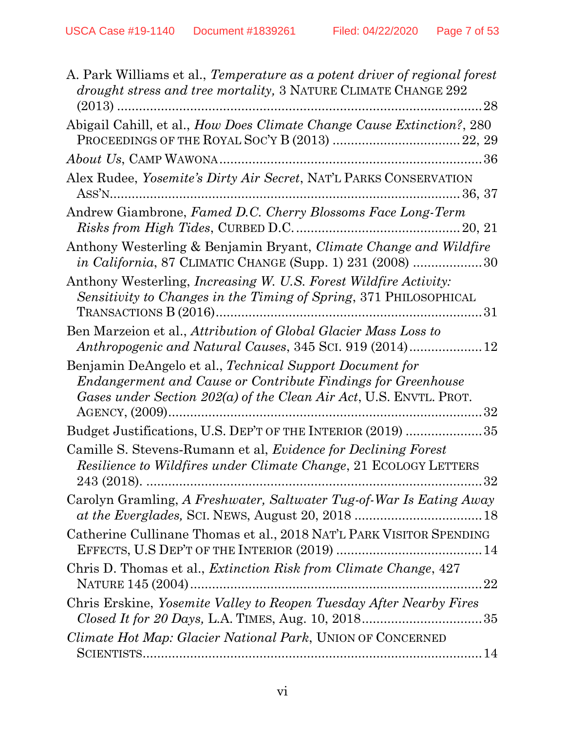A. Park Williams et al., *Temperature as a potent driver of regional forest drought stress and tree mortality,* 3 NATURE CLIMATE CHANGE 292 (2013) ........................................................................................ 28

Abigail Cahill, et al., *How Does Climate Change Cause Extinction?*, 280 PROCEEDINGS OF THE ROYAL SOC'Y B (2013) .................................. 22, 29

*About Us*, CAMP WAWONA ....................................................................... 36

Alex Rudee, *Yosemite's Dirty Air Secret*, NAT'L PARKS CONSERVATION ASS'N ............................................................................................. 36, 37

Andrew Giambrone, *Famed D.C. Cherry Blossoms Face Long-Term Risks from High Tides*, CURBED D.C. ........................................... 20, 21

Anthony Westerling & Benjamin Bryant, *Climate Change and Wildfire in California*, 87 CLIMATIC CHANGE (Supp. 1) 231 (2008) ................... 30

Anthony Westerling, *Increasing W. U.S. Forest Wildfire Activity: Sensitivity to Changes in the Timing of Spring*, 371 PHILOSOPHICAL TRANSACTIONS B (2016) ....................................................................... 31

Ben Marzeion et al., *Attribution of Global Glacier Mass Loss to Anthropogenic and Natural Causes*, 345 SCI. 919 (2014) .................... 12

Benjamin DeAngelo et al., *Technical Support Document for Endangerment and Cause or Contribute Findings for Greenhouse Gases under Section 202(a) of the Clean Air Act*, U.S. ENVTL. PROT. AGENCY, (2009) ..................................................................................... 32

Budget Justifications, U.S. DEP'T OF THE INTERIOR (2019) ..................... 35

Camille S. Stevens-Rumann et al, *Evidence for Declining Forest Resilience to Wildfires under Climate Change*, 21 ECOLOGY LETTERS 243 (2018). ......................................................................................... 32

Carolyn Gramling, *A Freshwater, Saltwater Tug-of-War Is Eating Away at the Everglades,* SCI. NEWS, August 20, 2018 .................................. 18

Catherine Cullinane Thomas et al., 2018 NAT'L PARK VISITOR SPENDING EFFECTS, U.S DEP'T OF THE INTERIOR (2019) ....................................... 14

Chris D. Thomas et al., *Extinction Risk from Climate Change*, 427 NATURE 145 (2004) ............................................................................... 22

Chris Erskine, *Yosemite Valley to Reopen Tuesday After Nearby Fires Closed It for 20 Days,* L.A. TIMES, Aug. 10, 2018 ................................ 35

*Climate Hot Map: Glacier National Park*, UNION OF CONCERNED SCIENTISTS ........................................................................................... 14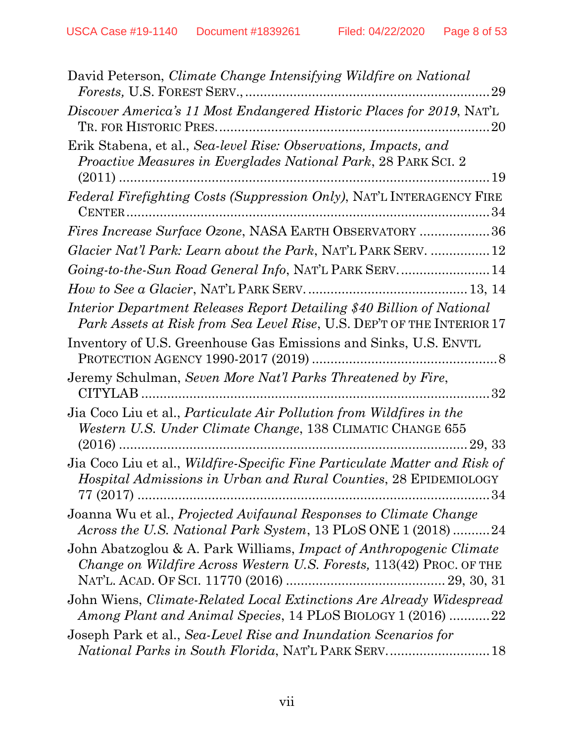David Peterson, *Climate Change Intensifying Wildfire on National Forests,* U.S. FOREST SERV., ............................................................... 29

*Discover America's 11 Most Endangered Historic Places for 2019*, NAT'L TR. FOR HISTORIC PRES. ......................................................................... 20

Erik Stabena, et al., *Sea-level Rise: Observations, Impacts, and Proactive Measures in Everglades National Park*, 28 PARK SCI. 2 (2011) ...................................................................................... 19

*Federal Firefighting Costs (Suppression Only)*, NAT'L INTERAGENCY FIRE CENTER ................................................................................... 34

*Fires Increase Surface Ozone*, NASA EARTH OBSERVATORY ................... 36

*Glacier Nat'l Park: Learn about the Park*, NAT'L PARK SERV. ................ 12

*Going-to-the-Sun Road General Info*, NAT'L PARK SERV. ........................ 14

*How to See a Glacier*, NAT'L PARK SERV. .......................................... 13, 14

*Interior Department Releases Report Detailing $40 Billion of National Park Assets at Risk from Sea Level Rise*, U.S. DEP'T OF THE INTERIOR 17

Inventory of U.S. Greenhouse Gas Emissions and Sinks, U.S. ENVTL PROTECTION AGENCY 1990-2017 (2019) ................................................. 8

Jeremy Schulman, *Seven More Nat'l Parks Threatened by Fire*, CITYLAB ............................................................................................ 32

Jia Coco Liu et al., *Particulate Air Pollution from Wildfires in the Western U.S. Under Climate Change*, 138 CLIMATIC CHANGE 655 (2016) ...................................................................................... 29, 33

Jia Coco Liu et al., *Wildfire-Specific Fine Particulate Matter and Risk of Hospital Admissions in Urban and Rural Counties*, 28 EPIDEMIOLOGY 77 (2017) ............................................................................................ 34

Joanna Wu et al., *Projected Avifaunal Responses to Climate Change Across the U.S. National Park System*, 13 PLOS ONE 1 (2018) .......... 24

John Abatzoglou & A. Park Williams, *Impact of Anthropogenic Climate Change on Wildfire Across Western U.S. Forests,* 113(42) PROC. OF THE NAT'L. ACAD. OF SCI. 11770 (2016) ........................................... 29, 30, 31

John Wiens, *Climate-Related Local Extinctions Are Already Widespread Among Plant and Animal Species*, 14 PLOS BIOLOGY 1 (2016) ........... 22

Joseph Park et al., *Sea-Level Rise and Inundation Scenarios for National Parks in South Florida*, NAT'L PARK SERV. ........................... 18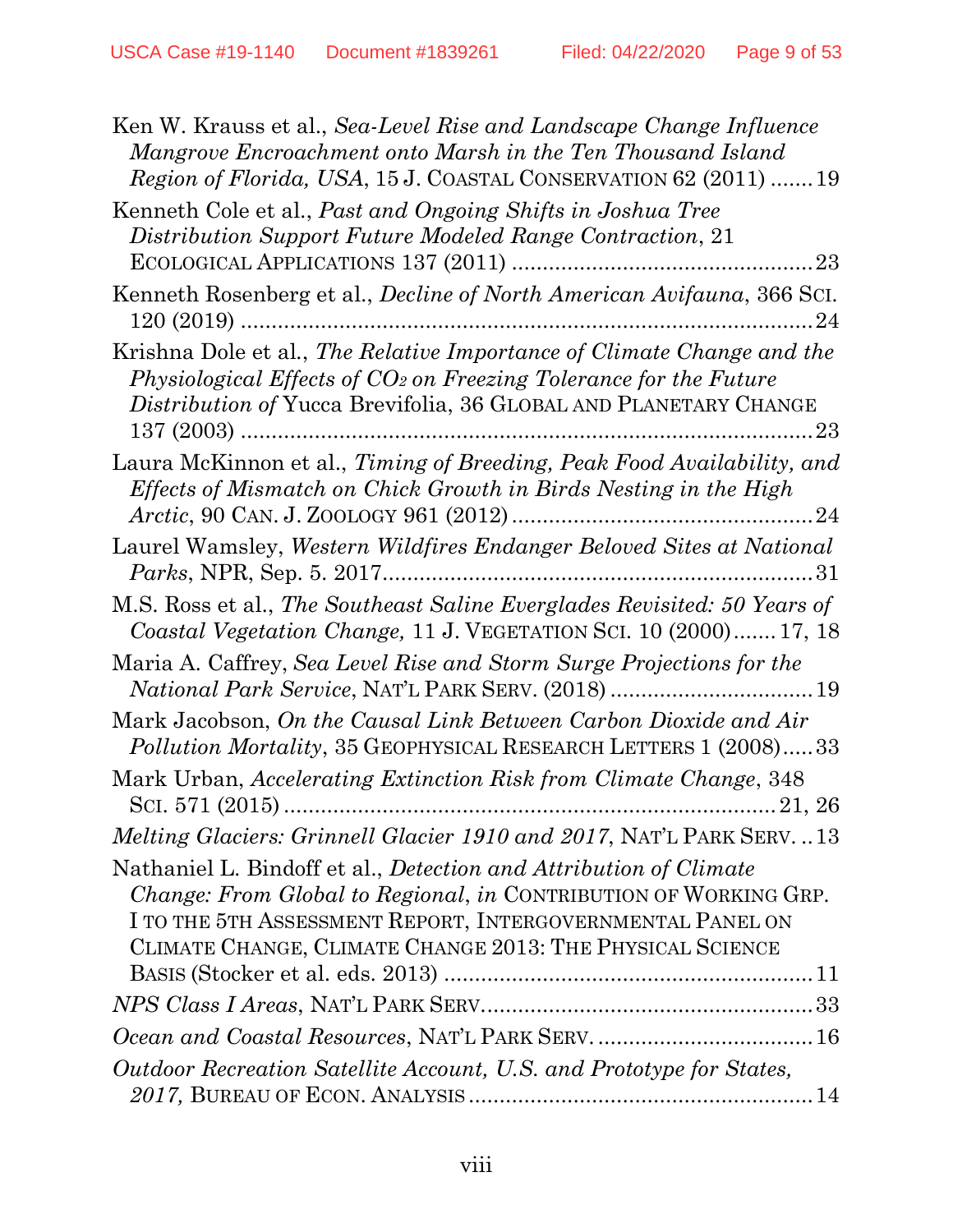Ken W. Krauss et al., *Sea-Level Rise and Landscape Change Influence Mangrove Encroachment onto Marsh in the Ten Thousand Island Region of Florida, USA*, 15 J. COASTAL CONSERVATION 62 (2011) ....... 19

Kenneth Cole et al., *Past and Ongoing Shifts in Joshua Tree Distribution Support Future Modeled Range Contraction*, 21 ECOLOGICAL APPLICATIONS 137 (2011) ................................................ 23

Kenneth Rosenberg et al., *Decline of North American Avifauna*, 366 SCI. 120 (2019) ......................................................................................... 24

Krishna Dole et al., *The Relative Importance of Climate Change and the Physiological Effects of $CO_2$ on Freezing Tolerance for the Future Distribution of* Yucca Brevifolia, 36 GLOBAL AND PLANETARY CHANGE 137 (2003) ......................................................................................... 23

Laura McKinnon et al., *Timing of Breeding, Peak Food Availability, and Effects of Mismatch on Chick Growth in Birds Nesting in the High Arctic*, 90 CAN. J. ZOOLOGY 961 (2012) ................................................ 24

Laurel Wamsley, *Western Wildfires Endanger Beloved Sites at National Parks*, NPR, Sep. 5. 2017.................................................................... 31

M.S. Ross et al., *The Southeast Saline Everglades Revisited: 50 Years of Coastal Vegetation Change,* 11 J. VEGETATION SCI. 10 (2000) ....... 17, 18

Maria A. Caffrey, *Sea Level Rise and Storm Surge Projections for the National Park Service*, NAT'L PARK SERV. (2018) ................................ 19

Mark Jacobson, *On the Causal Link Between Carbon Dioxide and Air Pollution Mortality*, 35 GEOPHYSICAL RESEARCH LETTERS 1 (2008)..... 33

Mark Urban, *Accelerating Extinction Risk from Climate Change*, 348 SCI. 571 (2015) ............................................................................... 21, 26

*Melting Glaciers: Grinnell Glacier 1910 and 2017*, NAT'L PARK SERV. .. 13

Nathaniel L. Bindoff et al., *Detection and Attribution of Climate Change: From Global to Regional*, *in* CONTRIBUTION OF WORKING GRP. I TO THE 5TH ASSESSMENT REPORT, INTERGOVERNMENTAL PANEL ON CLIMATE CHANGE, CLIMATE CHANGE 2013: THE PHYSICAL SCIENCE BASIS (Stocker et al. eds. 2013) ........................................................... 11

*NPS Class I Areas*, NAT'L PARK SERV...................................................... 33

*Ocean and Coastal Resources*, NAT'L PARK SERV. .................................. 16

*Outdoor Recreation Satellite Account, U.S. and Prototype for States, 2017,* BUREAU OF ECON. ANALYSIS ....................................................... 14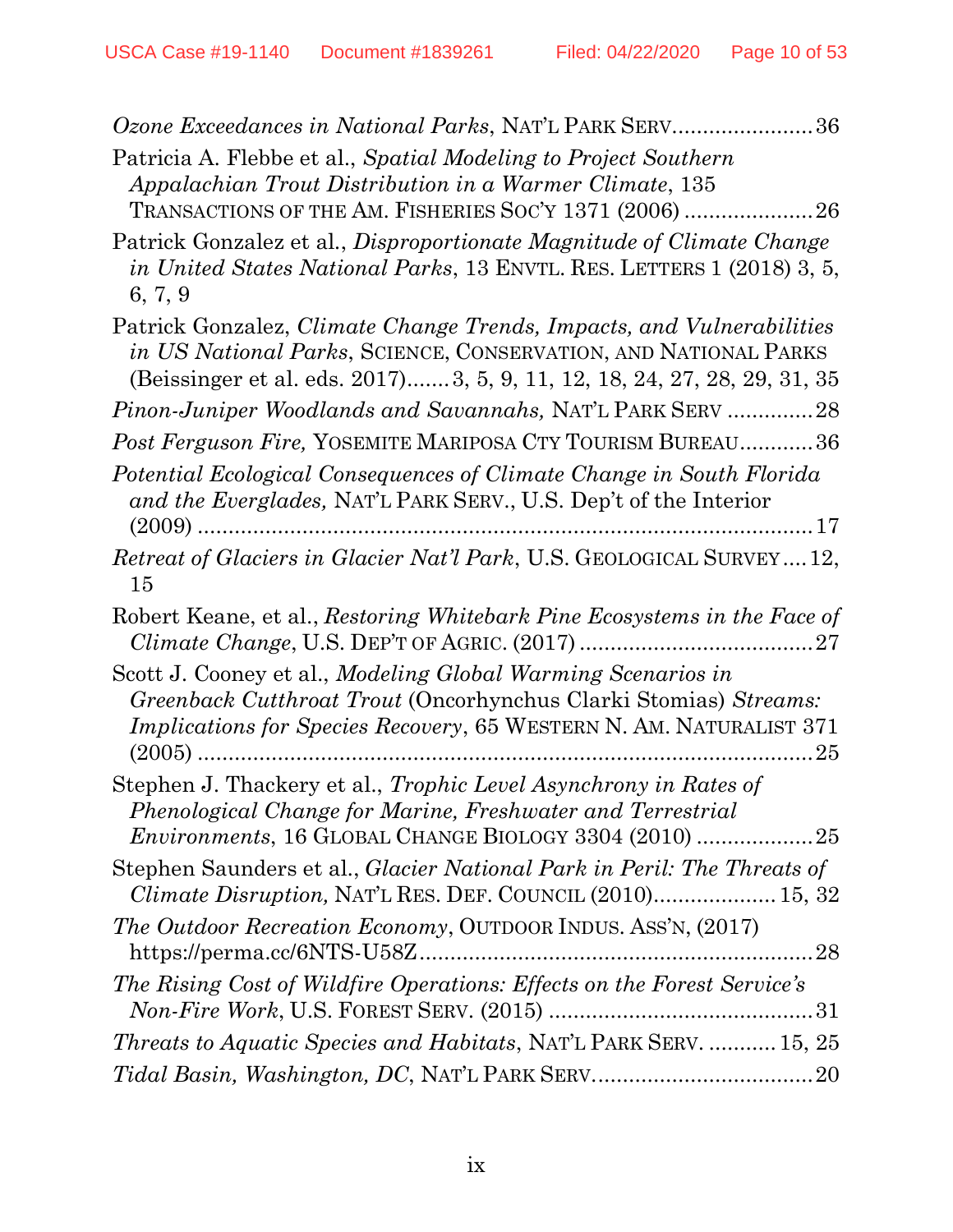*Ozone Exceedances in National Parks*, NAT'L PARK SERV. ...................... 36

Patricia A. Flebbe et al., *Spatial Modeling to Project Southern Appalachian Trout Distribution in a Warmer Climate*, 135 TRANSACTIONS OF THE AM. FISHERIES SOC'Y 1371 (2006) .................... 26

Patrick Gonzalez et al., *Disproportionate Magnitude of Climate Change in United States National Parks*, 13 ENVTL. RES. LETTERS 1 (2018) 3, 5, 6, 7, 9

Patrick Gonzalez, *Climate Change Trends, Impacts, and Vulnerabilities in US National Parks*, SCIENCE, CONSERVATION, AND NATIONAL PARKS (Beissinger et al. eds. 2017) ....... 3, 5, 9, 11, 12, 18, 24, 27, 28, 29, 31, 35

*Pinon-Juniper Woodlands and Savannahs,* NAT'L PARK SERV ............. 28

*Post Ferguson Fire,* YOSEMITE MARIPOSA CTY TOURISM BUREAU ............ 36

*Potential Ecological Consequences of Climate Change in South Florida and the Everglades,* NAT'L PARK SERV., U.S. Dep't of the Interior (2009) ........................................................................................ 17

*Retreat of Glaciers in Glacier Nat'l Park*, U.S. GEOLOGICAL SURVEY .... 12, 15

Robert Keane, et al., *Restoring Whitebark Pine Ecosystems in the Face of Climate Change*, U.S. DEP'T OF AGRIC. (2017) ...................................... 27

Scott J. Cooney et al., *Modeling Global Warming Scenarios in Greenback Cutthroat Trout* (Oncorhynchus Clarki Stomias) *Streams: Implications for Species Recovery*, 65 WESTERN N. AM. NATURALIST 371 (2005) ........................................................................................ 25

Stephen J. Thackery et al., *Trophic Level Asynchrony in Rates of Phenological Change for Marine, Freshwater and Terrestrial Environments*, 16 GLOBAL CHANGE BIOLOGY 3304 (2010) .................. 25

Stephen Saunders et al., *Glacier National Park in Peril: The Threats of Climate Disruption,* NAT'L RES. DEF. COUNCIL (2010).................... 15, 32

*The Outdoor Recreation Economy*, OUTDOOR INDUS. ASS'N, (2017) https://perma.cc/6NTS-U58Z .............................................................. 28

*The Rising Cost of Wildfire Operations: Effects on the Forest Service's Non-Fire Work*, U.S. FOREST SERV. (2015) ........................................... 31

*Threats to Aquatic Species and Habitats*, NAT'L PARK SERV. ........... 15, 25

*Tidal Basin, Washington, DC*, NAT'L PARK SERV. .................................. 20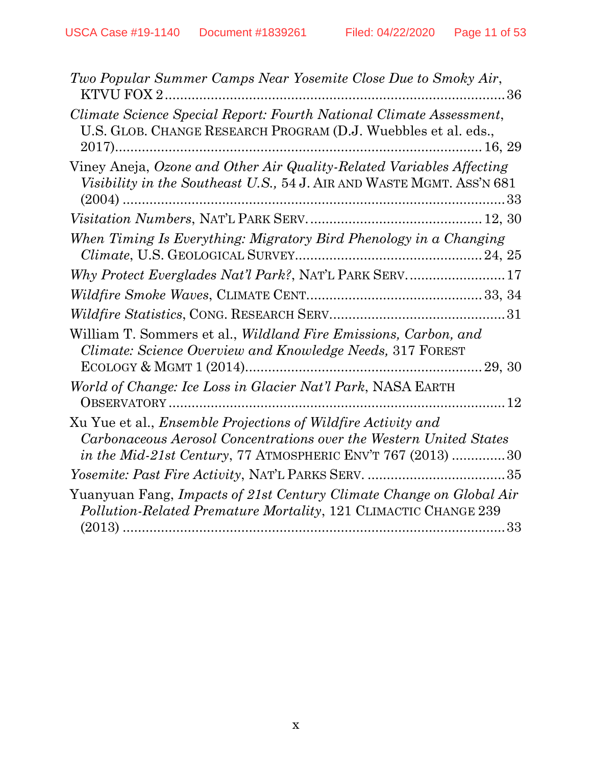*Two Popular Summer Camps Near Yosemite Close Due to Smoky Air*, KTVU FOX 2 .......... 36

*Climate Science Special Report: Fourth National Climate Assessment*, U.S. GLOB. CHANGE RESEARCH PROGRAM (D.J. Wuebbles et al. eds., 2017) .......... 16, 29

Viney Aneja, *Ozone and Other Air Quality-Related Variables Affecting Visibility in the Southeast U.S.,* 54 J. AIR AND WASTE MGMT. ASS'N 681 (2004) .......... 33

*Visitation Numbers*, NAT'L PARK SERV. .......... 12, 30

*When Timing Is Everything: Migratory Bird Phenology in a Changing Climate*, U.S. GEOLOGICAL SURVEY .......... 24, 25

*Why Protect Everglades Nat'l Park?*, NAT'L PARK SERV. .......... 17

*Wildfire Smoke Waves*, CLIMATE CENT. .......... 33, 34

*Wildfire Statistics*, CONG. RESEARCH SERV. .......... 31

William T. Sommers et al., *Wildland Fire Emissions, Carbon, and Climate: Science Overview and Knowledge Needs,* 317 FOREST ECOLOGY & MGMT 1 (2014) .......... 29, 30

*World of Change: Ice Loss in Glacier Nat'l Park*, NASA EARTH OBSERVATORY .......... 12

Xu Yue et al., *Ensemble Projections of Wildfire Activity and Carbonaceous Aerosol Concentrations over the Western United States in the Mid-21st Century*, 77 ATMOSPHERIC ENV'T 767 (2013) .......... 30

*Yosemite: Past Fire Activity*, NAT'L PARKS SERV. .......... 35

Yuanyuan Fang, *Impacts of 21st Century Climate Change on Global Air Pollution-Related Premature Mortality*, 121 CLIMACTIC CHANGE 239 (2013) .......... 33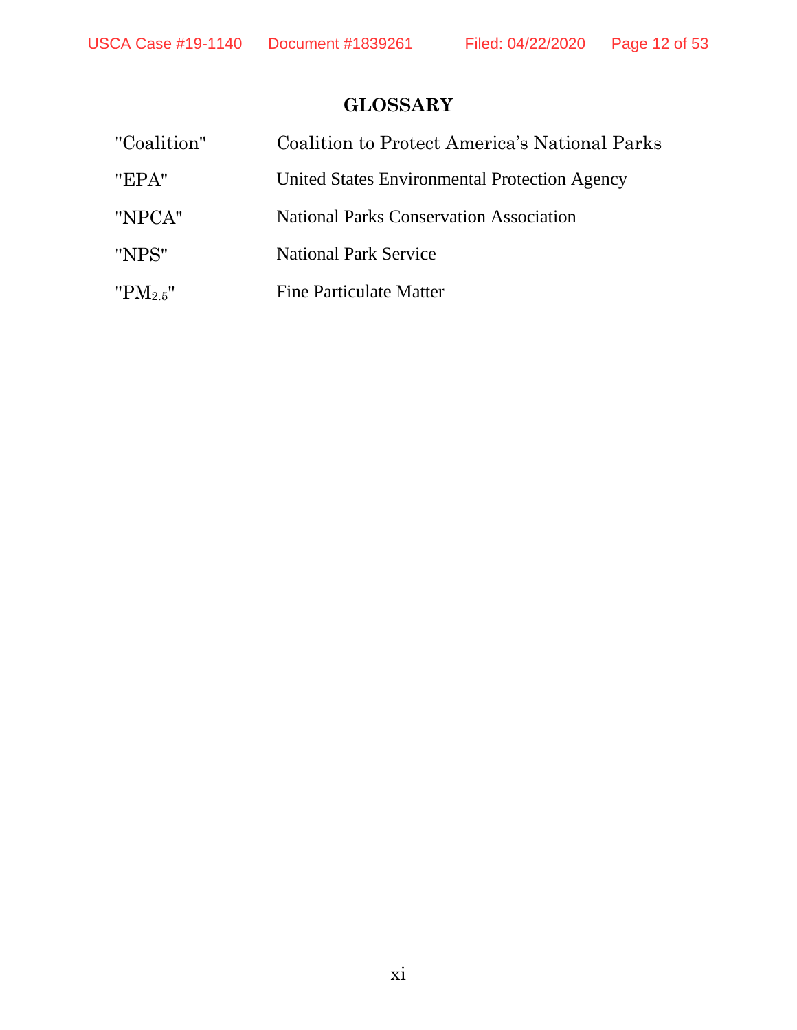## GLOSSARY

| | |
|---|---|
| "Coalition" | Coalition to Protect America's National Parks |
| "EPA" | United States Environmental Protection Agency |
| "NPCA" | National Parks Conservation Association |
| "NPS" | National Park Service |
| "$PM_{2.5}$" | Fine Particulate Matter |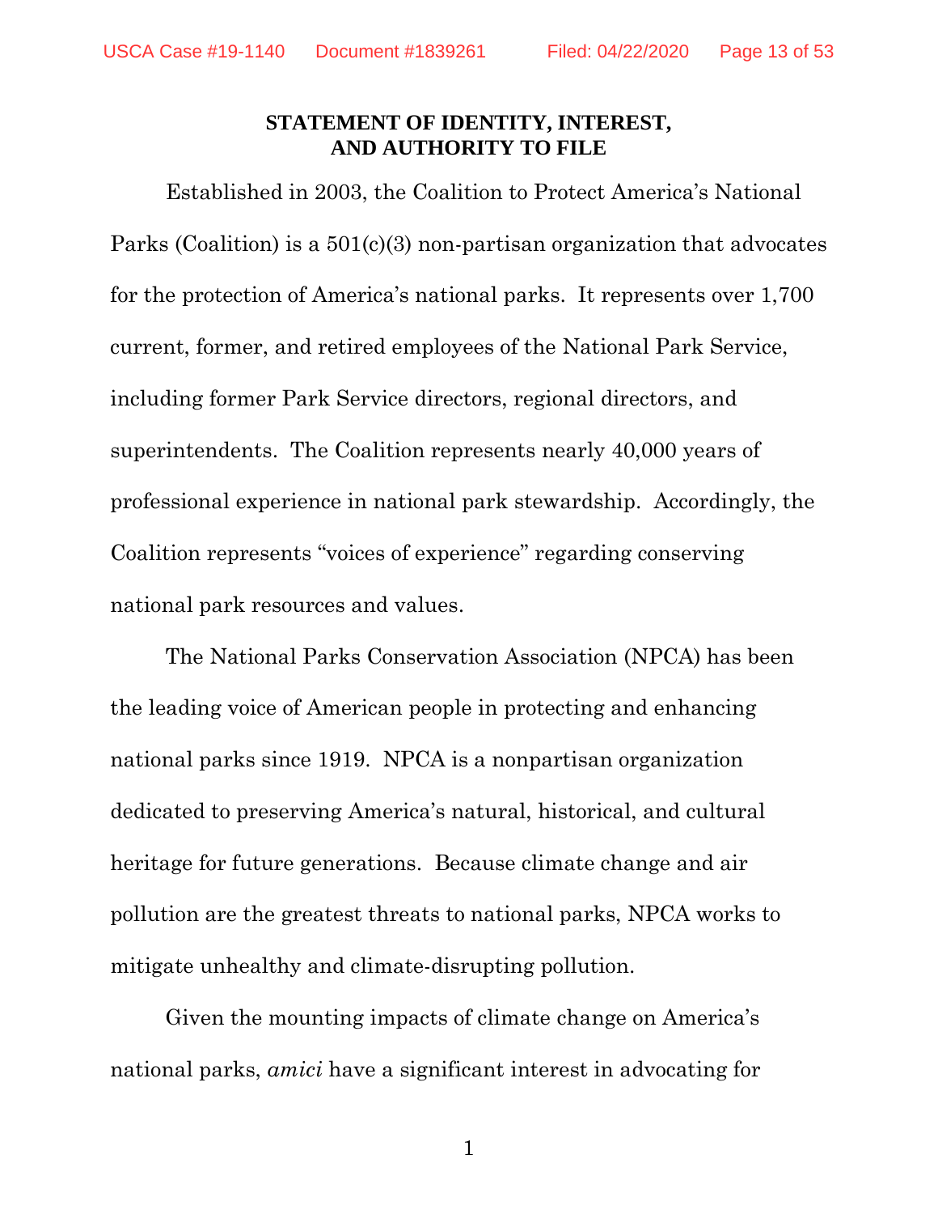**STATEMENT OF IDENTITY, INTEREST, AND AUTHORITY TO FILE**

Established in 2003, the Coalition to Protect America's National Parks (Coalition) is a 501(c)(3) non-partisan organization that advocates for the protection of America's national parks. It represents over 1,700 current, former, and retired employees of the National Park Service, including former Park Service directors, regional directors, and superintendents. The Coalition represents nearly 40,000 years of professional experience in national park stewardship. Accordingly, the Coalition represents "voices of experience" regarding conserving national park resources and values.

The National Parks Conservation Association (NPCA) has been the leading voice of American people in protecting and enhancing national parks since 1919. NPCA is a nonpartisan organization dedicated to preserving America's natural, historical, and cultural heritage for future generations. Because climate change and air pollution are the greatest threats to national parks, NPCA works to mitigate unhealthy and climate-disrupting pollution.

Given the mounting impacts of climate change on America's national parks, *amici* have a significant interest in advocating for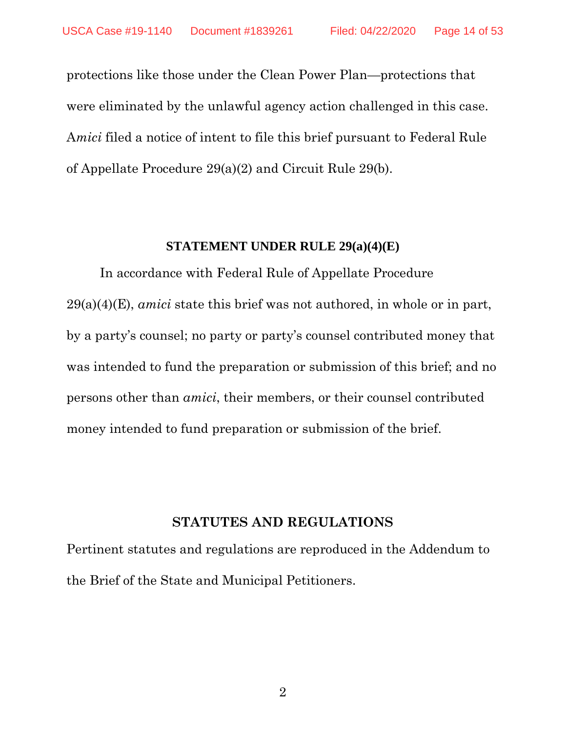protections like those under the Clean Power Plan—protections that were eliminated by the unlawful agency action challenged in this case. A*mici* filed a notice of intent to file this brief pursuant to Federal Rule of Appellate Procedure 29(a)(2) and Circuit Rule 29(b).

## STATEMENT UNDER RULE 29(a)(4)(E)

In accordance with Federal Rule of Appellate Procedure 29(a)(4)(E), *amici* state this brief was not authored, in whole or in part, by a party's counsel; no party or party's counsel contributed money that was intended to fund the preparation or submission of this brief; and no persons other than *amici*, their members, or their counsel contributed money intended to fund preparation or submission of the brief.

## STATUTES AND REGULATIONS

Pertinent statutes and regulations are reproduced in the Addendum to the Brief of the State and Municipal Petitioners.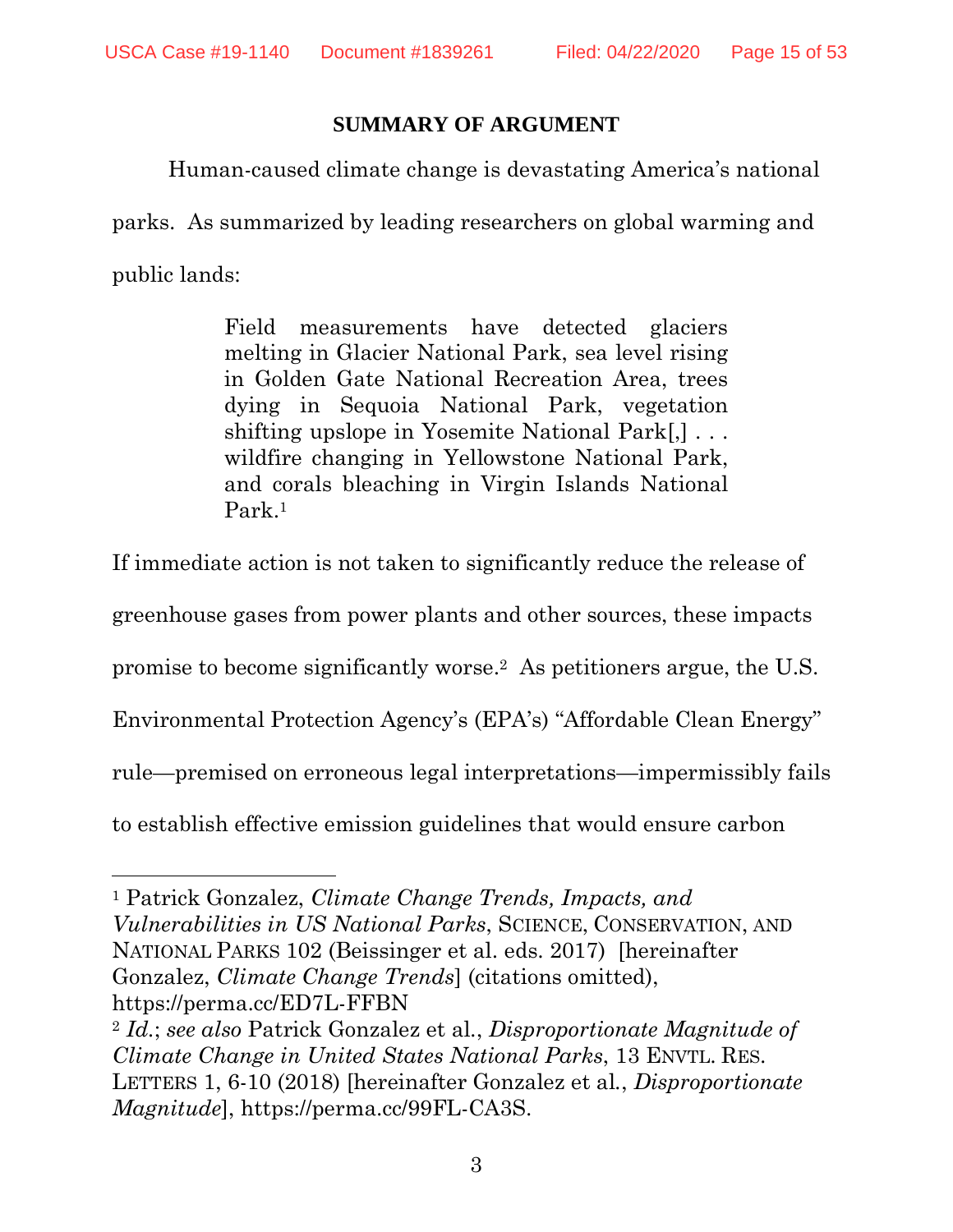## SUMMARY OF ARGUMENT

Human-caused climate change is devastating America's national parks. As summarized by leading researchers on global warming and public lands:

> Field measurements have detected glaciers melting in Glacier National Park, sea level rising in Golden Gate National Recreation Area, trees dying in Sequoia National Park, vegetation shifting upslope in Yosemite National Park[,] . . . wildfire changing in Yellowstone National Park, and corals bleaching in Virgin Islands National Park.[1]

If immediate action is not taken to significantly reduce the release of greenhouse gases from power plants and other sources, these impacts promise to become significantly worse.[2] As petitioners argue, the U.S. Environmental Protection Agency's (EPA's) "Affordable Clean Energy" rule—premised on erroneous legal interpretations—impermissibly fails to establish effective emission guidelines that would ensure carbon

---

[1] Patrick Gonzalez, *Climate Change Trends, Impacts, and Vulnerabilities in US National Parks*, SCIENCE, CONSERVATION, AND NATIONAL PARKS 102 (Beissinger et al. eds. 2017) [hereinafter Gonzalez, *Climate Change Trends*] (citations omitted), https://perma.cc/ED7L-FFBN

[2] *Id.*; *see also* Patrick Gonzalez et al., *Disproportionate Magnitude of Climate Change in United States National Parks*, 13 ENVTL. RES. LETTERS 1, 6-10 (2018) [hereinafter Gonzalez et al., *Disproportionate Magnitude*], https://perma.cc/99FL-CA3S.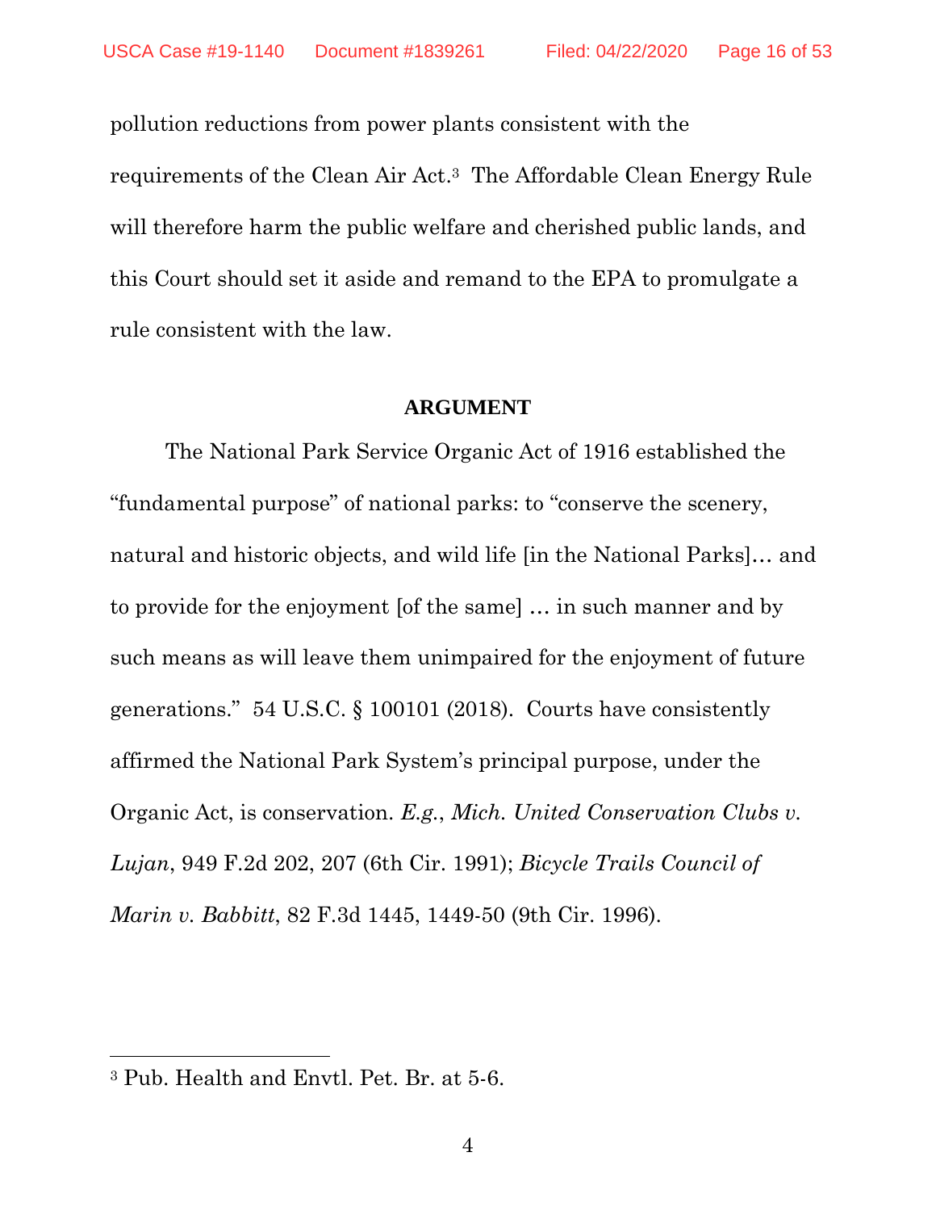pollution reductions from power plants consistent with the requirements of the Clean Air Act.[3] The Affordable Clean Energy Rule will therefore harm the public welfare and cherished public lands, and this Court should set it aside and remand to the EPA to promulgate a rule consistent with the law.

## ARGUMENT

The National Park Service Organic Act of 1916 established the "fundamental purpose" of national parks: to "conserve the scenery, natural and historic objects, and wild life [in the National Parks]… and to provide for the enjoyment [of the same] … in such manner and by such means as will leave them unimpaired for the enjoyment of future generations." 54 U.S.C. § 100101 (2018). Courts have consistently affirmed the National Park System's principal purpose, under the Organic Act, is conservation. *E.g.*, *Mich. United Conservation Clubs v. Lujan*, 949 F.2d 202, 207 (6th Cir. 1991); *Bicycle Trails Council of Marin v. Babbitt*, 82 F.3d 1445, 1449-50 (9th Cir. 1996).

---

[3] Pub. Health and Envtl. Pet. Br. at 5-6.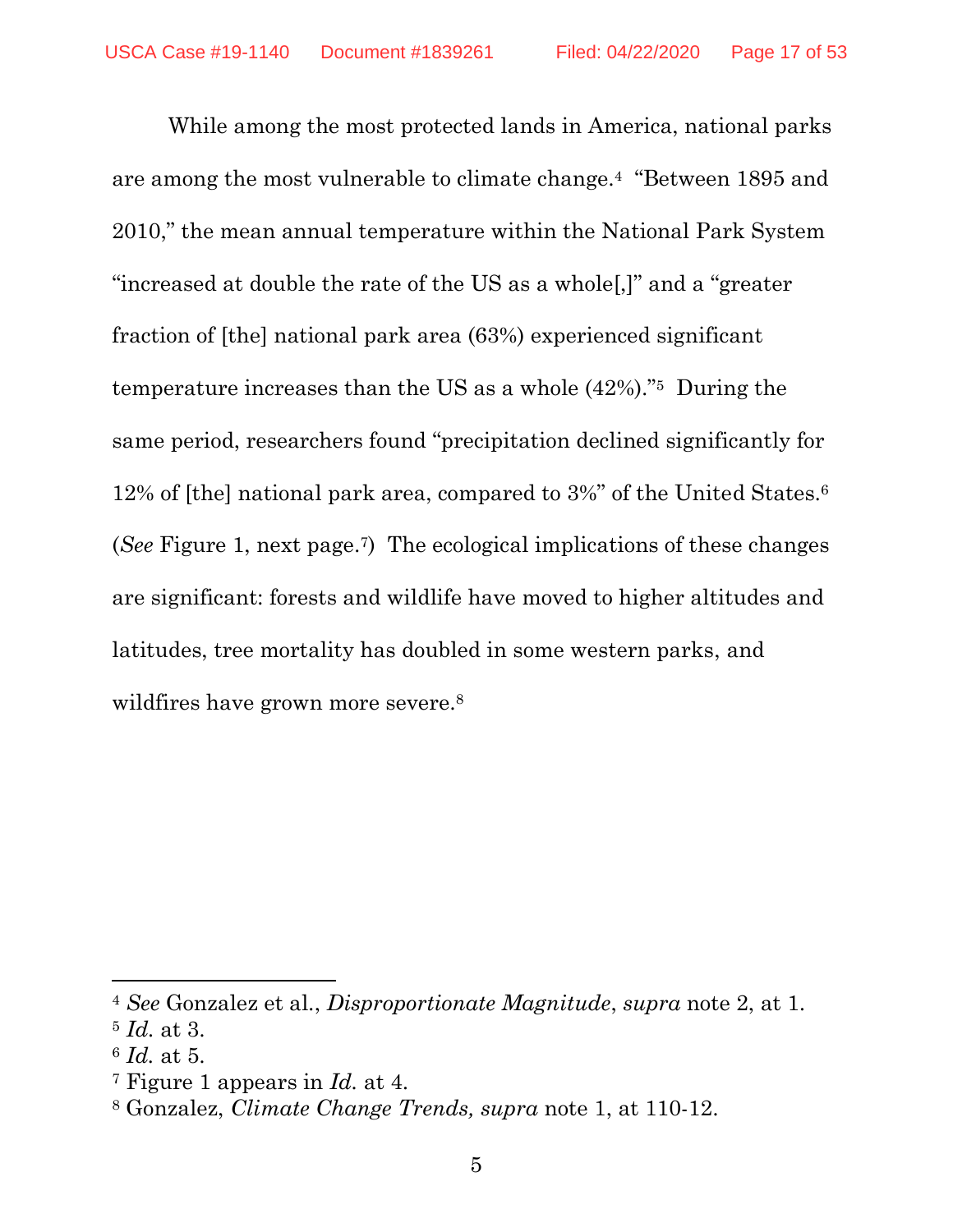While among the most protected lands in America, national parks are among the most vulnerable to climate change.[4] "Between 1895 and 2010," the mean annual temperature within the National Park System "increased at double the rate of the US as a whole[,]" and a "greater fraction of [the] national park area (63%) experienced significant temperature increases than the US as a whole (42%)."[5] During the same period, researchers found "precipitation declined significantly for 12% of [the] national park area, compared to 3%" of the United States.[6] (*See* Figure 1, next page.[7]) The ecological implications of these changes are significant: forests and wildlife have moved to higher altitudes and latitudes, tree mortality has doubled in some western parks, and wildfires have grown more severe.[8]

---

[4] *See* Gonzalez et al., *Disproportionate Magnitude*, *supra* note 2, at 1.

[5] *Id.* at 3.

[6] *Id.* at 5.

[7] Figure 1 appears in *Id.* at 4.

[8] Gonzalez, *Climate Change Trends, supra* note 1, at 110-12.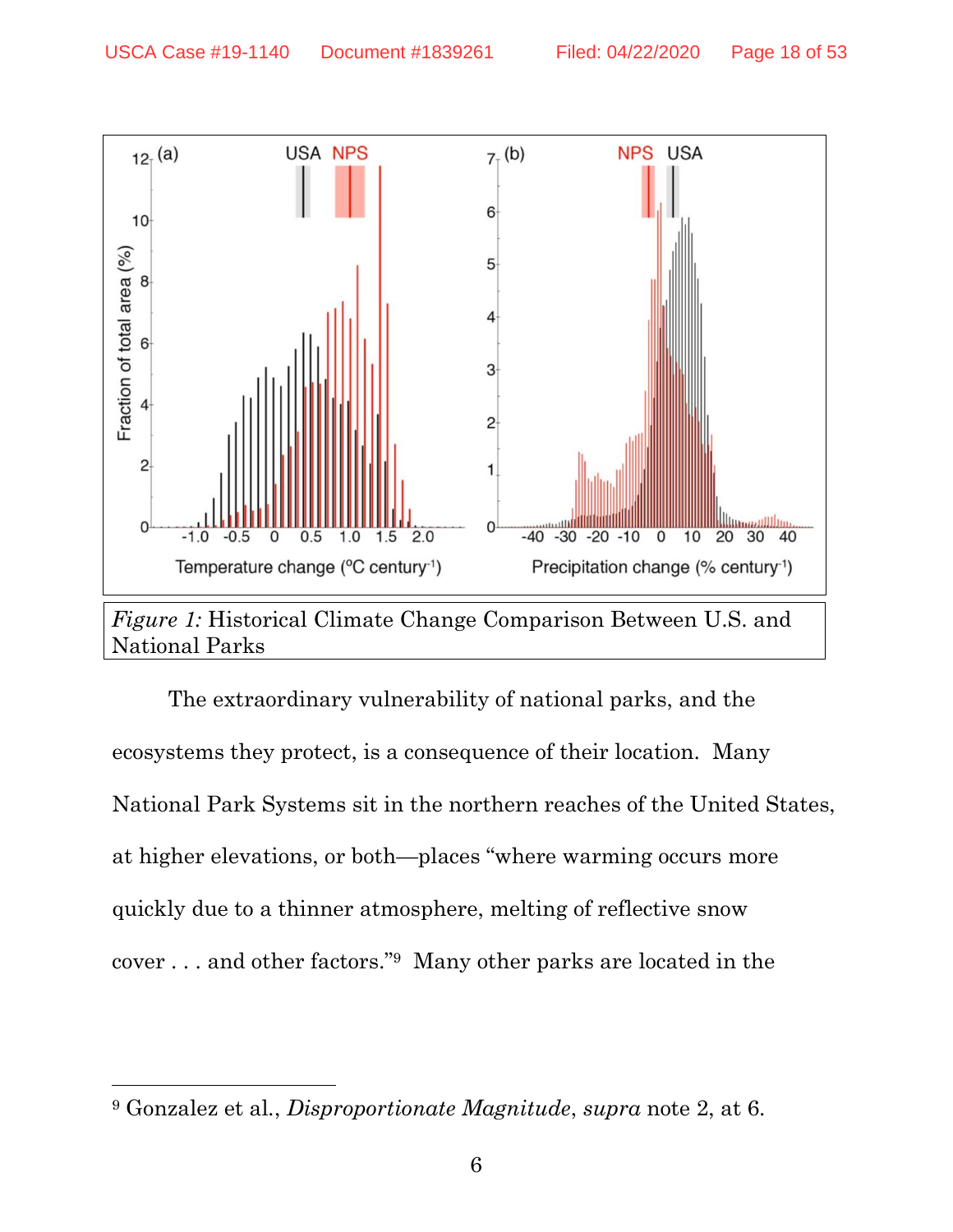*Figure 1:* Historical Climate Change Comparison Between U.S. and National Parks

The extraordinary vulnerability of national parks, and the ecosystems they protect, is a consequence of their location. Many National Park Systems sit in the northern reaches of the United States, at higher elevations, or both—places "where warming occurs more quickly due to a thinner atmosphere, melting of reflective snow cover . . . and other factors."[9] Many other parks are located in the

---

[9] Gonzalez et al., *Disproportionate Magnitude*, *supra* note 2, at 6.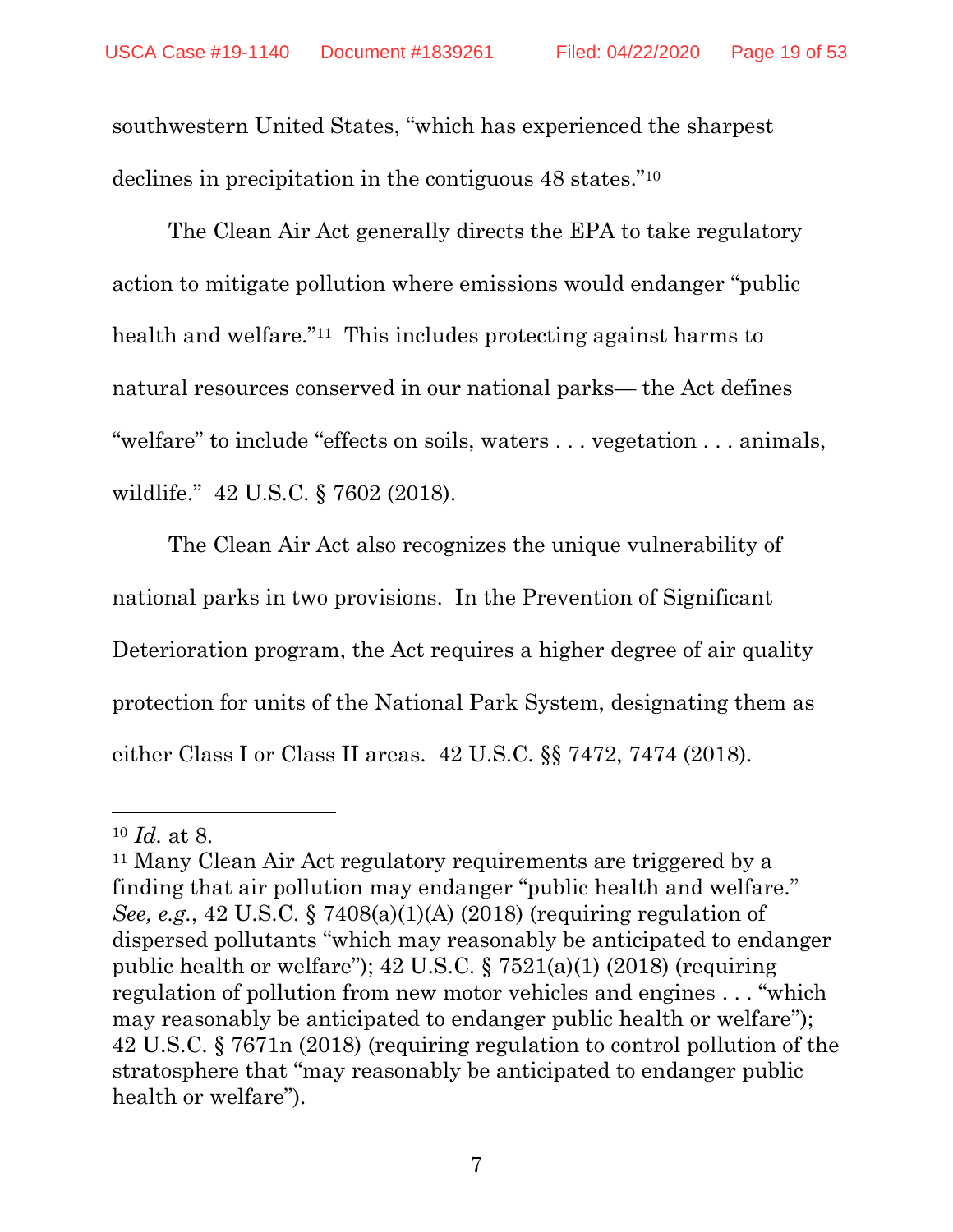southwestern United States, "which has experienced the sharpest declines in precipitation in the contiguous 48 states."[10]

The Clean Air Act generally directs the EPA to take regulatory action to mitigate pollution where emissions would endanger "public health and welfare."[11] This includes protecting against harms to natural resources conserved in our national parks— the Act defines "welfare" to include "effects on soils, waters . . . vegetation . . . animals, wildlife." 42 U.S.C. § 7602 (2018).

The Clean Air Act also recognizes the unique vulnerability of national parks in two provisions. In the Prevention of Significant Deterioration program, the Act requires a higher degree of air quality protection for units of the National Park System, designating them as either Class I or Class II areas. 42 U.S.C. §§ 7472, 7474 (2018).

---

[10] *Id.* at 8.

[11] Many Clean Air Act regulatory requirements are triggered by a finding that air pollution may endanger "public health and welfare." *See, e.g.*, 42 U.S.C. § 7408(a)(1)(A) (2018) (requiring regulation of dispersed pollutants "which may reasonably be anticipated to endanger public health or welfare"); 42 U.S.C. § 7521(a)(1) (2018) (requiring regulation of pollution from new motor vehicles and engines . . . "which may reasonably be anticipated to endanger public health or welfare"); 42 U.S.C. § 7671n (2018) (requiring regulation to control pollution of the stratosphere that "may reasonably be anticipated to endanger public health or welfare").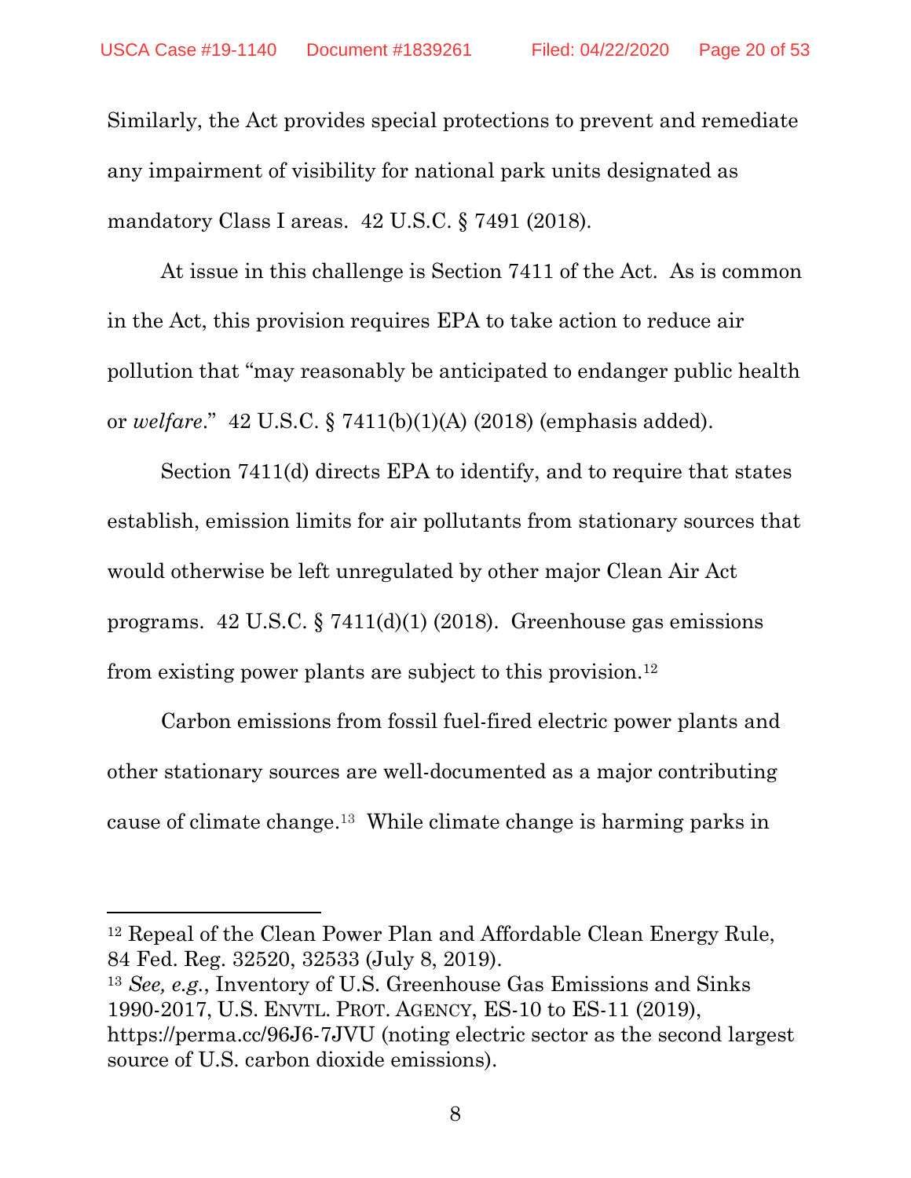Similarly, the Act provides special protections to prevent and remediate any impairment of visibility for national park units designated as mandatory Class I areas. 42 U.S.C. § 7491 (2018).

At issue in this challenge is Section 7411 of the Act. As is common in the Act, this provision requires EPA to take action to reduce air pollution that "may reasonably be anticipated to endanger public health or *welfare*." 42 U.S.C. § 7411(b)(1)(A) (2018) (emphasis added).

Section 7411(d) directs EPA to identify, and to require that states establish, emission limits for air pollutants from stationary sources that would otherwise be left unregulated by other major Clean Air Act programs. 42 U.S.C. § 7411(d)(1) (2018). Greenhouse gas emissions from existing power plants are subject to this provision.[12]

Carbon emissions from fossil fuel-fired electric power plants and other stationary sources are well-documented as a major contributing cause of climate change.[13] While climate change is harming parks in

---

[12] Repeal of the Clean Power Plan and Affordable Clean Energy Rule, 84 Fed. Reg. 32520, 32533 (July 8, 2019).

[13] *See, e.g.*, Inventory of U.S. Greenhouse Gas Emissions and Sinks 1990-2017, U.S. ENVTL. PROT. AGENCY, ES-10 to ES-11 (2019), https://perma.cc/96J6-7JVU (noting electric sector as the second largest source of U.S. carbon dioxide emissions).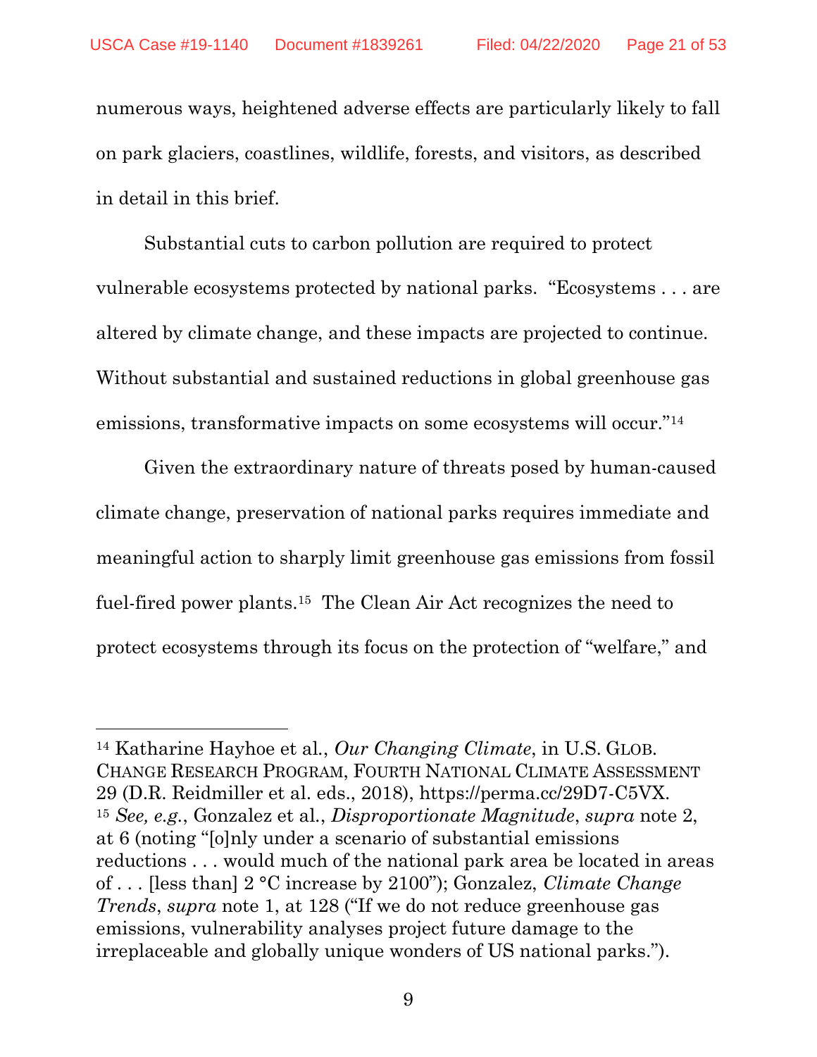numerous ways, heightened adverse effects are particularly likely to fall on park glaciers, coastlines, wildlife, forests, and visitors, as described in detail in this brief.

Substantial cuts to carbon pollution are required to protect vulnerable ecosystems protected by national parks. "Ecosystems . . . are altered by climate change, and these impacts are projected to continue. Without substantial and sustained reductions in global greenhouse gas emissions, transformative impacts on some ecosystems will occur."[14]

Given the extraordinary nature of threats posed by human-caused climate change, preservation of national parks requires immediate and meaningful action to sharply limit greenhouse gas emissions from fossil fuel-fired power plants.[15] The Clean Air Act recognizes the need to protect ecosystems through its focus on the protection of "welfare," and

---

[14] Katharine Hayhoe et al., *Our Changing Climate*, in U.S. GLOB. CHANGE RESEARCH PROGRAM, FOURTH NATIONAL CLIMATE ASSESSMENT 29 (D.R. Reidmiller et al. eds., 2018), https://perma.cc/29D7-C5VX.

[15] *See, e.g.*, Gonzalez et al., *Disproportionate Magnitude*, *supra* note 2, at 6 (noting "[o]nly under a scenario of substantial emissions reductions . . . would much of the national park area be located in areas of . . . [less than] 2 °C increase by 2100"); Gonzalez, *Climate Change Trends*, *supra* note 1, at 128 ("If we do not reduce greenhouse gas emissions, vulnerability analyses project future damage to the irreplaceable and globally unique wonders of US national parks.").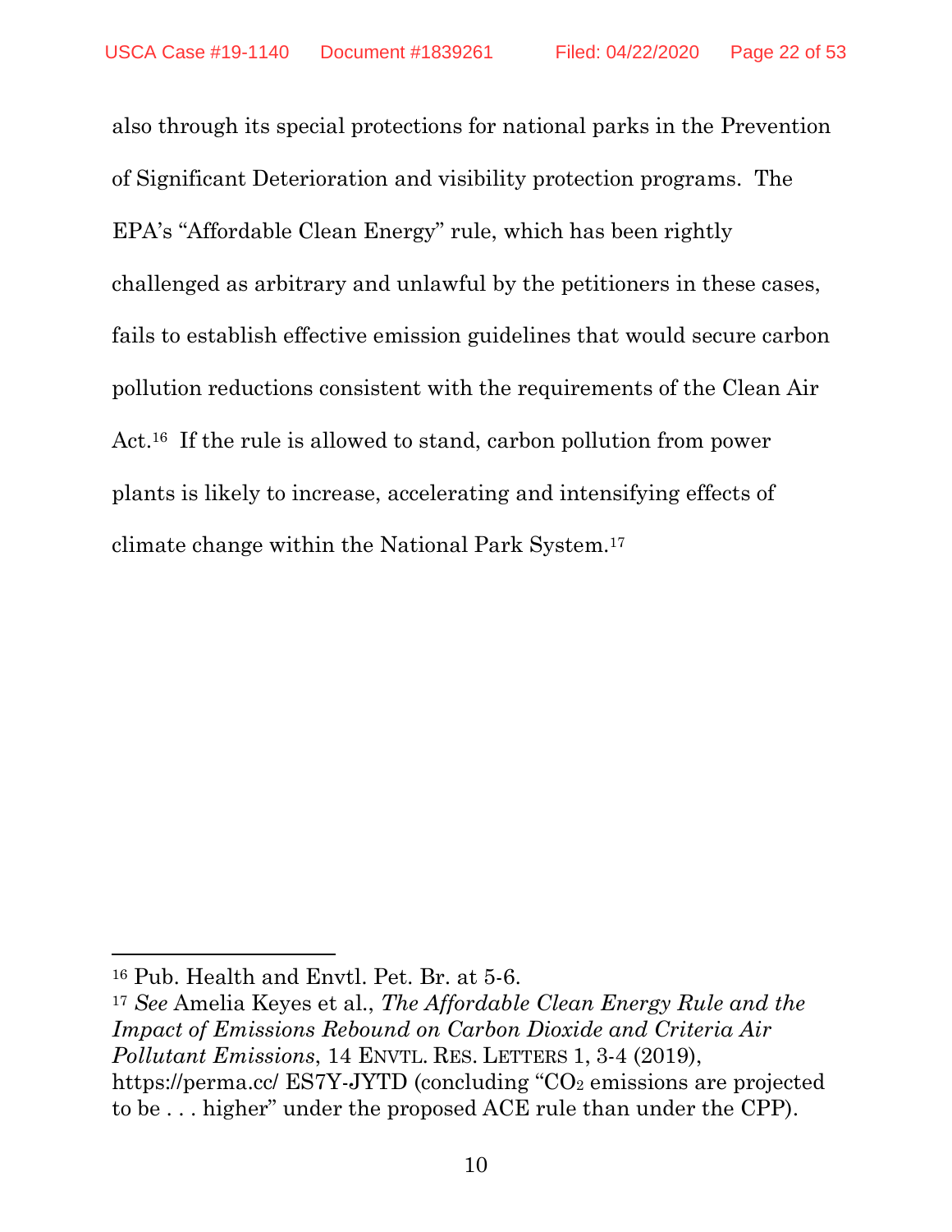also through its special protections for national parks in the Prevention of Significant Deterioration and visibility protection programs. The EPA's "Affordable Clean Energy" rule, which has been rightly challenged as arbitrary and unlawful by the petitioners in these cases, fails to establish effective emission guidelines that would secure carbon pollution reductions consistent with the requirements of the Clean Air Act.[16] If the rule is allowed to stand, carbon pollution from power plants is likely to increase, accelerating and intensifying effects of climate change within the National Park System.[17]

---

[16] Pub. Health and Envtl. Pet. Br. at 5-6.

[17] *See* Amelia Keyes et al., *The Affordable Clean Energy Rule and the Impact of Emissions Rebound on Carbon Dioxide and Criteria Air Pollutant Emissions*, 14 ENVTL. RES. LETTERS 1, 3-4 (2019), https://perma.cc/ ES7Y-JYTD (concluding "$CO_2$ emissions are projected to be . . . higher" under the proposed ACE rule than under the CPP).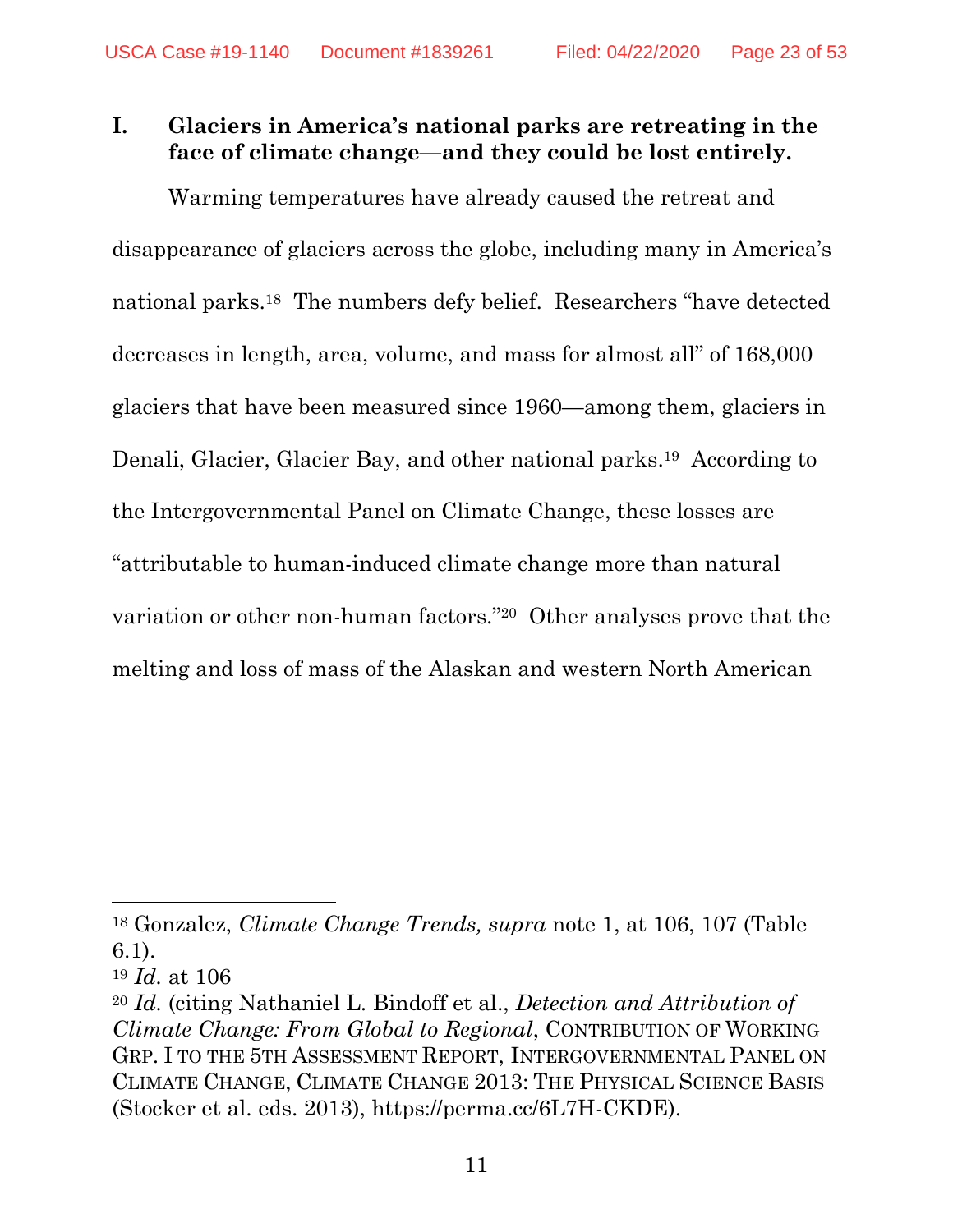## I. Glaciers in America's national parks are retreating in the face of climate change—and they could be lost entirely.

Warming temperatures have already caused the retreat and disappearance of glaciers across the globe, including many in America's national parks.[18] The numbers defy belief. Researchers "have detected decreases in length, area, volume, and mass for almost all" of 168,000 glaciers that have been measured since 1960—among them, glaciers in Denali, Glacier, Glacier Bay, and other national parks.[19] According to the Intergovernmental Panel on Climate Change, these losses are "attributable to human-induced climate change more than natural variation or other non-human factors."[20] Other analyses prove that the melting and loss of mass of the Alaskan and western North American

---

[18] Gonzalez, *Climate Change Trends, supra* note 1, at 106, 107 (Table 6.1).

[19] *Id.* at 106

[20] *Id.* (citing Nathaniel L. Bindoff et al., *Detection and Attribution of Climate Change: From Global to Regional*, CONTRIBUTION OF WORKING GRP. I TO THE 5TH ASSESSMENT REPORT, INTERGOVERNMENTAL PANEL ON CLIMATE CHANGE, CLIMATE CHANGE 2013: THE PHYSICAL SCIENCE BASIS (Stocker et al. eds. 2013), https://perma.cc/6L7H-CKDE).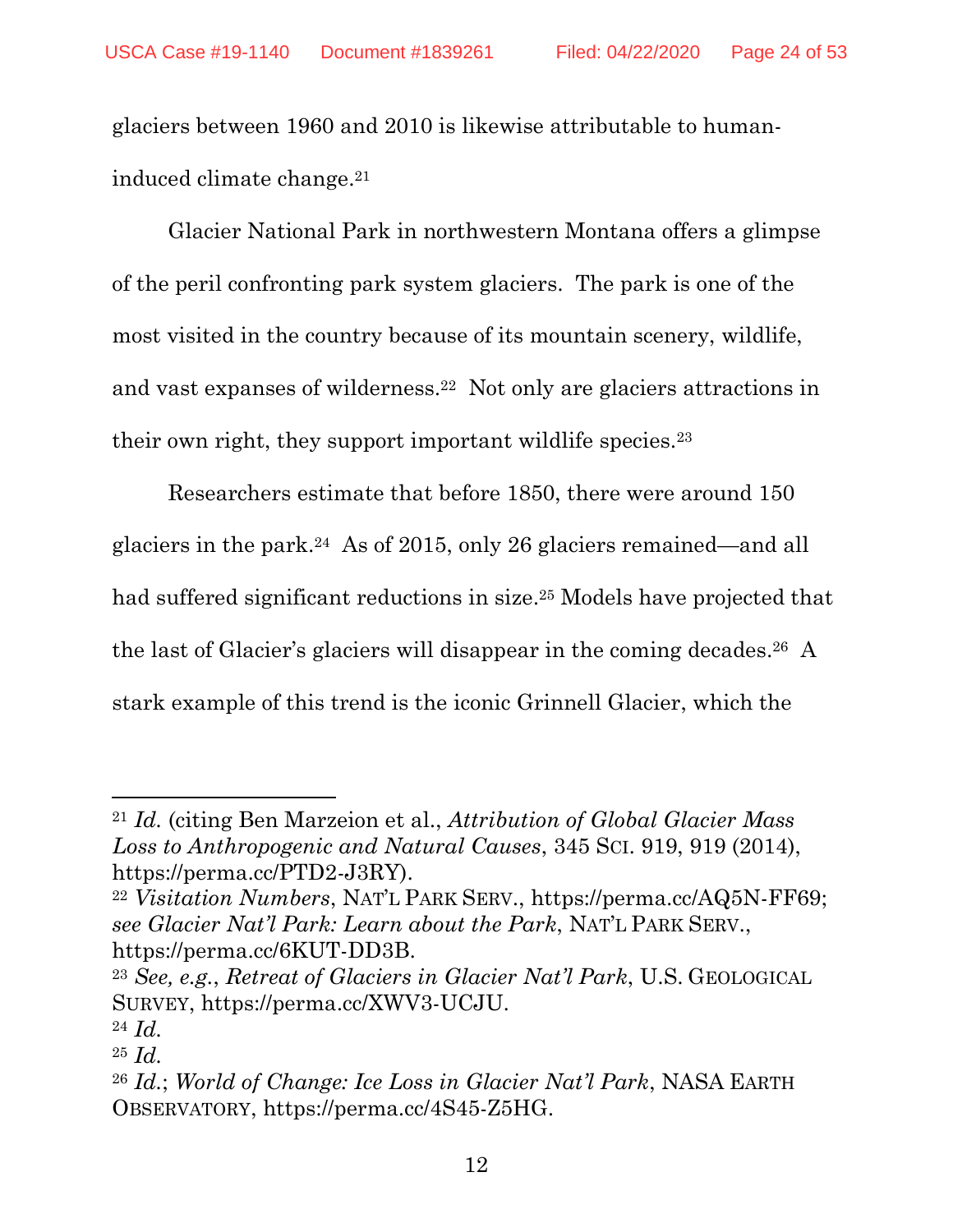glaciers between 1960 and 2010 is likewise attributable to human-induced climate change.[21]

Glacier National Park in northwestern Montana offers a glimpse of the peril confronting park system glaciers. The park is one of the most visited in the country because of its mountain scenery, wildlife, and vast expanses of wilderness.[22] Not only are glaciers attractions in their own right, they support important wildlife species.[23]

Researchers estimate that before 1850, there were around 150 glaciers in the park.[24] As of 2015, only 26 glaciers remained—and all had suffered significant reductions in size.[25] Models have projected that the last of Glacier's glaciers will disappear in the coming decades.[26] A stark example of this trend is the iconic Grinnell Glacier, which the

---

[21] *Id.* (citing Ben Marzeion et al., *Attribution of Global Glacier Mass Loss to Anthropogenic and Natural Causes*, 345 SCI. 919, 919 (2014), https://perma.cc/PTD2-J3RY).

[22] *Visitation Numbers*, NAT'L PARK SERV., https://perma.cc/AQ5N-FF69; *see Glacier Nat'l Park: Learn about the Park*, NAT'L PARK SERV., https://perma.cc/6KUT-DD3B.

[23] *See, e.g.*, *Retreat of Glaciers in Glacier Nat'l Park*, U.S. GEOLOGICAL SURVEY, https://perma.cc/XWV3-UCJU.

[24] *Id.*

[25] *Id.*

[26] *Id.*; *World of Change: Ice Loss in Glacier Nat'l Park*, NASA EARTH OBSERVATORY, https://perma.cc/4S45-Z5HG.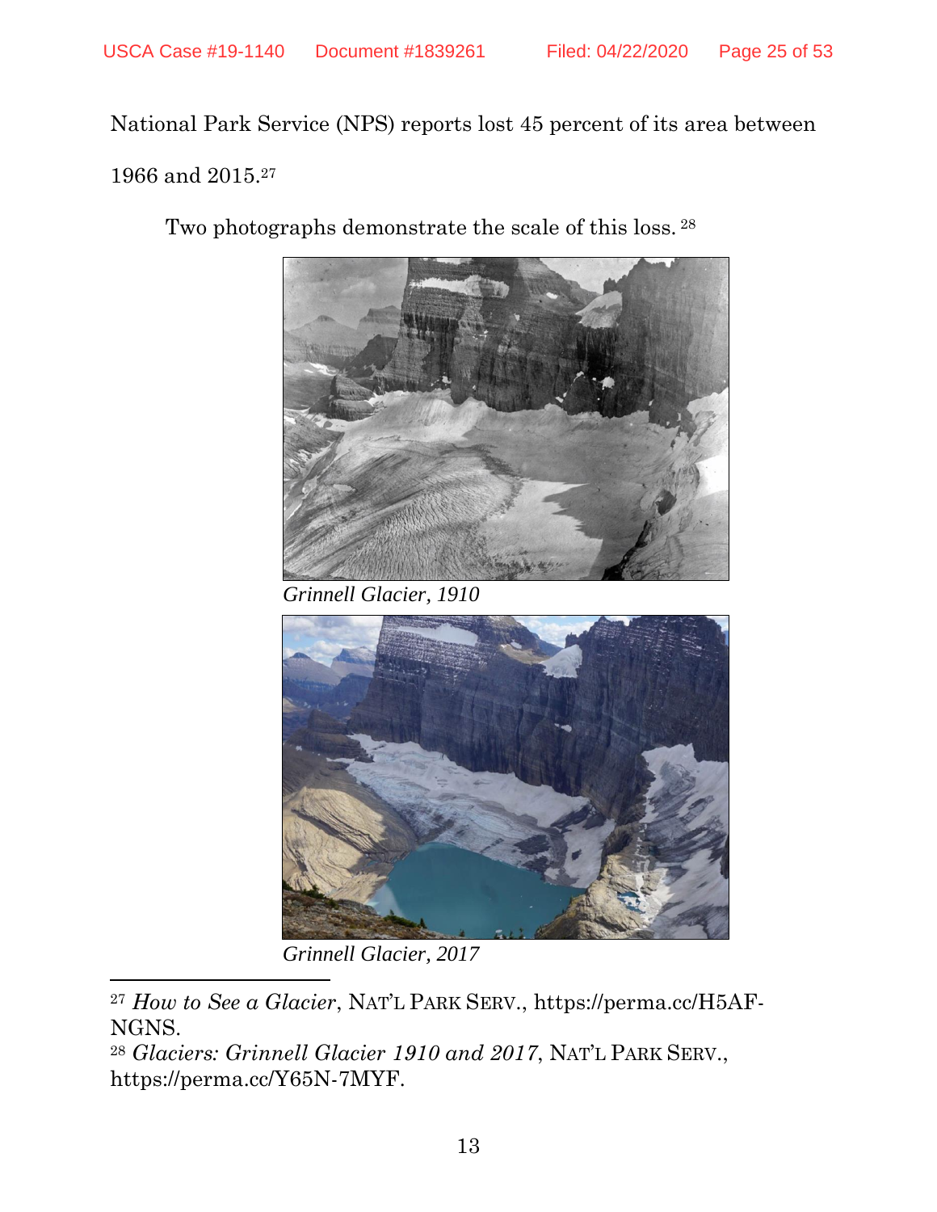National Park Service (NPS) reports lost 45 percent of its area between 1966 and 2015.[27]

Two photographs demonstrate the scale of this loss.[28]

*Grinnell Glacier, 1910*

*Grinnell Glacier, 2017*

---

[27] *How to See a Glacier*, NAT'L PARK SERV., https://perma.cc/H5AF-NGNS.

[28] *Glaciers: Grinnell Glacier 1910 and 2017*, NAT'L PARK SERV., https://perma.cc/Y65N-7MYF.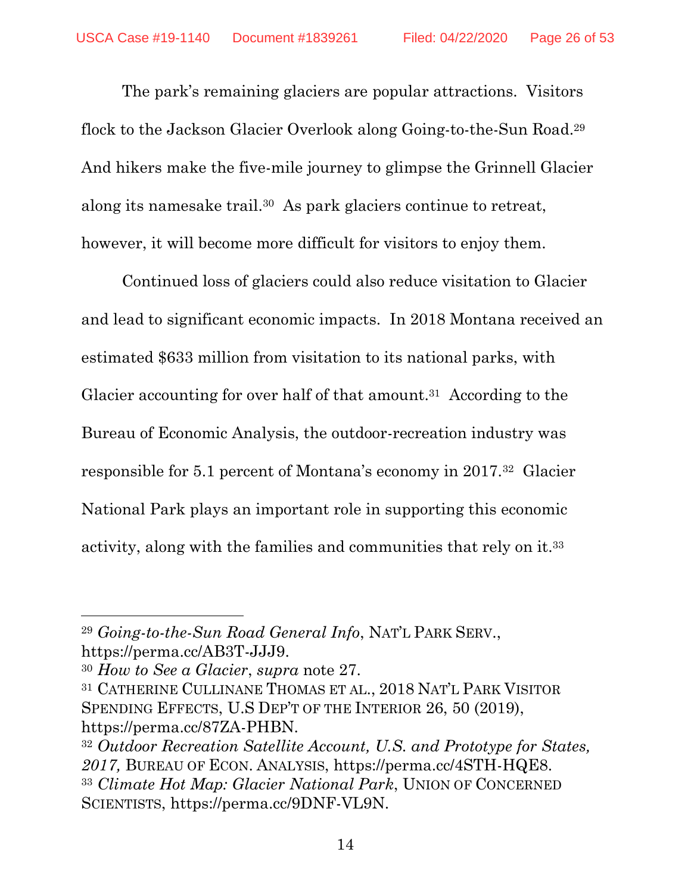The park's remaining glaciers are popular attractions. Visitors flock to the Jackson Glacier Overlook along Going-to-the-Sun Road.[29] And hikers make the five-mile journey to glimpse the Grinnell Glacier along its namesake trail.[30] As park glaciers continue to retreat, however, it will become more difficult for visitors to enjoy them.

Continued loss of glaciers could also reduce visitation to Glacier and lead to significant economic impacts. In 2018 Montana received an estimated $633 million from visitation to its national parks, with Glacier accounting for over half of that amount.[31] According to the Bureau of Economic Analysis, the outdoor-recreation industry was responsible for 5.1 percent of Montana's economy in 2017.[32] Glacier National Park plays an important role in supporting this economic activity, along with the families and communities that rely on it.[33]

---

[29] *Going-to-the-Sun Road General Info*, NAT'L PARK SERV., https://perma.cc/AB3T-JJJ9.

[30] *How to See a Glacier*, *supra* note 27.

[31] CATHERINE CULLINANE THOMAS ET AL., 2018 NAT'L PARK VISITOR SPENDING EFFECTS, U.S DEP'T OF THE INTERIOR 26, 50 (2019), https://perma.cc/87ZA-PHBN.

[32] *Outdoor Recreation Satellite Account, U.S. and Prototype for States, 2017,* BUREAU OF ECON. ANALYSIS, https://perma.cc/4STH-HQE8.

[33] *Climate Hot Map: Glacier National Park*, UNION OF CONCERNED SCIENTISTS, https://perma.cc/9DNF-VL9N.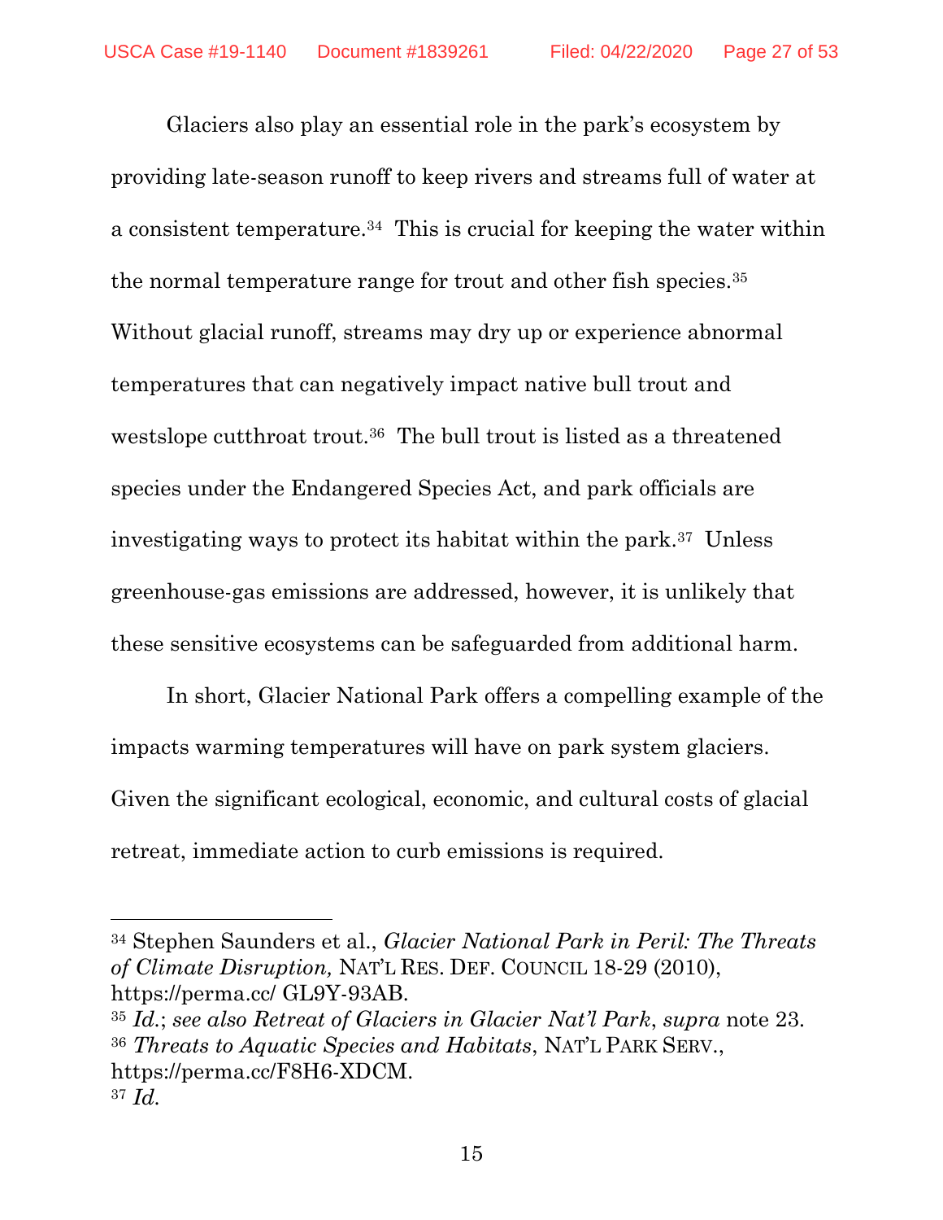Glaciers also play an essential role in the park's ecosystem by providing late-season runoff to keep rivers and streams full of water at a consistent temperature.[34] This is crucial for keeping the water within the normal temperature range for trout and other fish species.[35] Without glacial runoff, streams may dry up or experience abnormal temperatures that can negatively impact native bull trout and westslope cutthroat trout.[36] The bull trout is listed as a threatened species under the Endangered Species Act, and park officials are investigating ways to protect its habitat within the park.[37] Unless greenhouse-gas emissions are addressed, however, it is unlikely that these sensitive ecosystems can be safeguarded from additional harm.

In short, Glacier National Park offers a compelling example of the impacts warming temperatures will have on park system glaciers. Given the significant ecological, economic, and cultural costs of glacial retreat, immediate action to curb emissions is required.

---

[34] Stephen Saunders et al., *Glacier National Park in Peril: The Threats of Climate Disruption,* NAT'L RES. DEF. COUNCIL 18-29 (2010), https://perma.cc/ GL9Y-93AB.

[35] *Id.*; *see also Retreat of Glaciers in Glacier Nat'l Park*, *supra* note 23.

[36] *Threats to Aquatic Species and Habitats*, NAT'L PARK SERV., https://perma.cc/F8H6-XDCM.

[37] *Id.*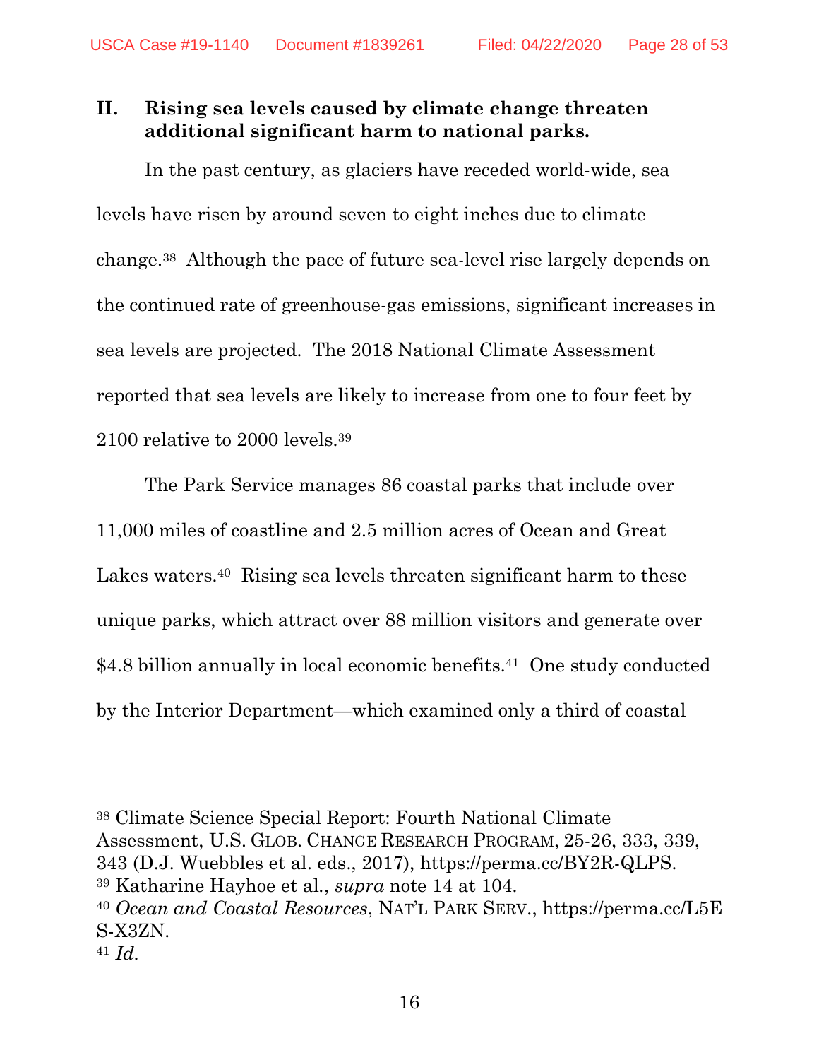## II. Rising sea levels caused by climate change threaten additional significant harm to national parks.

In the past century, as glaciers have receded world-wide, sea levels have risen by around seven to eight inches due to climate change.[38] Although the pace of future sea-level rise largely depends on the continued rate of greenhouse-gas emissions, significant increases in sea levels are projected. The 2018 National Climate Assessment reported that sea levels are likely to increase from one to four feet by 2100 relative to 2000 levels.[39]

The Park Service manages 86 coastal parks that include over 11,000 miles of coastline and 2.5 million acres of Ocean and Great Lakes waters.[40] Rising sea levels threaten significant harm to these unique parks, which attract over 88 million visitors and generate over $4.8 billion annually in local economic benefits.[41] One study conducted by the Interior Department—which examined only a third of coastal

---

[38] Climate Science Special Report: Fourth National Climate Assessment, U.S. GLOB. CHANGE RESEARCH PROGRAM, 25-26, 333, 339, 343 (D.J. Wuebbles et al. eds., 2017), https://perma.cc/BY2R-QLPS.

[39] Katharine Hayhoe et al., *supra* note 14 at 104.

[40] *Ocean and Coastal Resources*, NAT'L PARK SERV., https://perma.cc/L5ES-X3ZN.

[41] *Id.*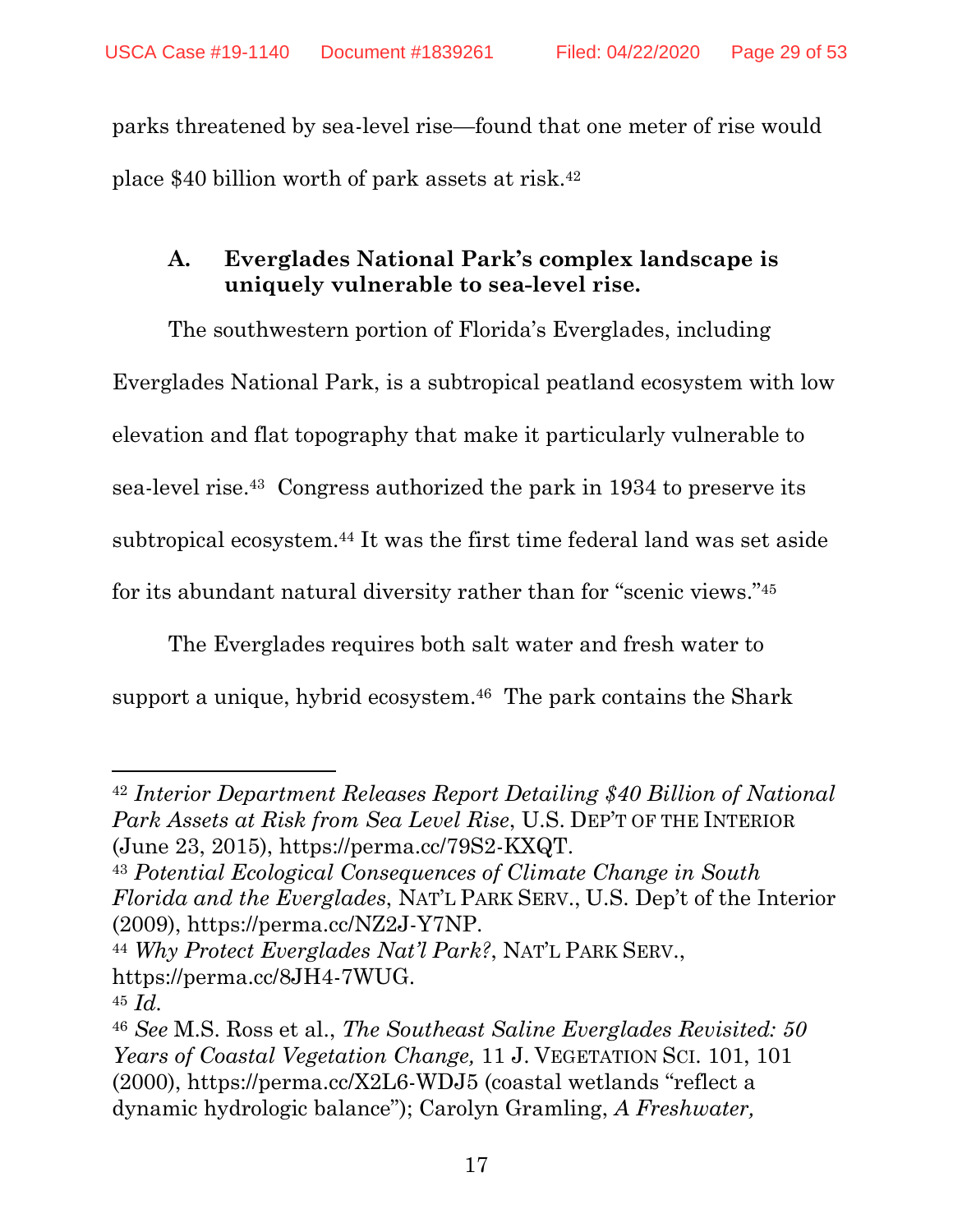parks threatened by sea-level rise—found that one meter of rise would place $40 billion worth of park assets at risk.[42]

### A. Everglades National Park's complex landscape is uniquely vulnerable to sea-level rise.

The southwestern portion of Florida's Everglades, including Everglades National Park, is a subtropical peatland ecosystem with low elevation and flat topography that make it particularly vulnerable to sea-level rise.[43] Congress authorized the park in 1934 to preserve its subtropical ecosystem.[44] It was the first time federal land was set aside for its abundant natural diversity rather than for "scenic views."[45]

The Everglades requires both salt water and fresh water to support a unique, hybrid ecosystem.[46] The park contains the Shark

---

[42] *Interior Department Releases Report Detailing $40 Billion of National Park Assets at Risk from Sea Level Rise*, U.S. DEP'T OF THE INTERIOR (June 23, 2015), https://perma.cc/79S2-KXQT.

[43] *Potential Ecological Consequences of Climate Change in South Florida and the Everglades*, NAT'L PARK SERV., U.S. Dep't of the Interior (2009), https://perma.cc/NZ2J-Y7NP.

[44] *Why Protect Everglades Nat'l Park?*, NAT'L PARK SERV., https://perma.cc/8JH4-7WUG.

[45] *Id.*

[46] *See* M.S. Ross et al., *The Southeast Saline Everglades Revisited: 50 Years of Coastal Vegetation Change,* 11 J. VEGETATION SCI. 101, 101 (2000), https://perma.cc/X2L6-WDJ5 (coastal wetlands "reflect a dynamic hydrologic balance"); Carolyn Gramling, *A Freshwater,*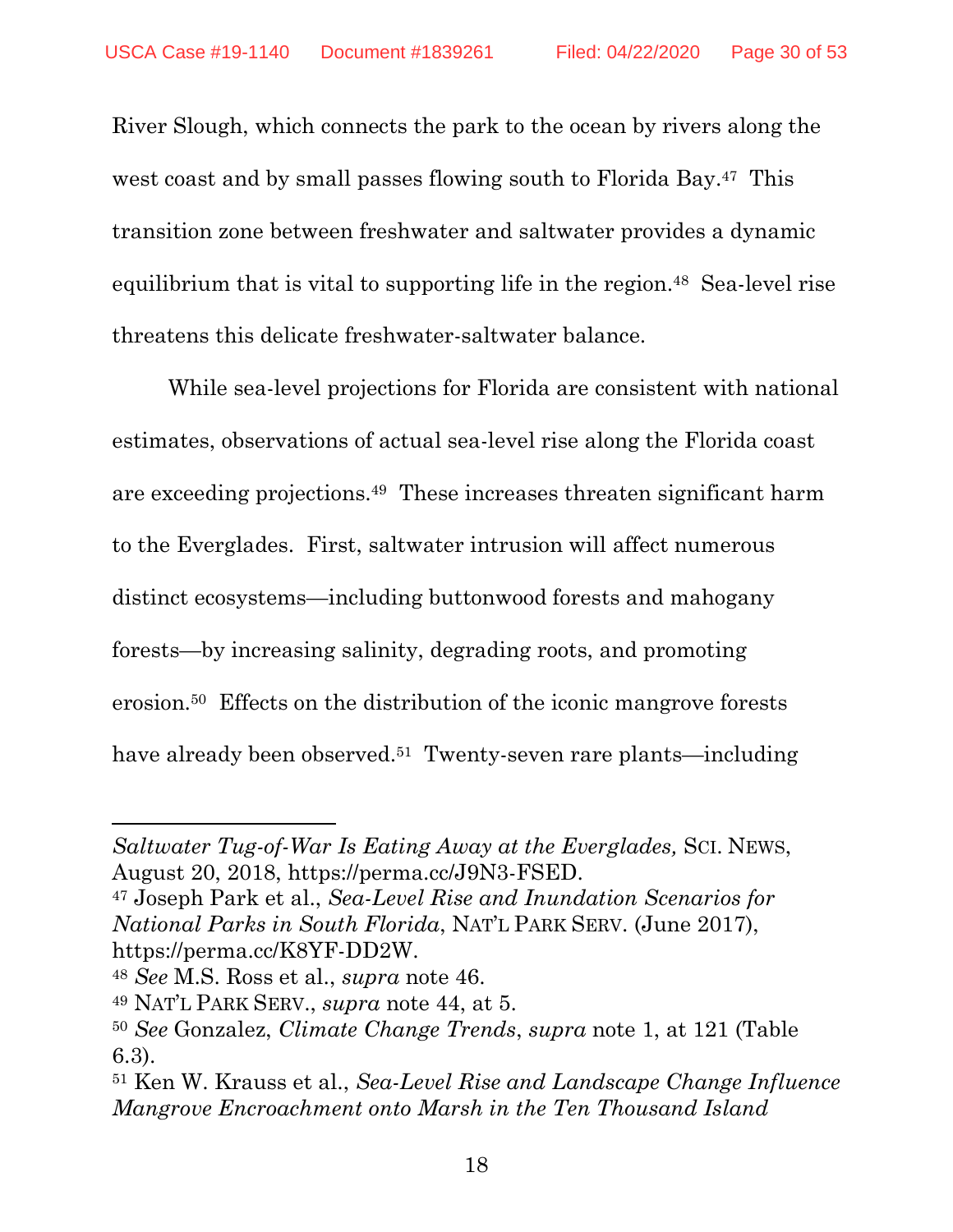River Slough, which connects the park to the ocean by rivers along the west coast and by small passes flowing south to Florida Bay.[47] This transition zone between freshwater and saltwater provides a dynamic equilibrium that is vital to supporting life in the region.[48] Sea-level rise threatens this delicate freshwater-saltwater balance.

While sea-level projections for Florida are consistent with national estimates, observations of actual sea-level rise along the Florida coast are exceeding projections.[49] These increases threaten significant harm to the Everglades. First, saltwater intrusion will affect numerous distinct ecosystems—including buttonwood forests and mahogany forests—by increasing salinity, degrading roots, and promoting erosion.[50] Effects on the distribution of the iconic mangrove forests have already been observed.[51] Twenty-seven rare plants—including

---

*Saltwater Tug-of-War Is Eating Away at the Everglades,* SCI. NEWS, August 20, 2018, https://perma.cc/J9N3-FSED.

[47] Joseph Park et al., *Sea-Level Rise and Inundation Scenarios for National Parks in South Florida*, NAT'L PARK SERV. (June 2017), https://perma.cc/K8YF-DD2W.

[48] *See* M.S. Ross et al., *supra* note 46.

[49] NAT'L PARK SERV., *supra* note 44, at 5.

[50] *See* Gonzalez, *Climate Change Trends*, *supra* note 1, at 121 (Table 6.3).

[51] Ken W. Krauss et al., *Sea-Level Rise and Landscape Change Influence Mangrove Encroachment onto Marsh in the Ten Thousand Island*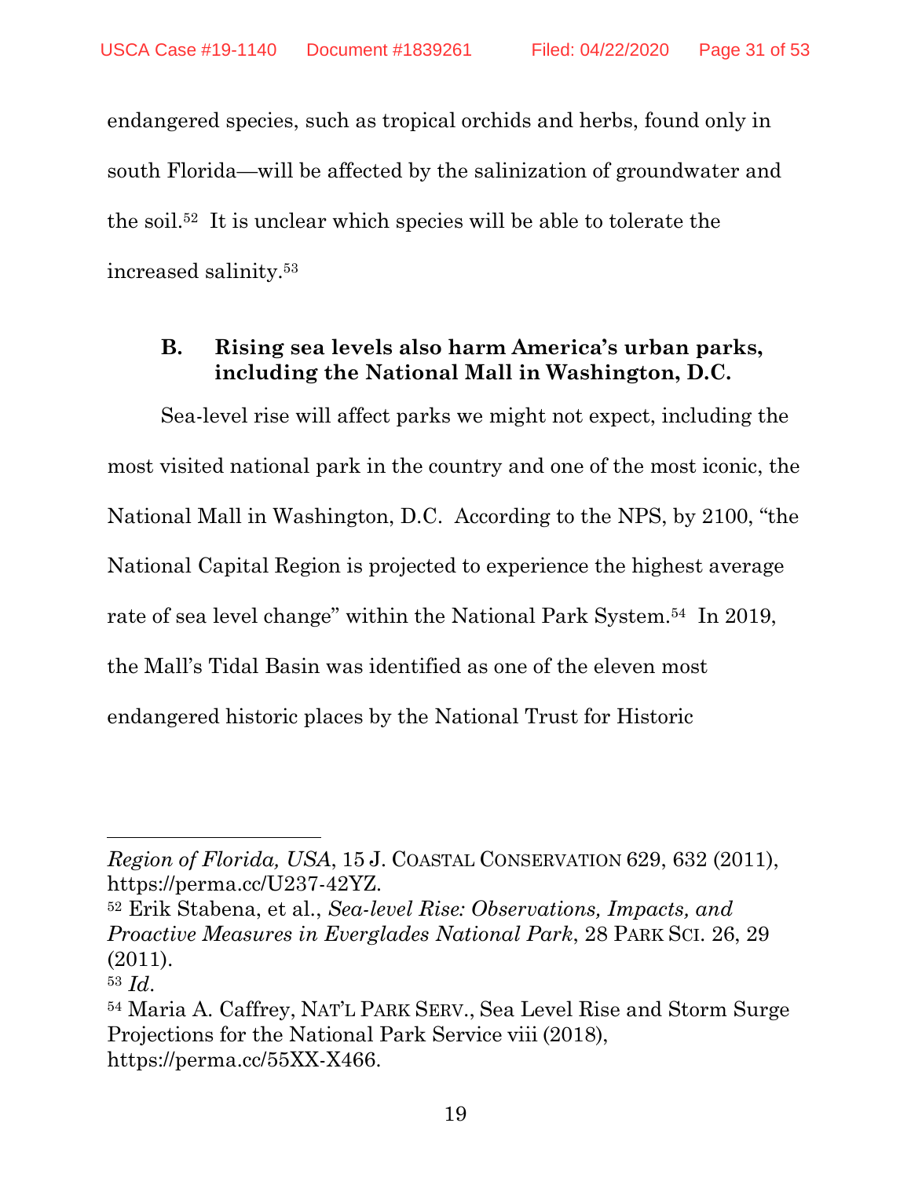endangered species, such as tropical orchids and herbs, found only in south Florida—will be affected by the salinization of groundwater and the soil.[52] It is unclear which species will be able to tolerate the increased salinity.[53]

### B. Rising sea levels also harm America's urban parks, including the National Mall in Washington, D.C.

Sea-level rise will affect parks we might not expect, including the most visited national park in the country and one of the most iconic, the National Mall in Washington, D.C. According to the NPS, by 2100, "the National Capital Region is projected to experience the highest average rate of sea level change" within the National Park System.[54] In 2019, the Mall's Tidal Basin was identified as one of the eleven most endangered historic places by the National Trust for Historic

---

*Region of Florida, USA*, 15 J. COASTAL CONSERVATION 629, 632 (2011), https://perma.cc/U237-42YZ.

[52] Erik Stabena, et al., *Sea-level Rise: Observations, Impacts, and Proactive Measures in Everglades National Park*, 28 PARK SCI. 26, 29 (2011).

[53] *Id*.

[54] Maria A. Caffrey, NAT'L PARK SERV., Sea Level Rise and Storm Surge Projections for the National Park Service viii (2018), https://perma.cc/55XX-X466.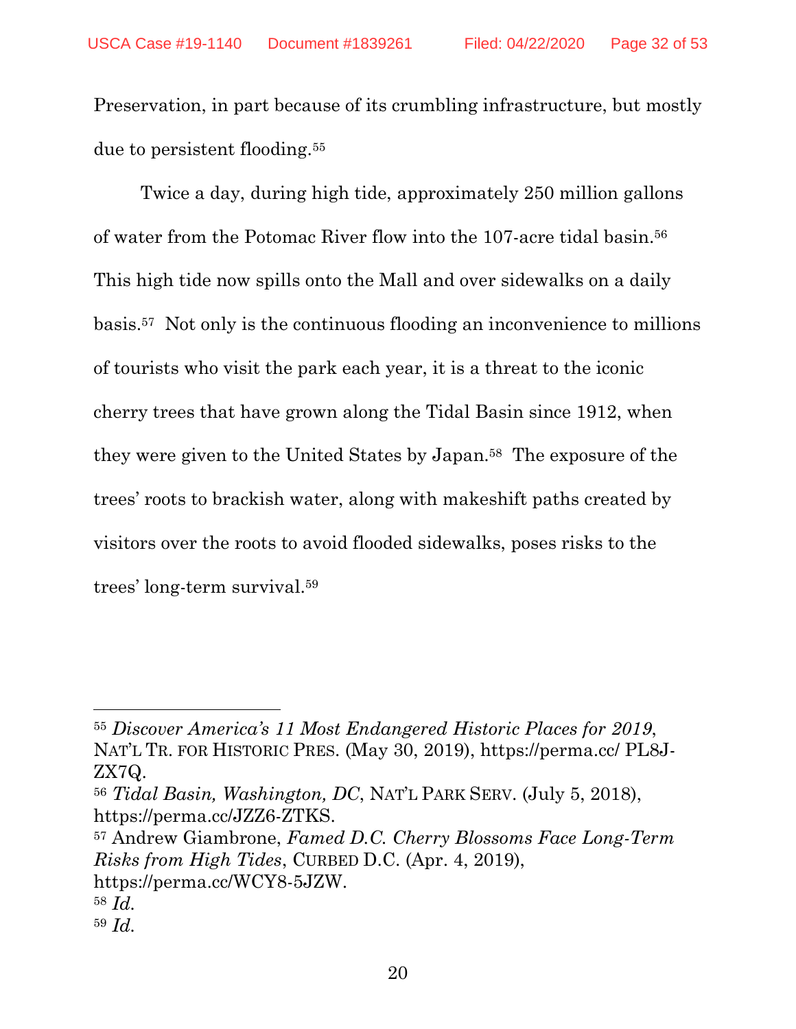Preservation, in part because of its crumbling infrastructure, but mostly due to persistent flooding.[55]

Twice a day, during high tide, approximately 250 million gallons of water from the Potomac River flow into the 107-acre tidal basin.[56] This high tide now spills onto the Mall and over sidewalks on a daily basis.[57] Not only is the continuous flooding an inconvenience to millions of tourists who visit the park each year, it is a threat to the iconic cherry trees that have grown along the Tidal Basin since 1912, when they were given to the United States by Japan.[58] The exposure of the trees' roots to brackish water, along with makeshift paths created by visitors over the roots to avoid flooded sidewalks, poses risks to the trees' long-term survival.[59]

---

[55] *Discover America's 11 Most Endangered Historic Places for 2019*, NAT'L TR. FOR HISTORIC PRES. (May 30, 2019), https://perma.cc/ PL8J-ZX7Q.

[56] *Tidal Basin, Washington, DC*, NAT'L PARK SERV. (July 5, 2018), https://perma.cc/JZZ6-ZTKS.

[57] Andrew Giambrone, *Famed D.C. Cherry Blossoms Face Long-Term Risks from High Tides*, CURBED D.C. (Apr. 4, 2019), https://perma.cc/WCY8-5JZW.

[58] *Id.*

[59] *Id.*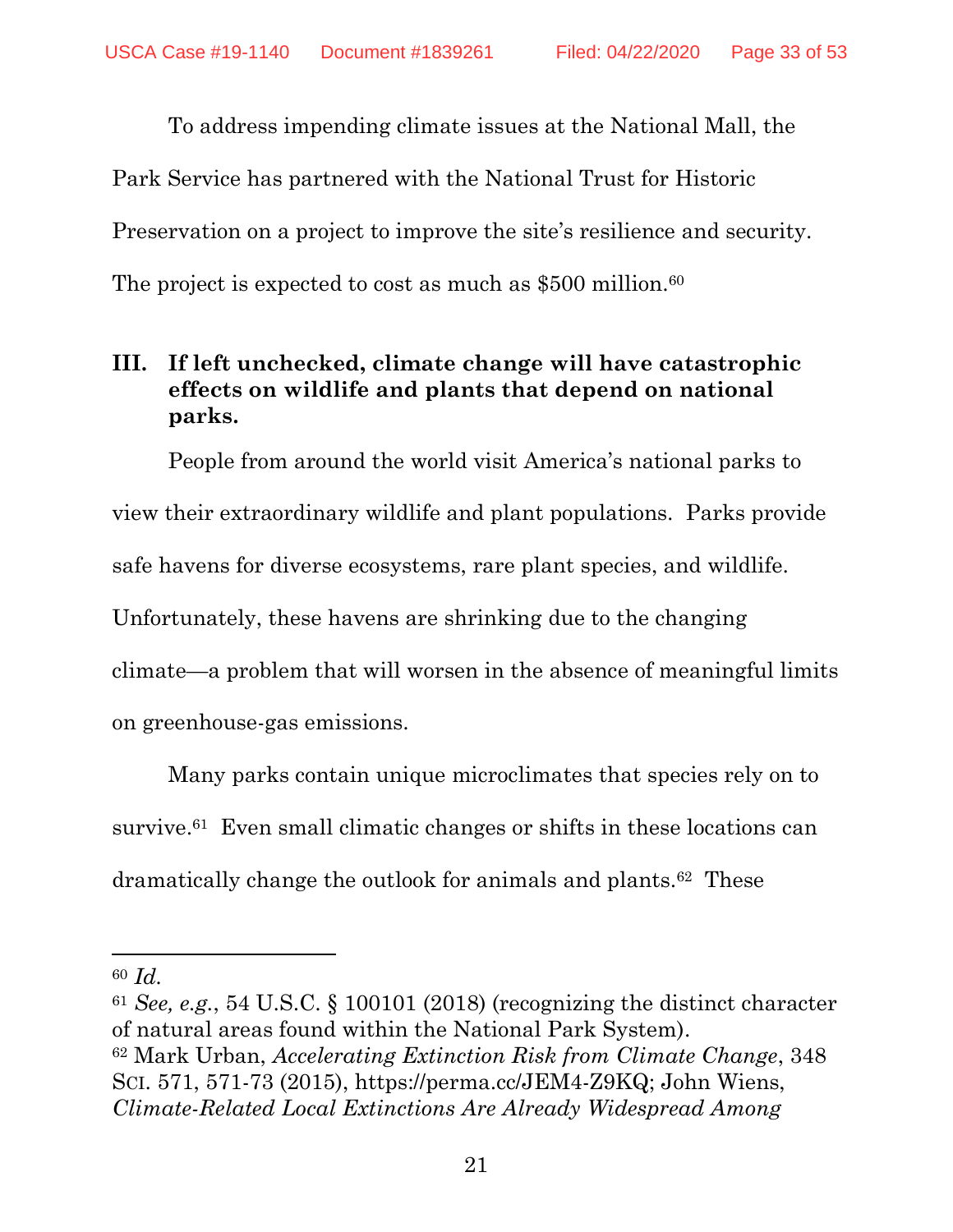To address impending climate issues at the National Mall, the Park Service has partnered with the National Trust for Historic Preservation on a project to improve the site's resilience and security. The project is expected to cost as much as $500 million.[60]

## III. If left unchecked, climate change will have catastrophic effects on wildlife and plants that depend on national parks.

People from around the world visit America's national parks to view their extraordinary wildlife and plant populations. Parks provide safe havens for diverse ecosystems, rare plant species, and wildlife. Unfortunately, these havens are shrinking due to the changing climate—a problem that will worsen in the absence of meaningful limits on greenhouse-gas emissions.

Many parks contain unique microclimates that species rely on to survive.[61] Even small climatic changes or shifts in these locations can dramatically change the outlook for animals and plants.[62] These

---

[60] *Id.*

[61] *See, e.g.*, 54 U.S.C. § 100101 (2018) (recognizing the distinct character of natural areas found within the National Park System).

[62] Mark Urban, *Accelerating Extinction Risk from Climate Change*, 348 SCI. 571, 571-73 (2015), https://perma.cc/JEM4-Z9KQ; John Wiens, *Climate-Related Local Extinctions Are Already Widespread Among*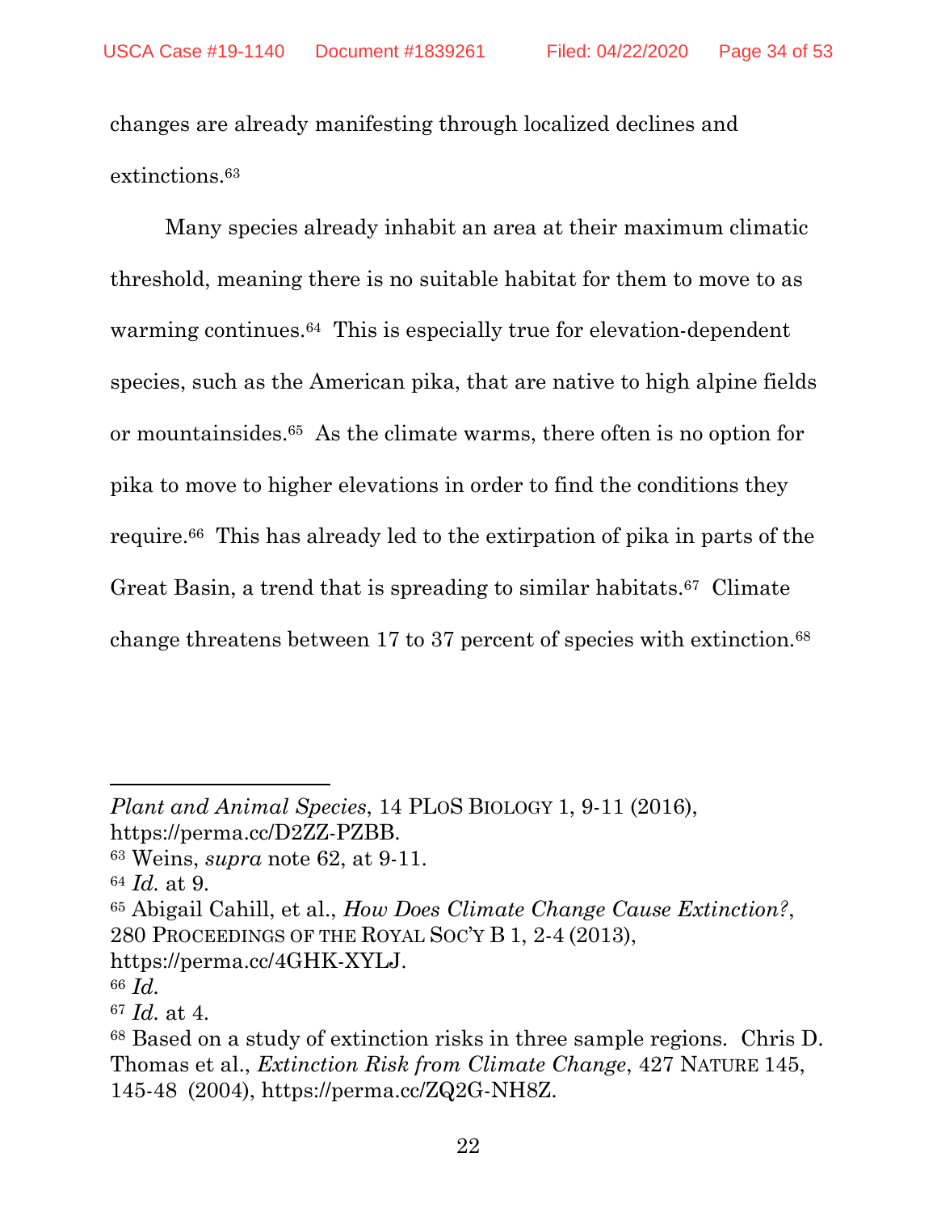changes are already manifesting through localized declines and extinctions.[63]

Many species already inhabit an area at their maximum climatic threshold, meaning there is no suitable habitat for them to move to as warming continues.[64] This is especially true for elevation-dependent species, such as the American pika, that are native to high alpine fields or mountainsides.[65] As the climate warms, there often is no option for pika to move to higher elevations in order to find the conditions they require.[66] This has already led to the extirpation of pika in parts of the Great Basin, a trend that is spreading to similar habitats.[67] Climate change threatens between 17 to 37 percent of species with extinction.[68]

---

*Plant and Animal Species*, 14 PLoS BIOLOGY 1, 9-11 (2016), https://perma.cc/D2ZZ-PZBB.

[63] Weins, *supra* note 62, at 9-11.

[64] *Id.* at 9.

[65] Abigail Cahill, et al., *How Does Climate Change Cause Extinction?*, 280 PROCEEDINGS OF THE ROYAL SOC'Y B 1, 2-4 (2013), https://perma.cc/4GHK-XYLJ.

[66] *Id.*

[67] *Id.* at 4.

[68] Based on a study of extinction risks in three sample regions. Chris D. Thomas et al., *Extinction Risk from Climate Change*, 427 NATURE 145, 145-48 (2004), https://perma.cc/ZQ2G-NH8Z.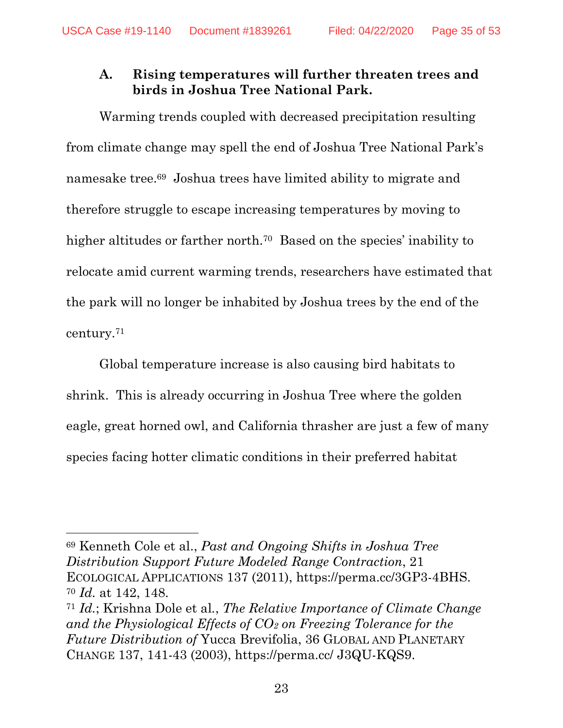### A. Rising temperatures will further threaten trees and birds in Joshua Tree National Park.

Warming trends coupled with decreased precipitation resulting from climate change may spell the end of Joshua Tree National Park's namesake tree.[69] Joshua trees have limited ability to migrate and therefore struggle to escape increasing temperatures by moving to higher altitudes or farther north.[70] Based on the species' inability to relocate amid current warming trends, researchers have estimated that the park will no longer be inhabited by Joshua trees by the end of the century.[71]

Global temperature increase is also causing bird habitats to shrink. This is already occurring in Joshua Tree where the golden eagle, great horned owl, and California thrasher are just a few of many species facing hotter climatic conditions in their preferred habitat

---

[69] Kenneth Cole et al., *Past and Ongoing Shifts in Joshua Tree Distribution Support Future Modeled Range Contraction*, 21 ECOLOGICAL APPLICATIONS 137 (2011), https://perma.cc/3GP3-4BHS.

[70] *Id.* at 142, 148.

[71] *Id.*; Krishna Dole et al., *The Relative Importance of Climate Change and the Physiological Effects of $CO_2$ on Freezing Tolerance for the Future Distribution of* Yucca Brevifolia, 36 GLOBAL AND PLANETARY CHANGE 137, 141-43 (2003), https://perma.cc/ J3QU-KQS9.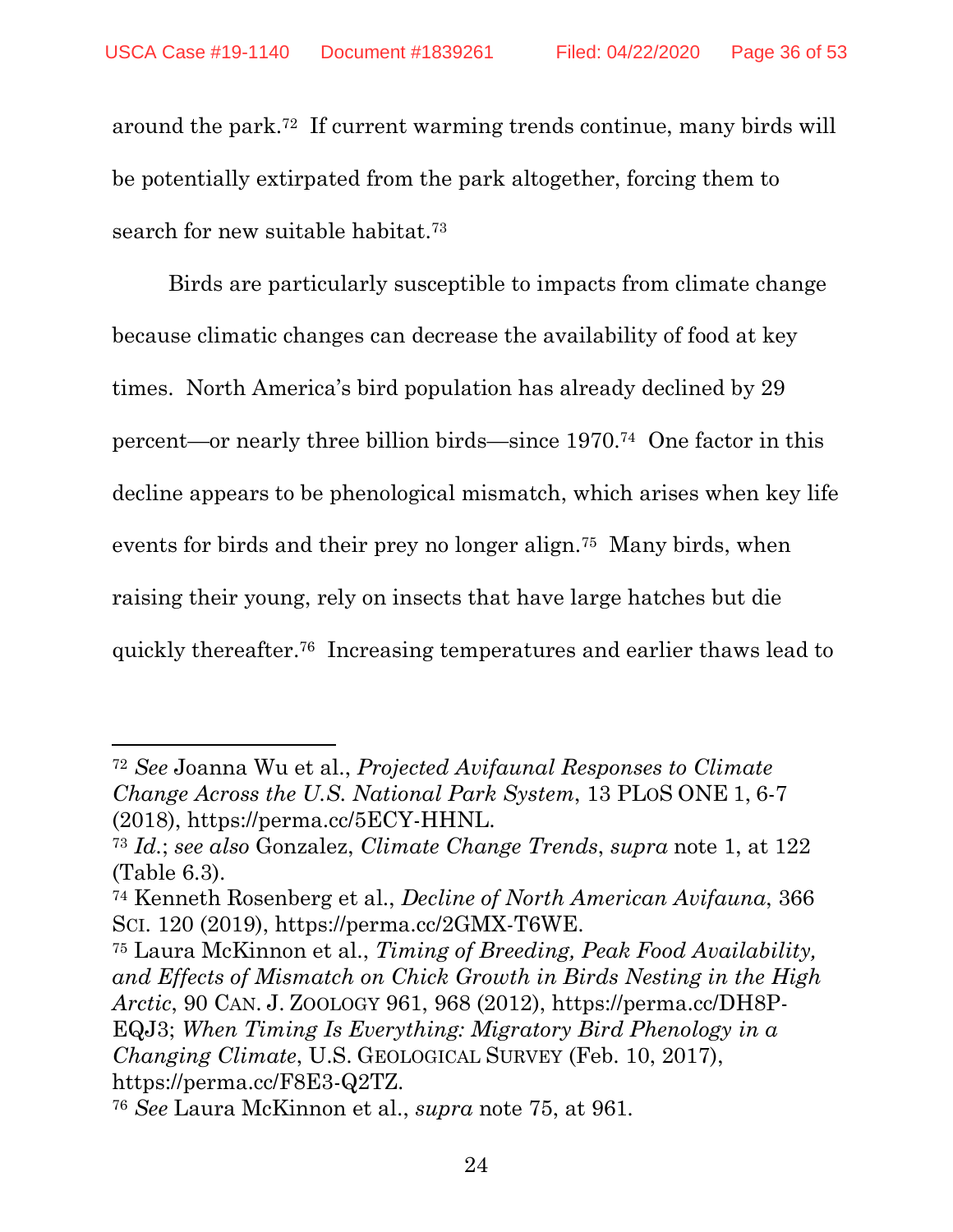around the park.[72] If current warming trends continue, many birds will be potentially extirpated from the park altogether, forcing them to search for new suitable habitat.[73]

Birds are particularly susceptible to impacts from climate change because climatic changes can decrease the availability of food at key times. North America's bird population has already declined by 29 percent—or nearly three billion birds—since 1970.[74] One factor in this decline appears to be phenological mismatch, which arises when key life events for birds and their prey no longer align.[75] Many birds, when raising their young, rely on insects that have large hatches but die quickly thereafter.[76] Increasing temperatures and earlier thaws lead to

---

[72] *See* Joanna Wu et al., *Projected Avifaunal Responses to Climate Change Across the U.S. National Park System*, 13 PLOS ONE 1, 6-7 (2018), https://perma.cc/5ECY-HHNL.

[73] *Id.*; *see also* Gonzalez, *Climate Change Trends*, *supra* note 1, at 122 (Table 6.3).

[74] Kenneth Rosenberg et al., *Decline of North American Avifauna*, 366 SCI. 120 (2019), https://perma.cc/2GMX-T6WE.

[75] Laura McKinnon et al., *Timing of Breeding, Peak Food Availability, and Effects of Mismatch on Chick Growth in Birds Nesting in the High Arctic*, 90 CAN. J. ZOOLOGY 961, 968 (2012), https://perma.cc/DH8P-EQJ3; *When Timing Is Everything: Migratory Bird Phenology in a Changing Climate*, U.S. GEOLOGICAL SURVEY (Feb. 10, 2017), https://perma.cc/F8E3-Q2TZ.

[76] *See* Laura McKinnon et al., *supra* note 75, at 961.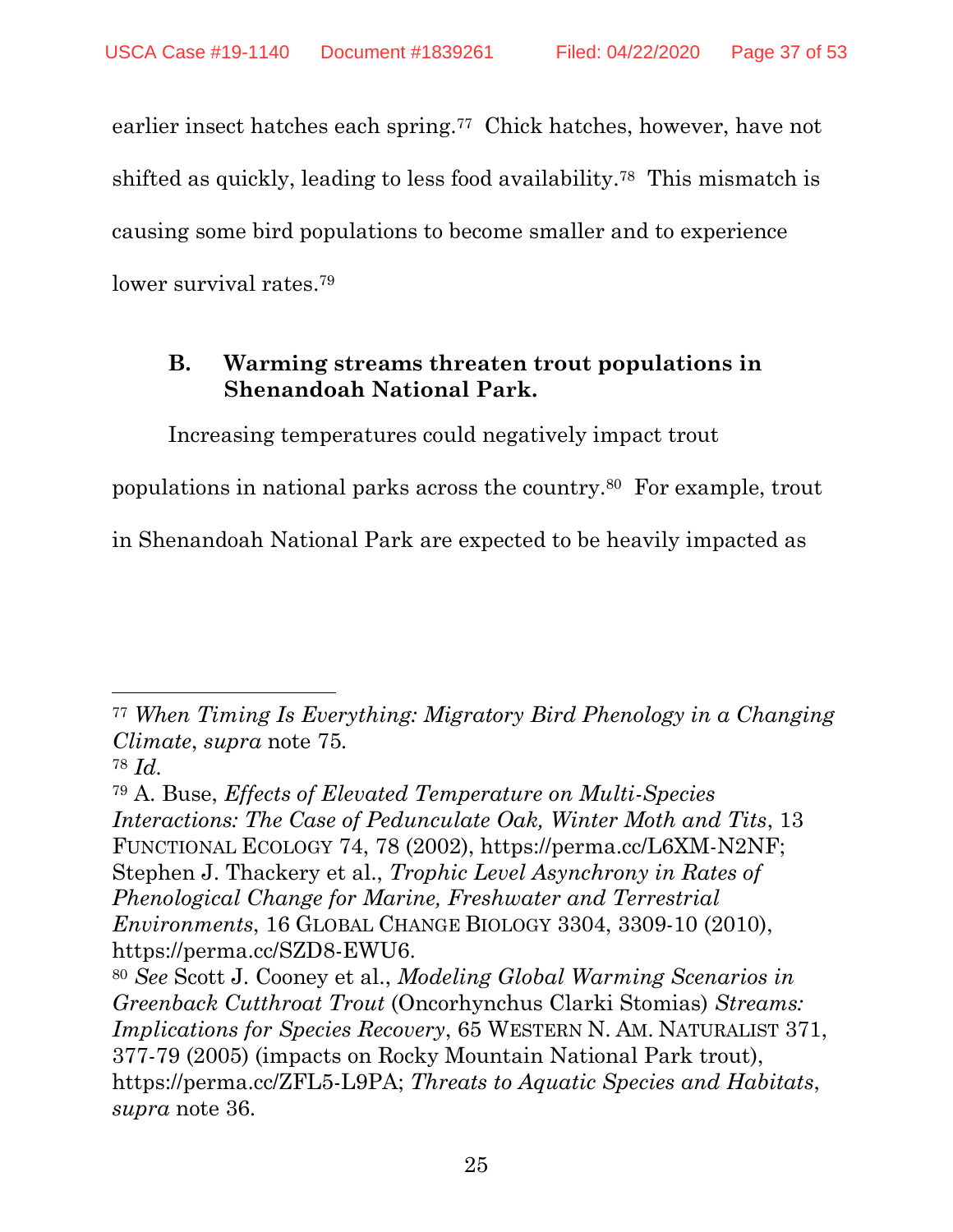earlier insect hatches each spring.[77] Chick hatches, however, have not shifted as quickly, leading to less food availability.[78] This mismatch is causing some bird populations to become smaller and to experience lower survival rates.[79]

### B. Warming streams threaten trout populations in Shenandoah National Park.

Increasing temperatures could negatively impact trout populations in national parks across the country.[80] For example, trout in Shenandoah National Park are expected to be heavily impacted as

---

[77] *When Timing Is Everything: Migratory Bird Phenology in a Changing Climate*, *supra* note 75.

[78] *Id.*

[79] A. Buse, *Effects of Elevated Temperature on Multi-Species Interactions: The Case of Pedunculate Oak, Winter Moth and Tits*, 13 FUNCTIONAL ECOLOGY 74, 78 (2002), https://perma.cc/L6XM-N2NF; Stephen J. Thackery et al., *Trophic Level Asynchrony in Rates of Phenological Change for Marine, Freshwater and Terrestrial Environments*, 16 GLOBAL CHANGE BIOLOGY 3304, 3309-10 (2010), https://perma.cc/SZD8-EWU6.

[80] *See* Scott J. Cooney et al., *Modeling Global Warming Scenarios in Greenback Cutthroat Trout* (Oncorhynchus Clarki Stomias) *Streams: Implications for Species Recovery*, 65 WESTERN N. AM. NATURALIST 371, 377-79 (2005) (impacts on Rocky Mountain National Park trout), https://perma.cc/ZFL5-L9PA; *Threats to Aquatic Species and Habitats*, *supra* note 36.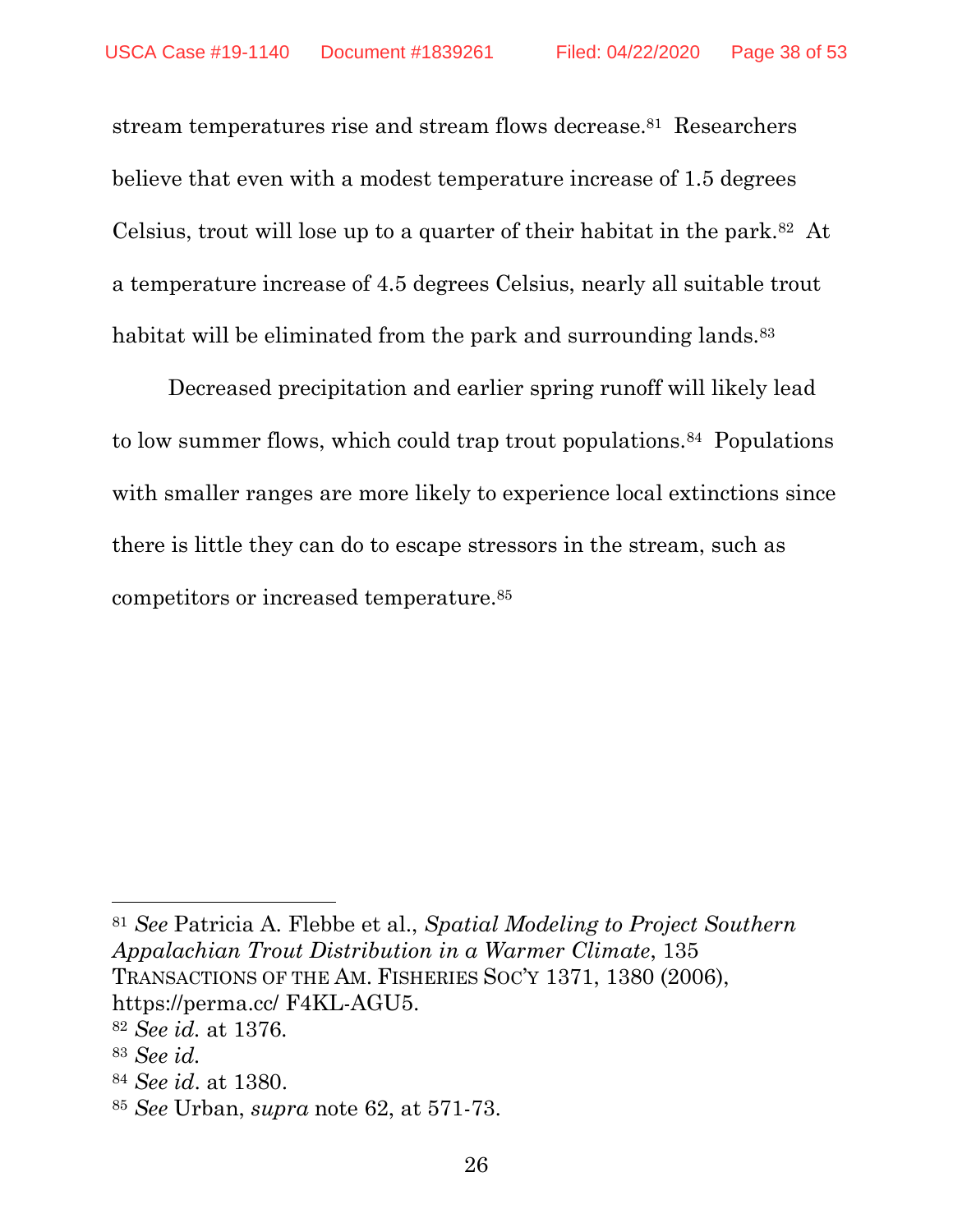stream temperatures rise and stream flows decrease.[81] Researchers believe that even with a modest temperature increase of 1.5 degrees Celsius, trout will lose up to a quarter of their habitat in the park.[82] At a temperature increase of 4.5 degrees Celsius, nearly all suitable trout habitat will be eliminated from the park and surrounding lands.[83]

Decreased precipitation and earlier spring runoff will likely lead to low summer flows, which could trap trout populations.[84] Populations with smaller ranges are more likely to experience local extinctions since there is little they can do to escape stressors in the stream, such as competitors or increased temperature.[85]

---

[81] *See* Patricia A. Flebbe et al., *Spatial Modeling to Project Southern Appalachian Trout Distribution in a Warmer Climate*, 135 TRANSACTIONS OF THE AM. FISHERIES SOC'Y 1371, 1380 (2006), https://perma.cc/ F4KL-AGU5.

[82] *See id.* at 1376.

[83] *See id.*

[84] *See id.* at 1380.

[85] *See* Urban, *supra* note 62, at 571-73.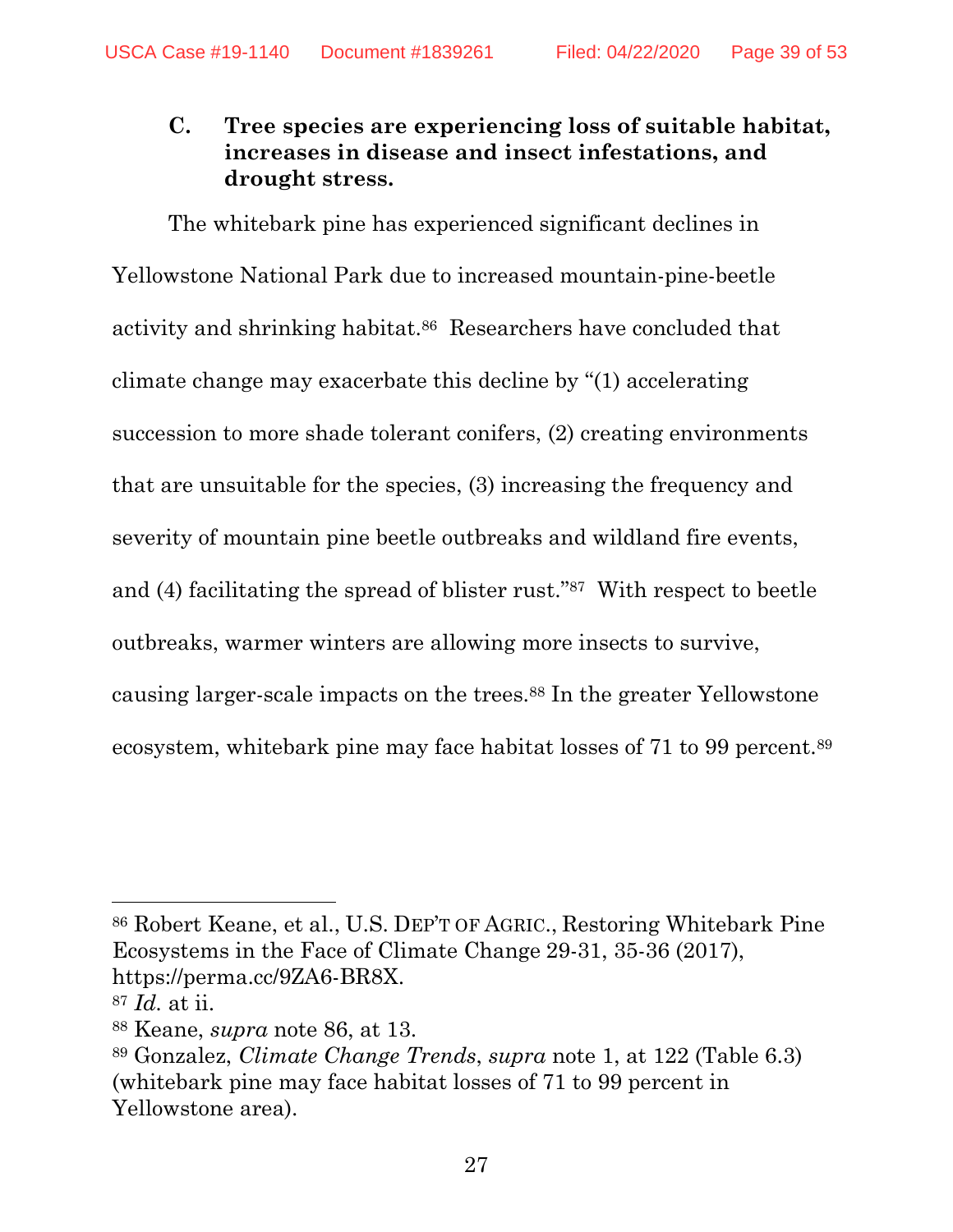### C. Tree species are experiencing loss of suitable habitat, increases in disease and insect infestations, and drought stress.

The whitebark pine has experienced significant declines in Yellowstone National Park due to increased mountain-pine-beetle activity and shrinking habitat.[86] Researchers have concluded that climate change may exacerbate this decline by "(1) accelerating succession to more shade tolerant conifers, (2) creating environments that are unsuitable for the species, (3) increasing the frequency and severity of mountain pine beetle outbreaks and wildland fire events, and (4) facilitating the spread of blister rust."[87] With respect to beetle outbreaks, warmer winters are allowing more insects to survive, causing larger-scale impacts on the trees.[88] In the greater Yellowstone ecosystem, whitebark pine may face habitat losses of 71 to 99 percent.[89]

---

[86] Robert Keane, et al., U.S. DEP'T OF AGRIC., Restoring Whitebark Pine Ecosystems in the Face of Climate Change 29-31, 35-36 (2017), https://perma.cc/9ZA6-BR8X.

[87] *Id.* at ii.

[88] Keane, *supra* note 86, at 13.

[89] Gonzalez, *Climate Change Trends*, *supra* note 1, at 122 (Table 6.3) (whitebark pine may face habitat losses of 71 to 99 percent in Yellowstone area).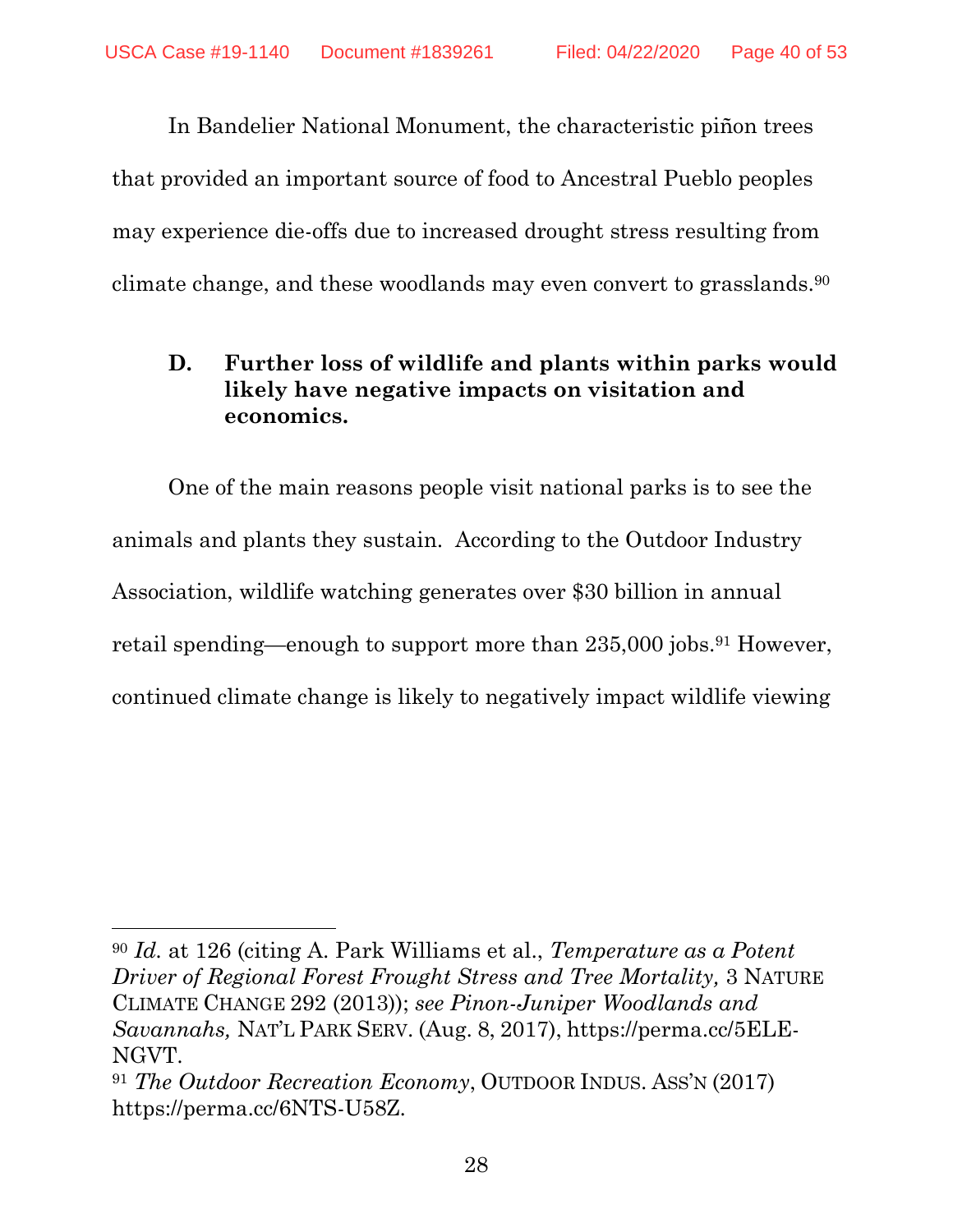In Bandelier National Monument, the characteristic piñon trees that provided an important source of food to Ancestral Pueblo peoples may experience die-offs due to increased drought stress resulting from climate change, and these woodlands may even convert to grasslands.[90]

### D. Further loss of wildlife and plants within parks would likely have negative impacts on visitation and economics.

One of the main reasons people visit national parks is to see the animals and plants they sustain. According to the Outdoor Industry Association, wildlife watching generates over $30 billion in annual retail spending—enough to support more than 235,000 jobs.[91] However, continued climate change is likely to negatively impact wildlife viewing

---

[90] *Id.* at 126 (citing A. Park Williams et al., *Temperature as a Potent Driver of Regional Forest Frought Stress and Tree Mortality,* 3 NATURE CLIMATE CHANGE 292 (2013)); *see Pinon-Juniper Woodlands and Savannahs,* NAT'L PARK SERV. (Aug. 8, 2017), https://perma.cc/5ELE-NGVT.

[91] *The Outdoor Recreation Economy*, OUTDOOR INDUS. ASS'N (2017) https://perma.cc/6NTS-U58Z.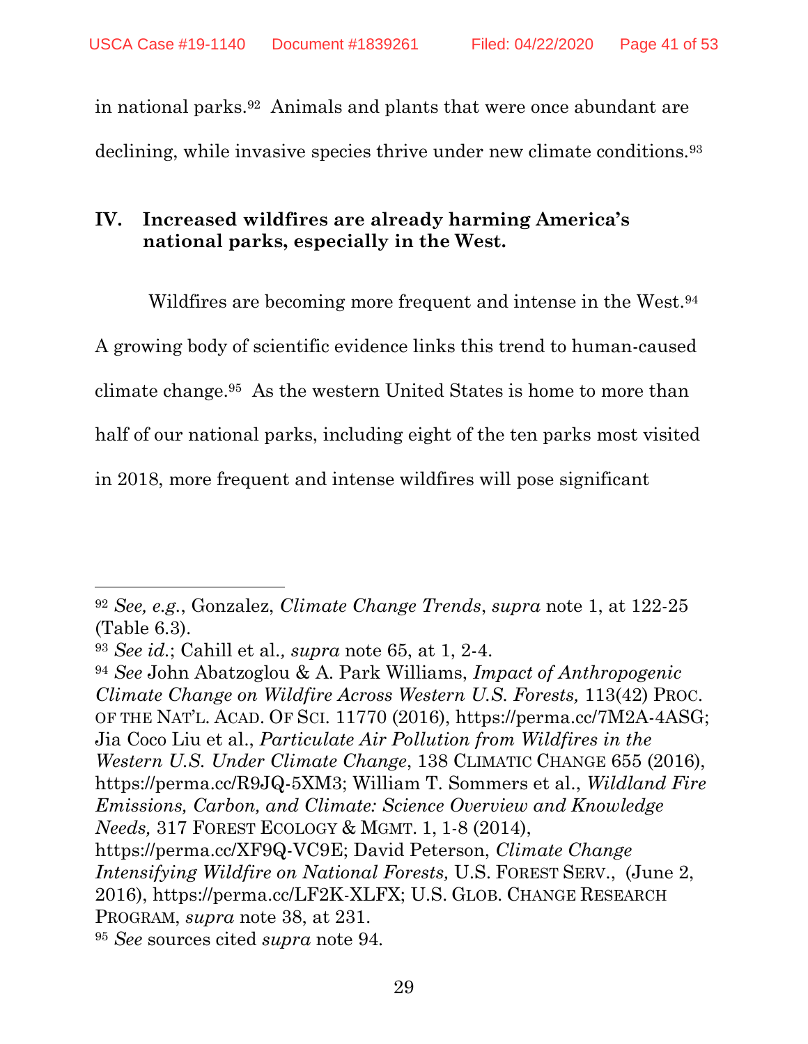in national parks.[92] Animals and plants that were once abundant are declining, while invasive species thrive under new climate conditions.[93]

## IV. Increased wildfires are already harming America's national parks, especially in the West.

Wildfires are becoming more frequent and intense in the West.[94] A growing body of scientific evidence links this trend to human-caused climate change.[95] As the western United States is home to more than half of our national parks, including eight of the ten parks most visited in 2018, more frequent and intense wildfires will pose significant

---

[92] *See, e.g.*, Gonzalez, *Climate Change Trends*, *supra* note 1, at 122-25 (Table 6.3).

[93] *See id.*; Cahill et al., *supra* note 65, at 1, 2-4.

[94] *See* John Abatzoglou & A. Park Williams, *Impact of Anthropogenic Climate Change on Wildfire Across Western U.S. Forests,* 113(42) PROC. OF THE NAT'L. ACAD. OF SCI. 11770 (2016), https://perma.cc/7M2A-4ASG; Jia Coco Liu et al., *Particulate Air Pollution from Wildfires in the Western U.S. Under Climate Change*, 138 CLIMATIC CHANGE 655 (2016), https://perma.cc/R9JQ-5XM3; William T. Sommers et al., *Wildland Fire Emissions, Carbon, and Climate: Science Overview and Knowledge Needs,* 317 FOREST ECOLOGY & MGMT. 1, 1-8 (2014), https://perma.cc/XF9Q-VC9E; David Peterson, *Climate Change Intensifying Wildfire on National Forests,* U.S. FOREST SERV., (June 2, 2016), https://perma.cc/LF2K-XLFX; U.S. GLOB. CHANGE RESEARCH PROGRAM, *supra* note 38, at 231.

[95] *See* sources cited *supra* note 94.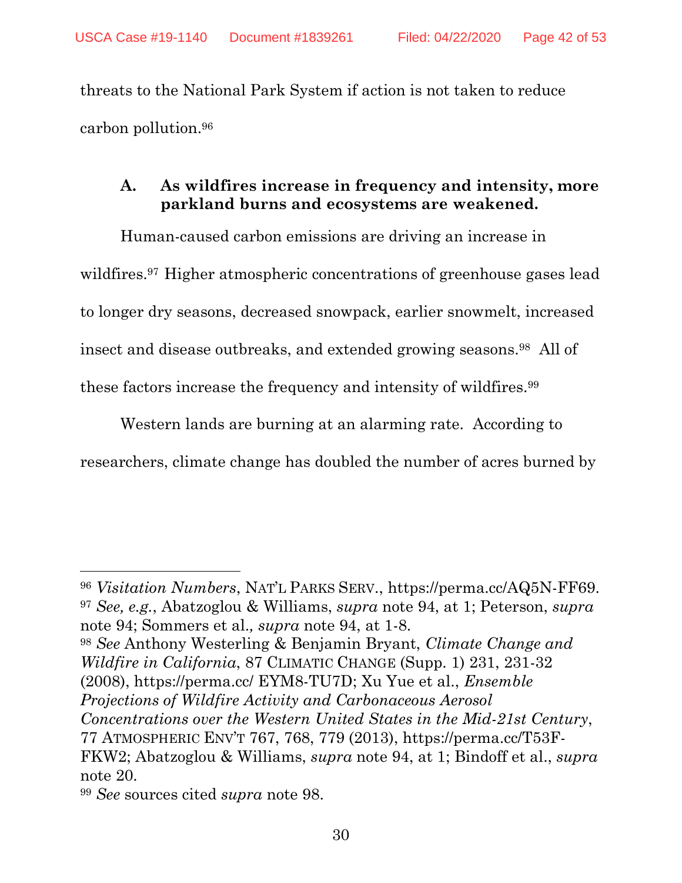threats to the National Park System if action is not taken to reduce carbon pollution.[96]

### A. As wildfires increase in frequency and intensity, more parkland burns and ecosystems are weakened.

Human-caused carbon emissions are driving an increase in wildfires.[97] Higher atmospheric concentrations of greenhouse gases lead to longer dry seasons, decreased snowpack, earlier snowmelt, increased insect and disease outbreaks, and extended growing seasons.[98] All of these factors increase the frequency and intensity of wildfires.[99]

Western lands are burning at an alarming rate. According to researchers, climate change has doubled the number of acres burned by

---

[96] *Visitation Numbers*, NAT'L PARKS SERV., https://perma.cc/AQ5N-FF69.

[97] *See, e.g.*, Abatzoglou & Williams, *supra* note 94, at 1; Peterson, *supra* note 94; Sommers et al.*, supra* note 94, at 1-8.

[98] *See* Anthony Westerling & Benjamin Bryant, *Climate Change and Wildfire in California*, 87 CLIMATIC CHANGE (Supp. 1) 231, 231-32 (2008), https://perma.cc/ EYM8-TU7D; Xu Yue et al., *Ensemble Projections of Wildfire Activity and Carbonaceous Aerosol Concentrations over the Western United States in the Mid-21st Century*, 77 ATMOSPHERIC ENV'T 767, 768, 779 (2013), https://perma.cc/T53F-FKW2; Abatzoglou & Williams, *supra* note 94, at 1; Bindoff et al., *supra* note 20.

[99] *See* sources cited *supra* note 98.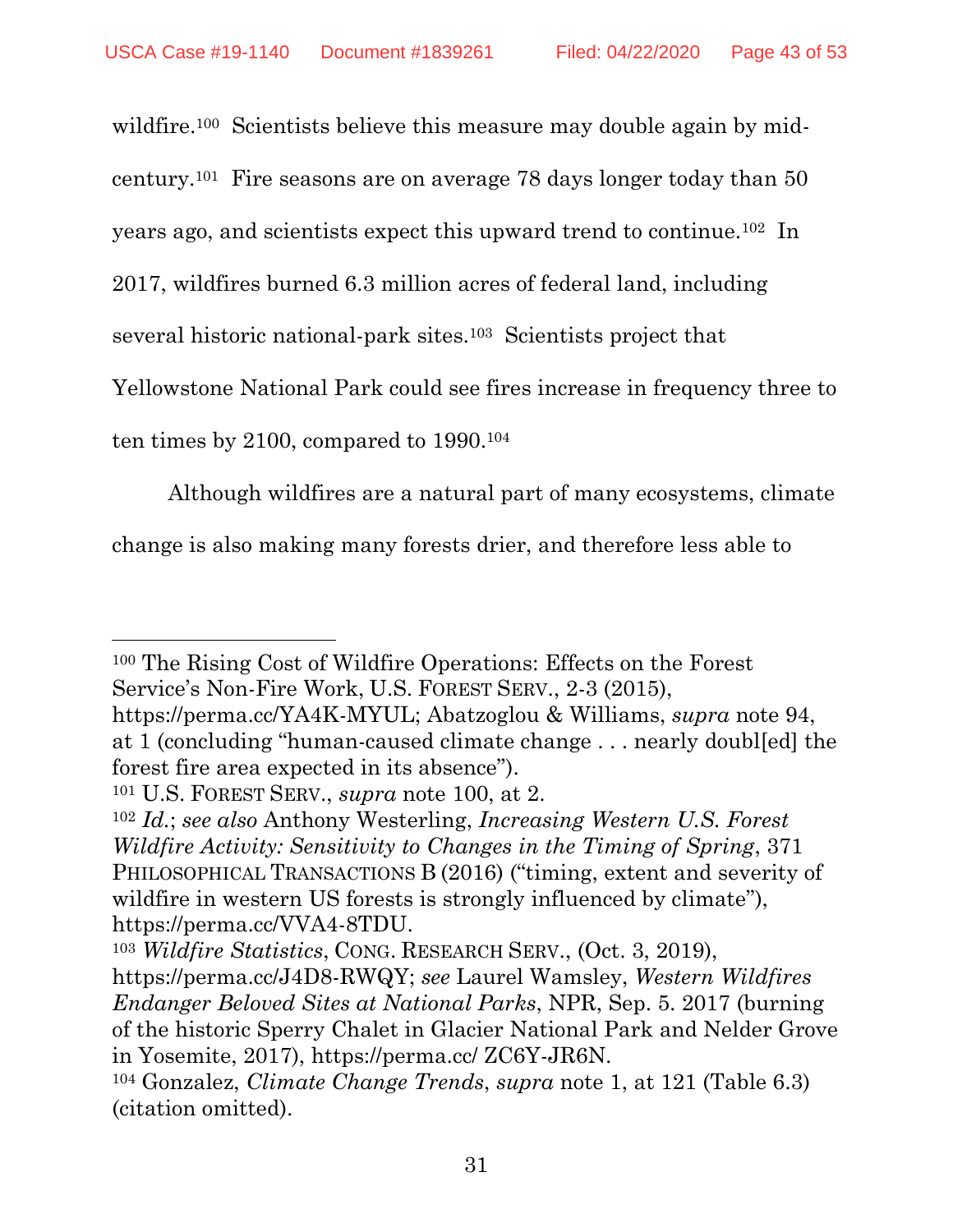wildfire.[100] Scientists believe this measure may double again by mid-century.[101] Fire seasons are on average 78 days longer today than 50 years ago, and scientists expect this upward trend to continue.[102] In 2017, wildfires burned 6.3 million acres of federal land, including several historic national-park sites.[103] Scientists project that Yellowstone National Park could see fires increase in frequency three to ten times by 2100, compared to 1990.[104]

Although wildfires are a natural part of many ecosystems, climate change is also making many forests drier, and therefore less able to

---

[100] The Rising Cost of Wildfire Operations: Effects on the Forest Service's Non-Fire Work, U.S. FOREST SERV., 2-3 (2015), https://perma.cc/YA4K-MYUL; Abatzoglou & Williams, *supra* note 94, at 1 (concluding "human-caused climate change . . . nearly doubl[ed] the forest fire area expected in its absence").

[101] U.S. FOREST SERV., *supra* note 100, at 2.

[102] *Id.*; *see also* Anthony Westerling, *Increasing Western U.S. Forest Wildfire Activity: Sensitivity to Changes in the Timing of Spring*, 371 PHILOSOPHICAL TRANSACTIONS B (2016) ("timing, extent and severity of wildfire in western US forests is strongly influenced by climate"), https://perma.cc/VVA4-8TDU.

[103] *Wildfire Statistics*, CONG. RESEARCH SERV., (Oct. 3, 2019), https://perma.cc/J4D8-RWQY; *see* Laurel Wamsley, *Western Wildfires Endanger Beloved Sites at National Parks*, NPR, Sep. 5. 2017 (burning of the historic Sperry Chalet in Glacier National Park and Nelder Grove in Yosemite, 2017), https://perma.cc/ ZC6Y-JR6N.

[104] Gonzalez, *Climate Change Trends*, *supra* note 1, at 121 (Table 6.3) (citation omitted).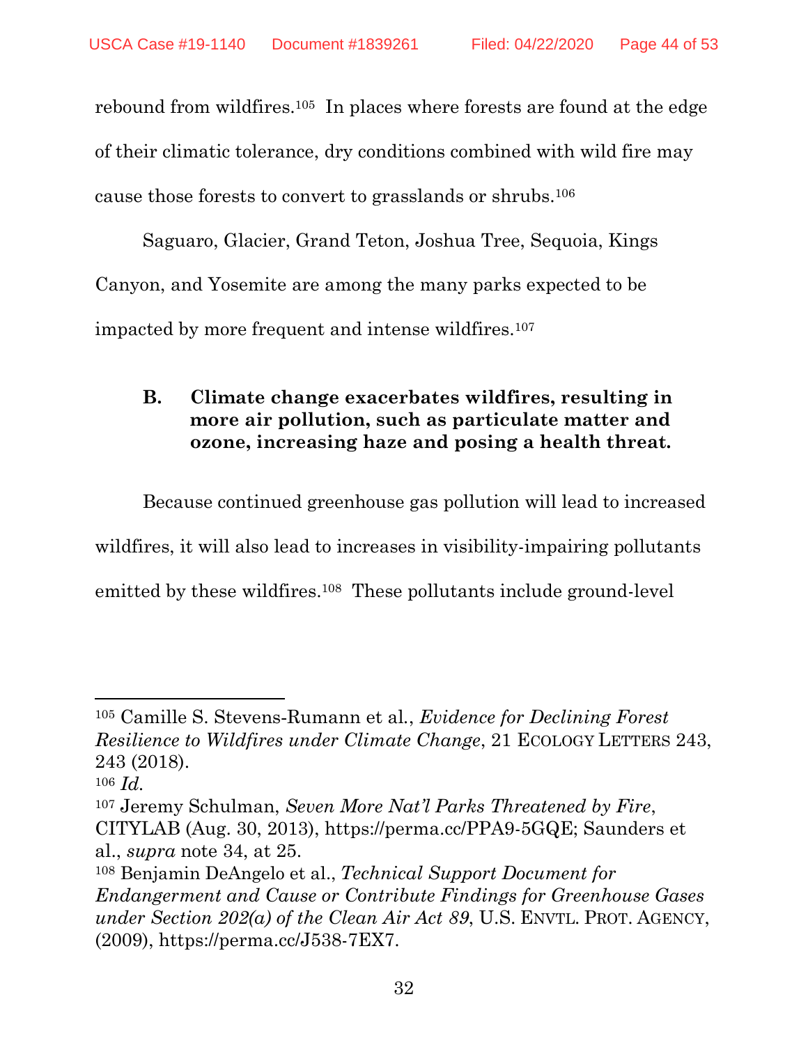rebound from wildfires.[105] In places where forests are found at the edge of their climatic tolerance, dry conditions combined with wild fire may cause those forests to convert to grasslands or shrubs.[106]

Saguaro, Glacier, Grand Teton, Joshua Tree, Sequoia, Kings Canyon, and Yosemite are among the many parks expected to be impacted by more frequent and intense wildfires.[107]

### B. Climate change exacerbates wildfires, resulting in more air pollution, such as particulate matter and ozone, increasing haze and posing a health threat.

Because continued greenhouse gas pollution will lead to increased wildfires, it will also lead to increases in visibility-impairing pollutants emitted by these wildfires.[108] These pollutants include ground-level

---

[105] Camille S. Stevens-Rumann et al., *Evidence for Declining Forest Resilience to Wildfires under Climate Change*, 21 ECOLOGY LETTERS 243, 243 (2018).

[106] *Id.*

[107] Jeremy Schulman, *Seven More Nat'l Parks Threatened by Fire*, CITYLAB (Aug. 30, 2013), https://perma.cc/PPA9-5GQE; Saunders et al., *supra* note 34, at 25.

[108] Benjamin DeAngelo et al., *Technical Support Document for Endangerment and Cause or Contribute Findings for Greenhouse Gases under Section 202(a) of the Clean Air Act 89*, U.S. ENVTL. PROT. AGENCY, (2009), https://perma.cc/J538-7EX7.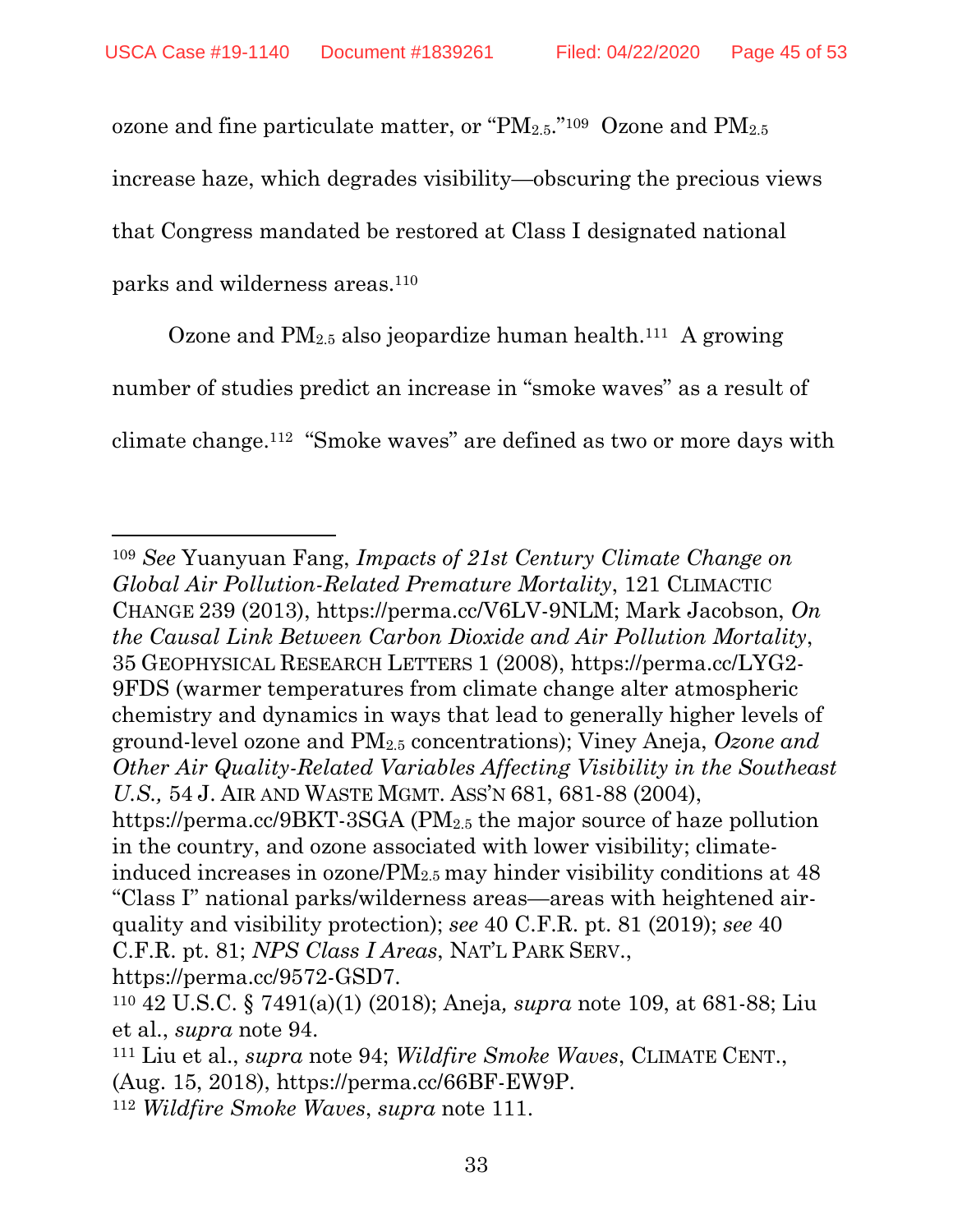ozone and fine particulate matter, or "$PM_{2.5}$."[109] Ozone and $PM_{2.5}$ increase haze, which degrades visibility—obscuring the precious views that Congress mandated be restored at Class I designated national parks and wilderness areas.[110]

Ozone and $PM_{2.5}$ also jeopardize human health.[111] A growing number of studies predict an increase in "smoke waves" as a result of climate change.[112] "Smoke waves" are defined as two or more days with

---

[109] *See* Yuanyuan Fang, *Impacts of 21st Century Climate Change on Global Air Pollution-Related Premature Mortality*, 121 CLIMACTIC CHANGE 239 (2013), https://perma.cc/V6LV-9NLM; Mark Jacobson, *On the Causal Link Between Carbon Dioxide and Air Pollution Mortality*, 35 GEOPHYSICAL RESEARCH LETTERS 1 (2008), https://perma.cc/LYG2-9FDS (warmer temperatures from climate change alter atmospheric chemistry and dynamics in ways that lead to generally higher levels of ground-level ozone and $PM_{2.5}$ concentrations); Viney Aneja, *Ozone and Other Air Quality-Related Variables Affecting Visibility in the Southeast U.S.,* 54 J. AIR AND WASTE MGMT. ASS'N 681, 681-88 (2004), https://perma.cc/9BKT-3SGA ($PM_{2.5}$ the major source of haze pollution in the country, and ozone associated with lower visibility; climate-induced increases in ozone/$PM_{2.5}$ may hinder visibility conditions at 48 "Class I" national parks/wilderness areas—areas with heightened air-quality and visibility protection); *see* 40 C.F.R. pt. 81 (2019); *see* 40 C.F.R. pt. 81; *NPS Class I Areas*, NAT'L PARK SERV., https://perma.cc/9572-GSD7.

[110] 42 U.S.C. § 7491(a)(1) (2018); Aneja*, supra* note 109, at 681-88; Liu et al., *supra* note 94.

[111] Liu et al., *supra* note 94; *Wildfire Smoke Waves*, CLIMATE CENT., (Aug. 15, 2018), https://perma.cc/66BF-EW9P.

[112] *Wildfire Smoke Waves*, *supra* note 111.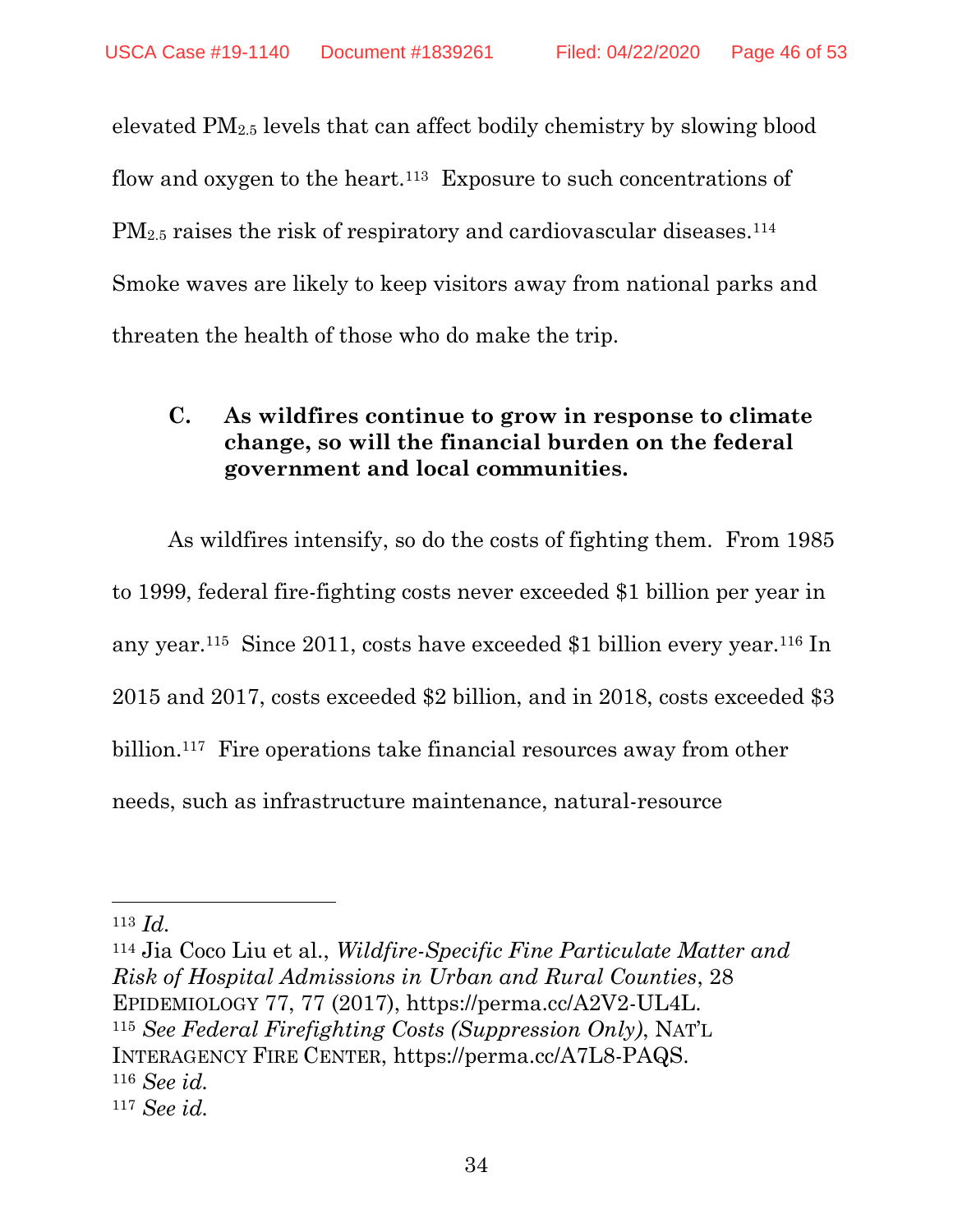elevated $PM_{2.5}$ levels that can affect bodily chemistry by slowing blood flow and oxygen to the heart.[113] Exposure to such concentrations of $PM_{2.5}$ raises the risk of respiratory and cardiovascular diseases.[114] Smoke waves are likely to keep visitors away from national parks and threaten the health of those who do make the trip.

### C. As wildfires continue to grow in response to climate change, so will the financial burden on the federal government and local communities.

As wildfires intensify, so do the costs of fighting them. From 1985 to 1999, federal fire-fighting costs never exceeded $1 billion per year in any year.[115] Since 2011, costs have exceeded $1 billion every year.[116] In 2015 and 2017, costs exceeded $2 billion, and in 2018, costs exceeded $3 billion.[117] Fire operations take financial resources away from other needs, such as infrastructure maintenance, natural-resource

---

[113] *Id.*

[114] Jia Coco Liu et al., *Wildfire-Specific Fine Particulate Matter and Risk of Hospital Admissions in Urban and Rural Counties*, 28 EPIDEMIOLOGY 77, 77 (2017), https://perma.cc/A2V2-UL4L.

[115] *See Federal Firefighting Costs (Suppression Only)*, NAT'L INTERAGENCY FIRE CENTER, https://perma.cc/A7L8-PAQS.

[116] *See id.*

[117] *See id.*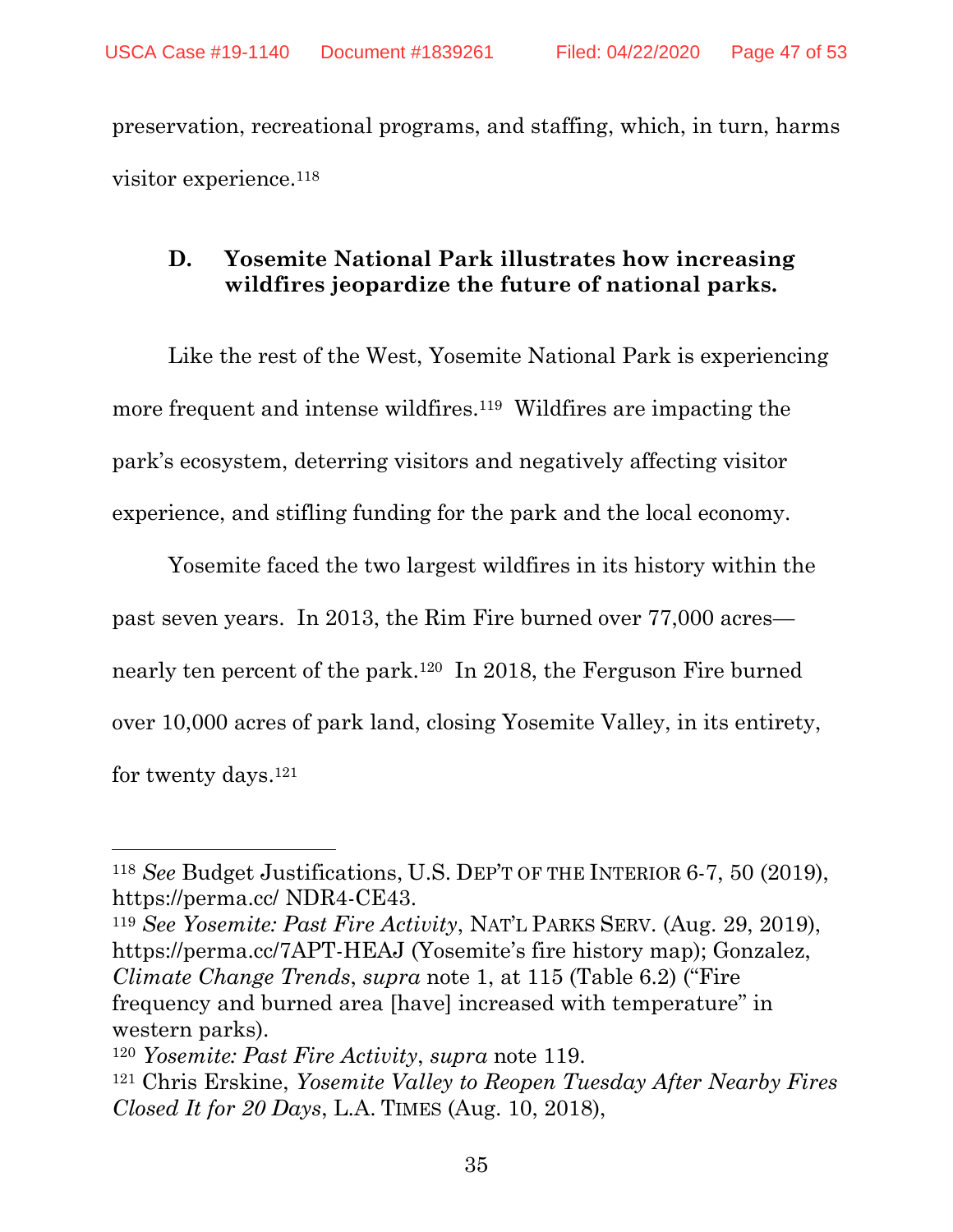preservation, recreational programs, and staffing, which, in turn, harms visitor experience.[118]

### D. Yosemite National Park illustrates how increasing wildfires jeopardize the future of national parks.

Like the rest of the West, Yosemite National Park is experiencing more frequent and intense wildfires.[119] Wildfires are impacting the park's ecosystem, deterring visitors and negatively affecting visitor experience, and stifling funding for the park and the local economy.

Yosemite faced the two largest wildfires in its history within the past seven years. In 2013, the Rim Fire burned over 77,000 acres—nearly ten percent of the park.[120] In 2018, the Ferguson Fire burned over 10,000 acres of park land, closing Yosemite Valley, in its entirety, for twenty days.[121]

---

[118] *See* Budget Justifications, U.S. DEP'T OF THE INTERIOR 6-7, 50 (2019), https://perma.cc/ NDR4-CE43.

[119] *See Yosemite: Past Fire Activity*, NAT'L PARKS SERV. (Aug. 29, 2019), https://perma.cc/7APT-HEAJ (Yosemite's fire history map); Gonzalez, *Climate Change Trends*, *supra* note 1, at 115 (Table 6.2) ("Fire frequency and burned area [have] increased with temperature" in western parks).

[120] *Yosemite: Past Fire Activity*, *supra* note 119.

[121] Chris Erskine, *Yosemite Valley to Reopen Tuesday After Nearby Fires Closed It for 20 Days*, L.A. TIMES (Aug. 10, 2018),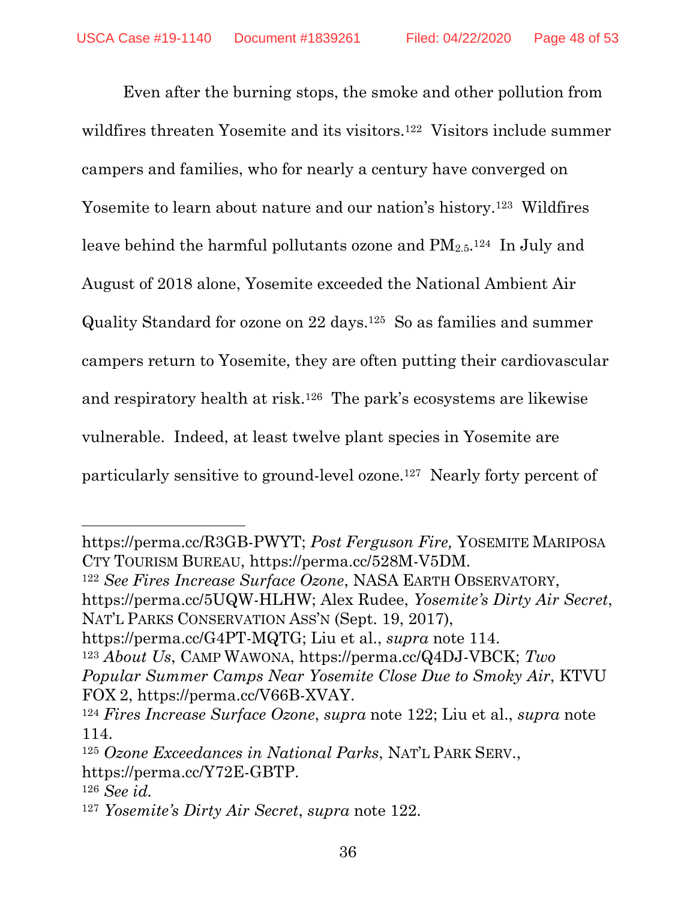Even after the burning stops, the smoke and other pollution from wildfires threaten Yosemite and its visitors.[122] Visitors include summer campers and families, who for nearly a century have converged on Yosemite to learn about nature and our nation's history.[123] Wildfires leave behind the harmful pollutants ozone and $PM_{2.5}$.[124] In July and August of 2018 alone, Yosemite exceeded the National Ambient Air Quality Standard for ozone on 22 days.[125] So as families and summer campers return to Yosemite, they are often putting their cardiovascular and respiratory health at risk.[126] The park's ecosystems are likewise vulnerable. Indeed, at least twelve plant species in Yosemite are particularly sensitive to ground-level ozone.[127] Nearly forty percent of

---

https://perma.cc/R3GB-PWYT; *Post Ferguson Fire,* YOSEMITE MARIPOSA CTY TOURISM BUREAU, https://perma.cc/528M-V5DM.

[122] *See Fires Increase Surface Ozone*, NASA EARTH OBSERVATORY, https://perma.cc/5UQW-HLHW; Alex Rudee, *Yosemite's Dirty Air Secret*, NAT'L PARKS CONSERVATION ASS'N (Sept. 19, 2017), https://perma.cc/G4PT-MQTG; Liu et al., *supra* note 114.

[123] *About Us*, CAMP WAWONA, https://perma.cc/Q4DJ-VBCK; *Two Popular Summer Camps Near Yosemite Close Due to Smoky Air*, KTVU FOX 2, https://perma.cc/V66B-XVAY.

[124] *Fires Increase Surface Ozone*, *supra* note 122; Liu et al., *supra* note 114.

[125] *Ozone Exceedances in National Parks*, NAT'L PARK SERV., https://perma.cc/Y72E-GBTP.

[126] *See id.*

[127] *Yosemite's Dirty Air Secret*, *supra* note 122.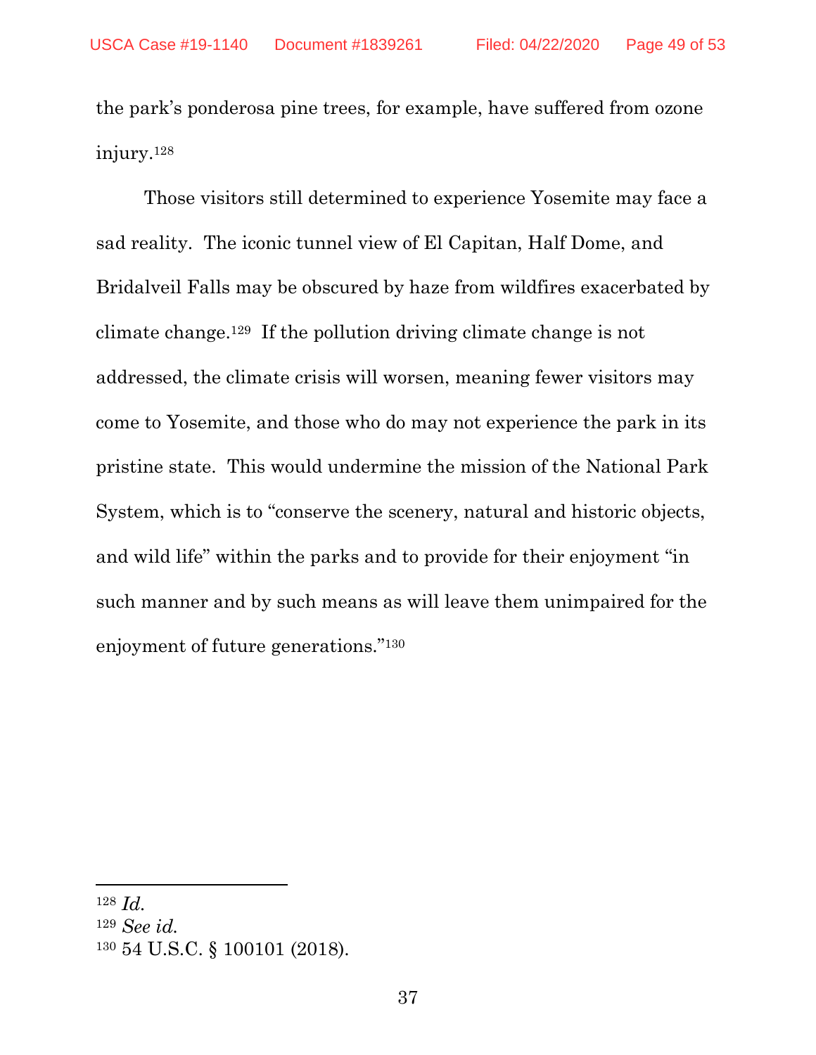the park's ponderosa pine trees, for example, have suffered from ozone injury.[128]

Those visitors still determined to experience Yosemite may face a sad reality. The iconic tunnel view of El Capitan, Half Dome, and Bridalveil Falls may be obscured by haze from wildfires exacerbated by climate change.[129] If the pollution driving climate change is not addressed, the climate crisis will worsen, meaning fewer visitors may come to Yosemite, and those who do may not experience the park in its pristine state. This would undermine the mission of the National Park System, which is to "conserve the scenery, natural and historic objects, and wild life" within the parks and to provide for their enjoyment "in such manner and by such means as will leave them unimpaired for the enjoyment of future generations."[130]

---

[128] *Id.*

[129] *See id.*

[130] 54 U.S.C. § 100101 (2018).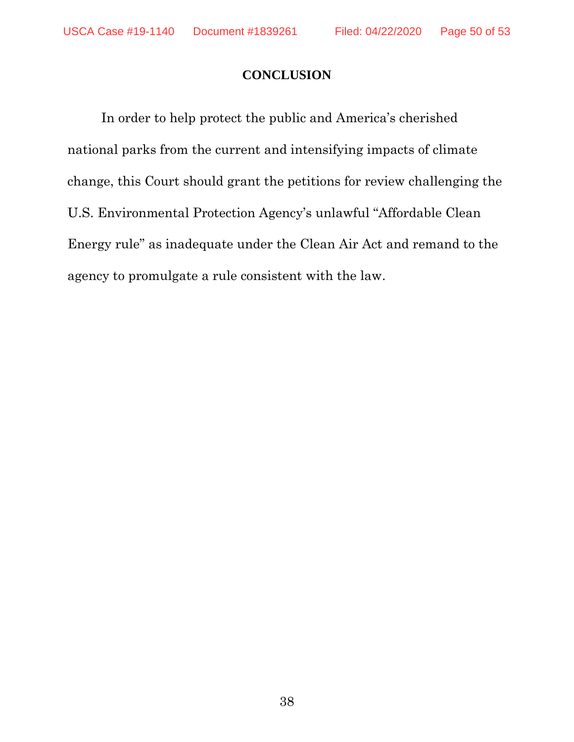## CONCLUSION

In order to help protect the public and America's cherished national parks from the current and intensifying impacts of climate change, this Court should grant the petitions for review challenging the U.S. Environmental Protection Agency's unlawful "Affordable Clean Energy rule" as inadequate under the Clean Air Act and remand to the agency to promulgate a rule consistent with the law.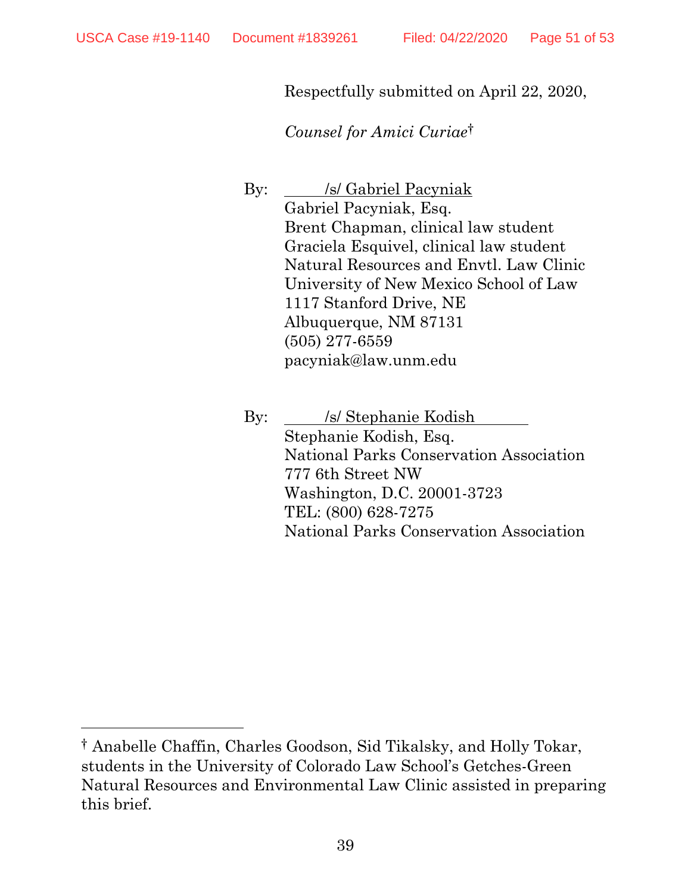Respectfully submitted on April 22, 2020,

*Counsel for Amici Curiae*†

By: /s/ Gabriel Pacyniak
Gabriel Pacyniak, Esq.
Brent Chapman, clinical law student
Graciela Esquivel, clinical law student
Natural Resources and Envtl. Law Clinic
University of New Mexico School of Law
1117 Stanford Drive, NE
Albuquerque, NM 87131
(505) 277-6559
pacyniak@law.unm.edu

By: /s/ Stephanie Kodish
Stephanie Kodish, Esq.
National Parks Conservation Association
777 6th Street NW
Washington, D.C. 20001-3723
TEL: (800) 628-7275
National Parks Conservation Association

---

† Anabelle Chaffin, Charles Goodson, Sid Tikalsky, and Holly Tokar, students in the University of Colorado Law School's Getches-Green Natural Resources and Environmental Law Clinic assisted in preparing this brief.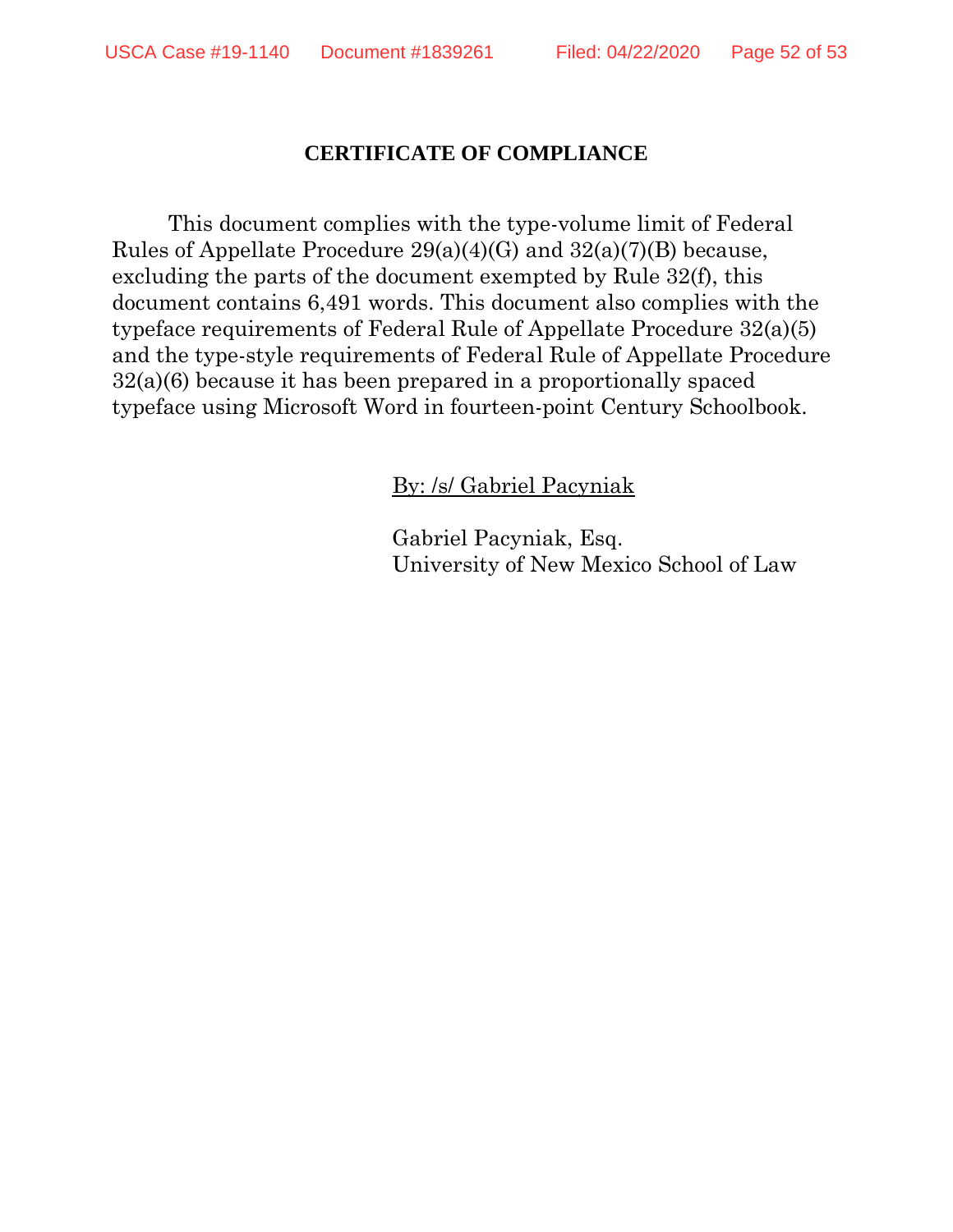## CERTIFICATE OF COMPLIANCE

This document complies with the type-volume limit of Federal Rules of Appellate Procedure 29(a)(4)(G) and 32(a)(7)(B) because, excluding the parts of the document exempted by Rule 32(f), this document contains 6,491 words. This document also complies with the typeface requirements of Federal Rule of Appellate Procedure 32(a)(5) and the type-style requirements of Federal Rule of Appellate Procedure 32(a)(6) because it has been prepared in a proportionally spaced typeface using Microsoft Word in fourteen-point Century Schoolbook.

By: /s/ Gabriel Pacyniak

Gabriel Pacyniak, Esq.
University of New Mexico School of Law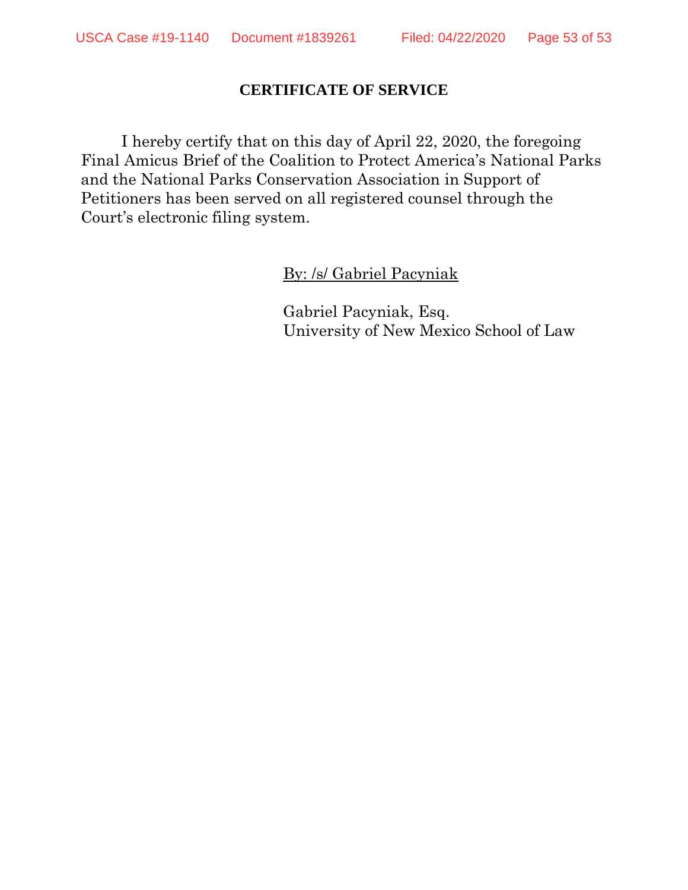## CERTIFICATE OF SERVICE

I hereby certify that on this day of April 22, 2020, the foregoing Final Amicus Brief of the Coalition to Protect America's National Parks and the National Parks Conservation Association in Support of Petitioners has been served on all registered counsel through the Court's electronic filing system.

By: /s/ Gabriel Pacyniak

Gabriel Pacyniak, Esq.
University of New Mexico School of Law